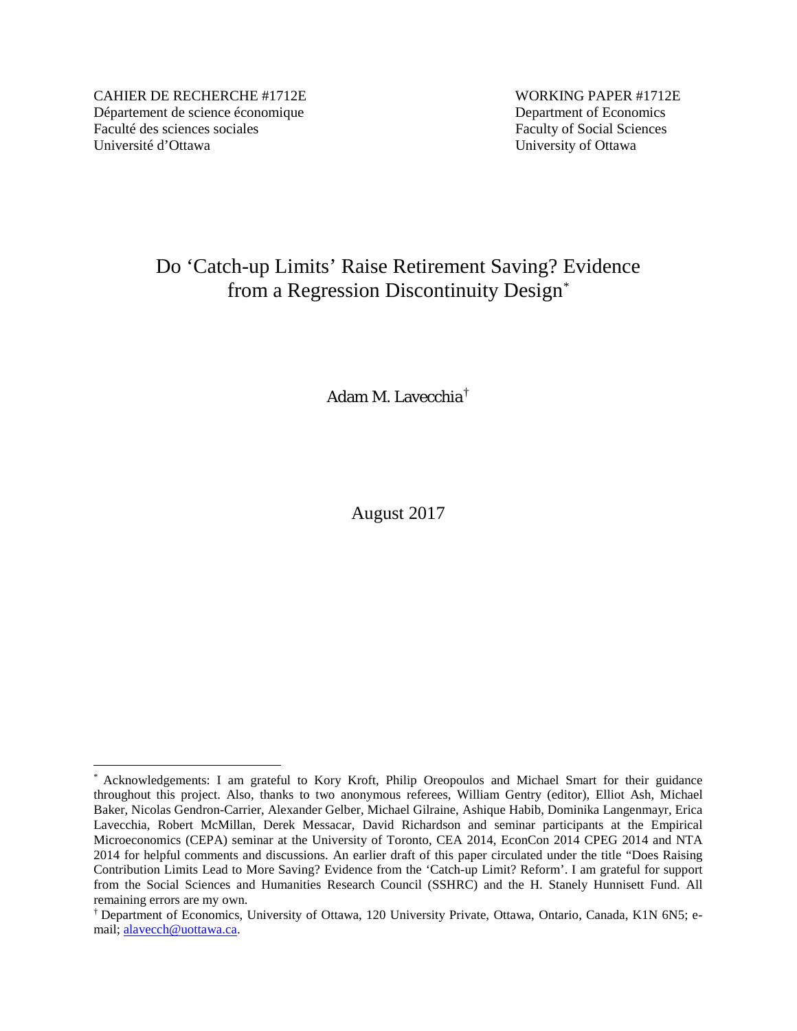CAHIER DE RECHERCHE #1712E
Département de science économique
Faculté des sciences sociales
Université d'Ottawa

WORKING PAPER #1712E
Department of Economics
Faculty of Social Sciences
University of Ottawa

# Do 'Catch-up Limits' Raise Retirement Saving? Evidence from a Regression Discontinuity Design[*]

Adam M. Lavecchia[†]

August 2017

---

[*] Acknowledgements: I am grateful to Kory Kroft, Philip Oreopoulos and Michael Smart for their guidance throughout this project. Also, thanks to two anonymous referees, William Gentry (editor), Elliot Ash, Michael Baker, Nicolas Gendron-Carrier, Alexander Gelber, Michael Gilraine, Ashique Habib, Dominika Langenmayr, Erica Lavecchia, Robert McMillan, Derek Messacar, David Richardson and seminar participants at the Empirical Microeconomics (CEPA) seminar at the University of Toronto, CEA 2014, EconCon 2014 CPEG 2014 and NTA 2014 for helpful comments and discussions. An earlier draft of this paper circulated under the title "Does Raising Contribution Limits Lead to More Saving? Evidence from the 'Catch-up Limit? Reform'. I am grateful for support from the Social Sciences and Humanities Research Council (SSHRC) and the H. Stanely Hunnisett Fund. All remaining errors are my own.

[†] Department of Economics, University of Ottawa, 120 University Private, Ottawa, Ontario, Canada, K1N 6N5; e-mail; alavecch@uottawa.ca.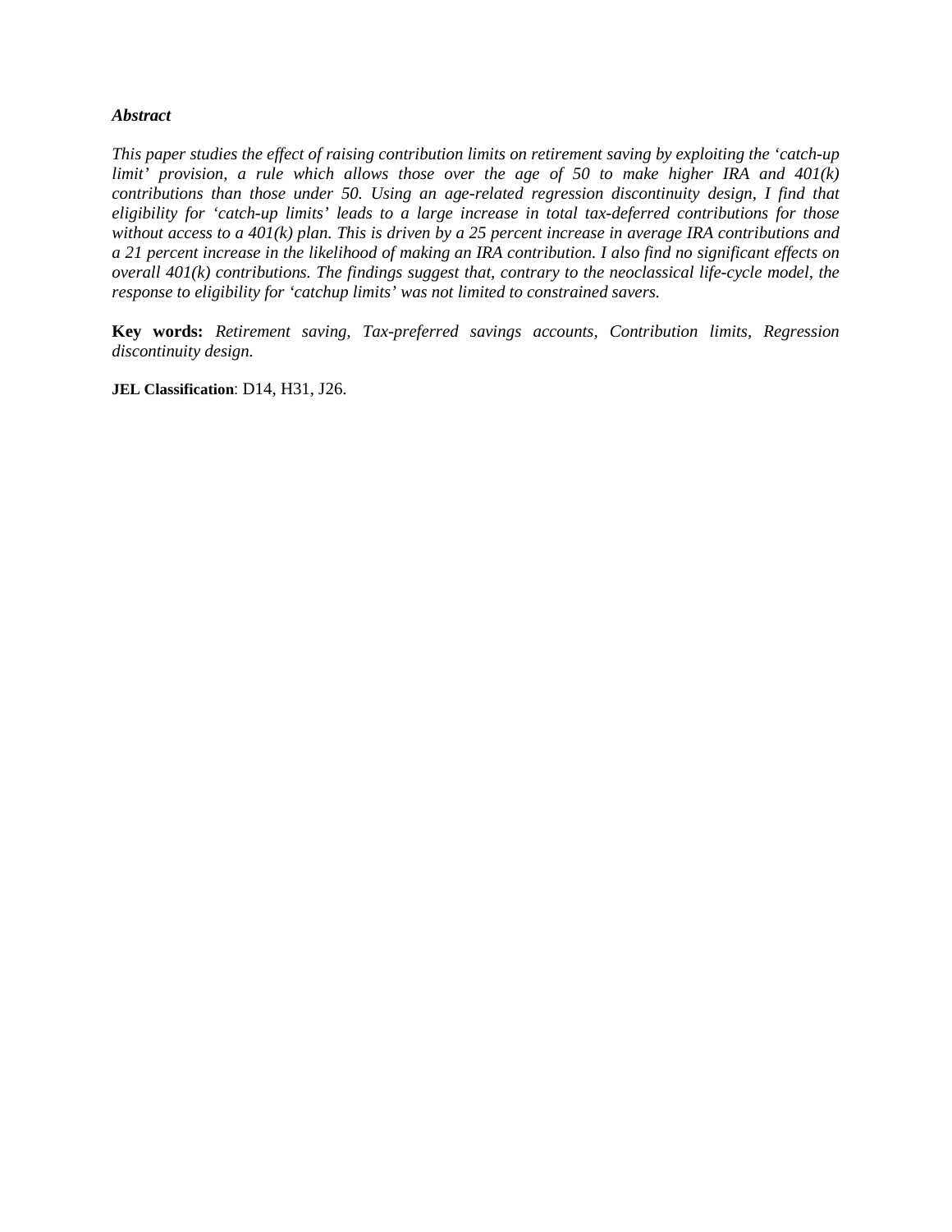***Abstract***

*This paper studies the effect of raising contribution limits on retirement saving by exploiting the 'catch-up limit' provision, a rule which allows those over the age of 50 to make higher IRA and 401(k) contributions than those under 50. Using an age-related regression discontinuity design, I find that eligibility for 'catch-up limits' leads to a large increase in total tax-deferred contributions for those without access to a 401(k) plan. This is driven by a 25 percent increase in average IRA contributions and a 21 percent increase in the likelihood of making an IRA contribution. I also find no significant effects on overall 401(k) contributions. The findings suggest that, contrary to the neoclassical life-cycle model, the response to eligibility for 'catchup limits' was not limited to constrained savers.*

**Key words:** *Retirement saving, Tax-preferred savings accounts, Contribution limits, Regression discontinuity design.*

**JEL Classification**: D14, H31, J26.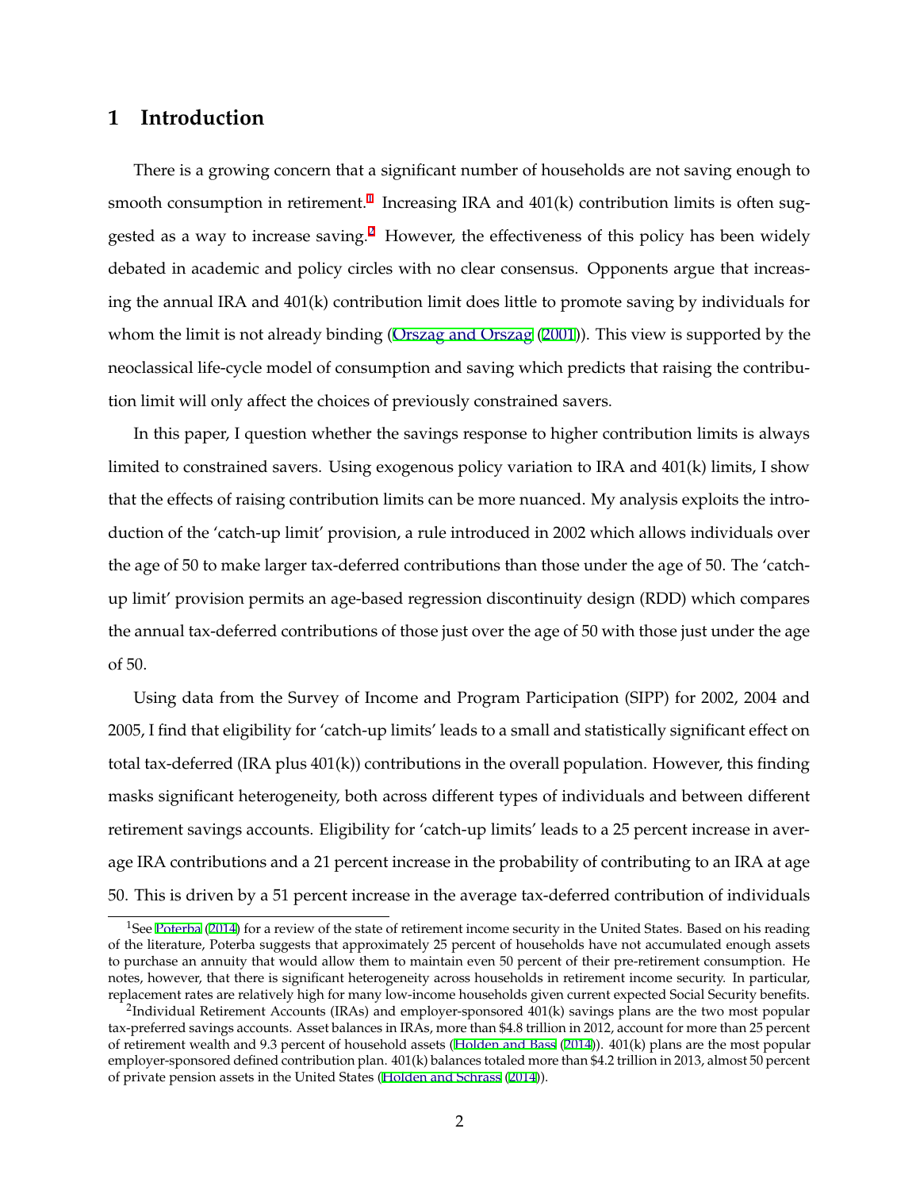# 1 Introduction

There is a growing concern that a significant number of households are not saving enough to smooth consumption in retirement.[1] Increasing IRA and 401(k) contribution limits is often suggested as a way to increase saving.[2] However, the effectiveness of this policy has been widely debated in academic and policy circles with no clear consensus. Opponents argue that increasing the annual IRA and 401(k) contribution limit does little to promote saving by individuals for whom the limit is not already binding (Orszag and Orszag (2001)). This view is supported by the neoclassical life-cycle model of consumption and saving which predicts that raising the contribution limit will only affect the choices of previously constrained savers.

In this paper, I question whether the savings response to higher contribution limits is always limited to constrained savers. Using exogenous policy variation to IRA and 401(k) limits, I show that the effects of raising contribution limits can be more nuanced. My analysis exploits the introduction of the 'catch-up limit' provision, a rule introduced in 2002 which allows individuals over the age of 50 to make larger tax-deferred contributions than those under the age of 50. The 'catch-up limit' provision permits an age-based regression discontinuity design (RDD) which compares the annual tax-deferred contributions of those just over the age of 50 with those just under the age of 50.

Using data from the Survey of Income and Program Participation (SIPP) for 2002, 2004 and 2005, I find that eligibility for 'catch-up limits' leads to a small and statistically significant effect on total tax-deferred (IRA plus 401(k)) contributions in the overall population. However, this finding masks significant heterogeneity, both across different types of individuals and between different retirement savings accounts. Eligibility for 'catch-up limits' leads to a 25 percent increase in average IRA contributions and a 21 percent increase in the probability of contributing to an IRA at age 50. This is driven by a 51 percent increase in the average tax-deferred contribution of individuals

[1]See Poterba (2014) for a review of the state of retirement income security in the United States. Based on his reading of the literature, Poterba suggests that approximately 25 percent of households have not accumulated enough assets to purchase an annuity that would allow them to maintain even 50 percent of their pre-retirement consumption. He notes, however, that there is significant heterogeneity across households in retirement income security. In particular, replacement rates are relatively high for many low-income households given current expected Social Security benefits.

[2]Individual Retirement Accounts (IRAs) and employer-sponsored 401(k) savings plans are the two most popular tax-preferred savings accounts. Asset balances in IRAs, more than \$4.8 trillion in 2012, account for more than 25 percent of retirement wealth and 9.3 percent of household assets (Holden and Bass (2014)). 401(k) plans are the most popular employer-sponsored defined contribution plan. 401(k) balances totaled more than \$4.2 trillion in 2013, almost 50 percent of private pension assets in the United States (Holden and Schrass (2014)).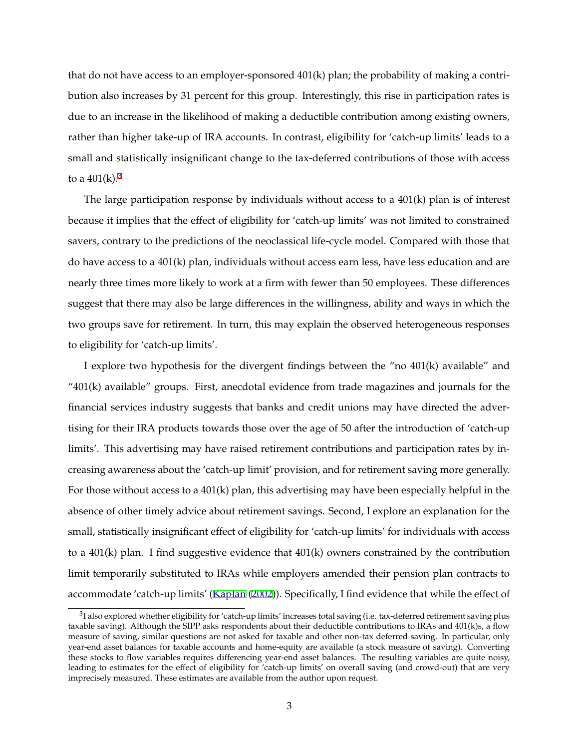that do not have access to an employer-sponsored 401(k) plan; the probability of making a contribution also increases by 31 percent for this group. Interestingly, this rise in participation rates is due to an increase in the likelihood of making a deductible contribution among existing owners, rather than higher take-up of IRA accounts. In contrast, eligibility for 'catch-up limits' leads to a small and statistically insignificant change to the tax-deferred contributions of those with access to a 401(k).[3]

The large participation response by individuals without access to a 401(k) plan is of interest because it implies that the effect of eligibility for 'catch-up limits' was not limited to constrained savers, contrary to the predictions of the neoclassical life-cycle model. Compared with those that do have access to a 401(k) plan, individuals without access earn less, have less education and are nearly three times more likely to work at a firm with fewer than 50 employees. These differences suggest that there may also be large differences in the willingness, ability and ways in which the two groups save for retirement. In turn, this may explain the observed heterogeneous responses to eligibility for 'catch-up limits'.

I explore two hypothesis for the divergent findings between the "no 401(k) available" and "401(k) available" groups. First, anecdotal evidence from trade magazines and journals for the financial services industry suggests that banks and credit unions may have directed the advertising for their IRA products towards those over the age of 50 after the introduction of 'catch-up limits'. This advertising may have raised retirement contributions and participation rates by increasing awareness about the 'catch-up limit' provision, and for retirement saving more generally. For those without access to a 401(k) plan, this advertising may have been especially helpful in the absence of other timely advice about retirement savings. Second, I explore an explanation for the small, statistically insignificant effect of eligibility for 'catch-up limits' for individuals with access to a 401(k) plan. I find suggestive evidence that 401(k) owners constrained by the contribution limit temporarily substituted to IRAs while employers amended their pension plan contracts to accommodate 'catch-up limits' (Kaplan (2002)). Specifically, I find evidence that while the effect of

[3] I also explored whether eligibility for 'catch-up limits' increases total saving (i.e. tax-deferred retirement saving plus taxable saving). Although the SIPP asks respondents about their deductible contributions to IRAs and 401(k)s, a flow measure of saving, similar questions are not asked for taxable and other non-tax deferred saving. In particular, only year-end asset balances for taxable accounts and home-equity are available (a stock measure of saving). Converting these stocks to flow variables requires differencing year-end asset balances. The resulting variables are quite noisy, leading to estimates for the effect of eligibility for 'catch-up limits' on overall saving (and crowd-out) that are very imprecisely measured. These estimates are available from the author upon request.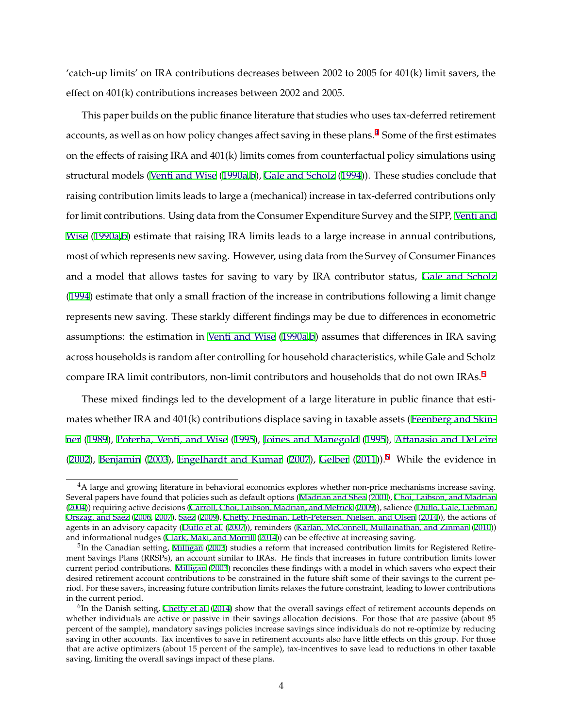'catch-up limits' on IRA contributions decreases between 2002 to 2005 for 401(k) limit savers, the effect on 401(k) contributions increases between 2002 and 2005.

This paper builds on the public finance literature that studies who uses tax-deferred retirement accounts, as well as on how policy changes affect saving in these plans.[4] Some of the first estimates on the effects of raising IRA and 401(k) limits comes from counterfactual policy simulations using structural models (Venti and Wise (1990a,b), Gale and Scholz (1994)). These studies conclude that raising contribution limits leads to large a (mechanical) increase in tax-deferred contributions only for limit contributions. Using data from the Consumer Expenditure Survey and the SIPP, Venti and Wise (1990a,b) estimate that raising IRA limits leads to a large increase in annual contributions, most of which represents new saving. However, using data from the Survey of Consumer Finances and a model that allows tastes for saving to vary by IRA contributor status, Gale and Scholz (1994) estimate that only a small fraction of the increase in contributions following a limit change represents new saving. These starkly different findings may be due to differences in econometric assumptions: the estimation in Venti and Wise (1990a,b) assumes that differences in IRA saving across households is random after controlling for household characteristics, while Gale and Scholz compare IRA limit contributors, non-limit contributors and households that do not own IRAs.[5]

These mixed findings led to the development of a large literature in public finance that estimates whether IRA and 401(k) contributions displace saving in taxable assets (Feenberg and Skinner (1989), Poterba, Venti, and Wise (1995), Joines and Manegold (1995), Attanasio and DeLeire (2002), Benjamin (2003), Engelhardt and Kumar (2007), Gelber (2011)).[6] While the evidence in

[4] A large and growing literature in behavioral economics explores whether non-price mechanisms increase saving. Several papers have found that policies such as default options (Madrian and Shea (2001), Choi, Laibson, and Madrian (2004)) requiring active decisions (Carroll, Choi, Laibson, Madrian, and Metrick (2009)), salience (Duflo, Gale, Liebman, Orszag, and Saez (2006, 2007), Saez (2009), Chetty, Friedman, Leth-Petersen, Nielsen, and Olsen (2014)), the actions of agents in an advisory capacity (Duflo et al. (2007)), reminders (Karlan, McConnell, Mullainathan, and Zinman (2010)) and informational nudges (Clark, Maki, and Morrill (2014)) can be effective at increasing saving.

[5] In the Canadian setting, Milligan (2003) studies a reform that increased contribution limits for Registered Retirement Savings Plans (RRSPs), an account similar to IRAs. He finds that increases in future contribution limits lower current period contributions. Milligan (2003) reconciles these findings with a model in which savers who expect their desired retirement account contributions to be constrained in the future shift some of their savings to the current period. For these savers, increasing future contribution limits relaxes the future constraint, leading to lower contributions in the current period.

[6] In the Danish setting, Chetty et al. (2014) show that the overall savings effect of retirement accounts depends on whether individuals are active or passive in their savings allocation decisions. For those that are passive (about 85 percent of the sample), mandatory savings policies increase savings since individuals do not re-optimize by reducing saving in other accounts. Tax incentives to save in retirement accounts also have little effects on this group. For those that are active optimizers (about 15 percent of the sample), tax-incentives to save lead to reductions in other taxable saving, limiting the overall savings impact of these plans.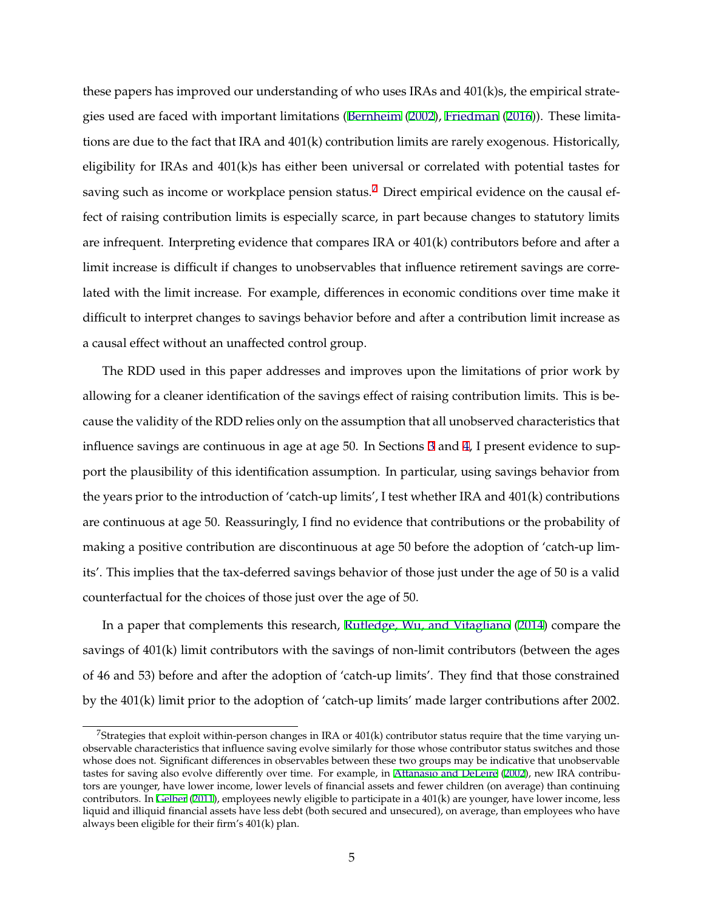these papers has improved our understanding of who uses IRAs and 401(k)s, the empirical strategies used are faced with important limitations (Bernheim (2002), Friedman (2016)). These limitations are due to the fact that IRA and 401(k) contribution limits are rarely exogenous. Historically, eligibility for IRAs and 401(k)s has either been universal or correlated with potential tastes for saving such as income or workplace pension status.[7] Direct empirical evidence on the causal effect of raising contribution limits is especially scarce, in part because changes to statutory limits are infrequent. Interpreting evidence that compares IRA or 401(k) contributors before and after a limit increase is difficult if changes to unobservables that influence retirement savings are correlated with the limit increase. For example, differences in economic conditions over time make it difficult to interpret changes to savings behavior before and after a contribution limit increase as a causal effect without an unaffected control group.

The RDD used in this paper addresses and improves upon the limitations of prior work by allowing for a cleaner identification of the savings effect of raising contribution limits. This is because the validity of the RDD relies only on the assumption that all unobserved characteristics that influence savings are continuous in age at age 50. In Sections 3 and 4, I present evidence to support the plausibility of this identification assumption. In particular, using savings behavior from the years prior to the introduction of 'catch-up limits', I test whether IRA and 401(k) contributions are continuous at age 50. Reassuringly, I find no evidence that contributions or the probability of making a positive contribution are discontinuous at age 50 before the adoption of 'catch-up limits'. This implies that the tax-deferred savings behavior of those just under the age of 50 is a valid counterfactual for the choices of those just over the age of 50.

In a paper that complements this research, Rutledge, Wu, and Vitagliano (2014) compare the savings of 401(k) limit contributors with the savings of non-limit contributors (between the ages of 46 and 53) before and after the adoption of 'catch-up limits'. They find that those constrained by the 401(k) limit prior to the adoption of 'catch-up limits' made larger contributions after 2002.

[7] Strategies that exploit within-person changes in IRA or 401(k) contributor status require that the time varying unobservable characteristics that influence saving evolve similarly for those whose contributor status switches and those whose does not. Significant differences in observables between these two groups may be indicative that unobservable tastes for saving also evolve differently over time. For example, in Attanasio and DeLeire (2002), new IRA contributors are younger, have lower income, lower levels of financial assets and fewer children (on average) than continuing contributors. In Gelber (2011), employees newly eligible to participate in a 401(k) are younger, have lower income, less liquid and illiquid financial assets have less debt (both secured and unsecured), on average, than employees who have always been eligible for their firm's 401(k) plan.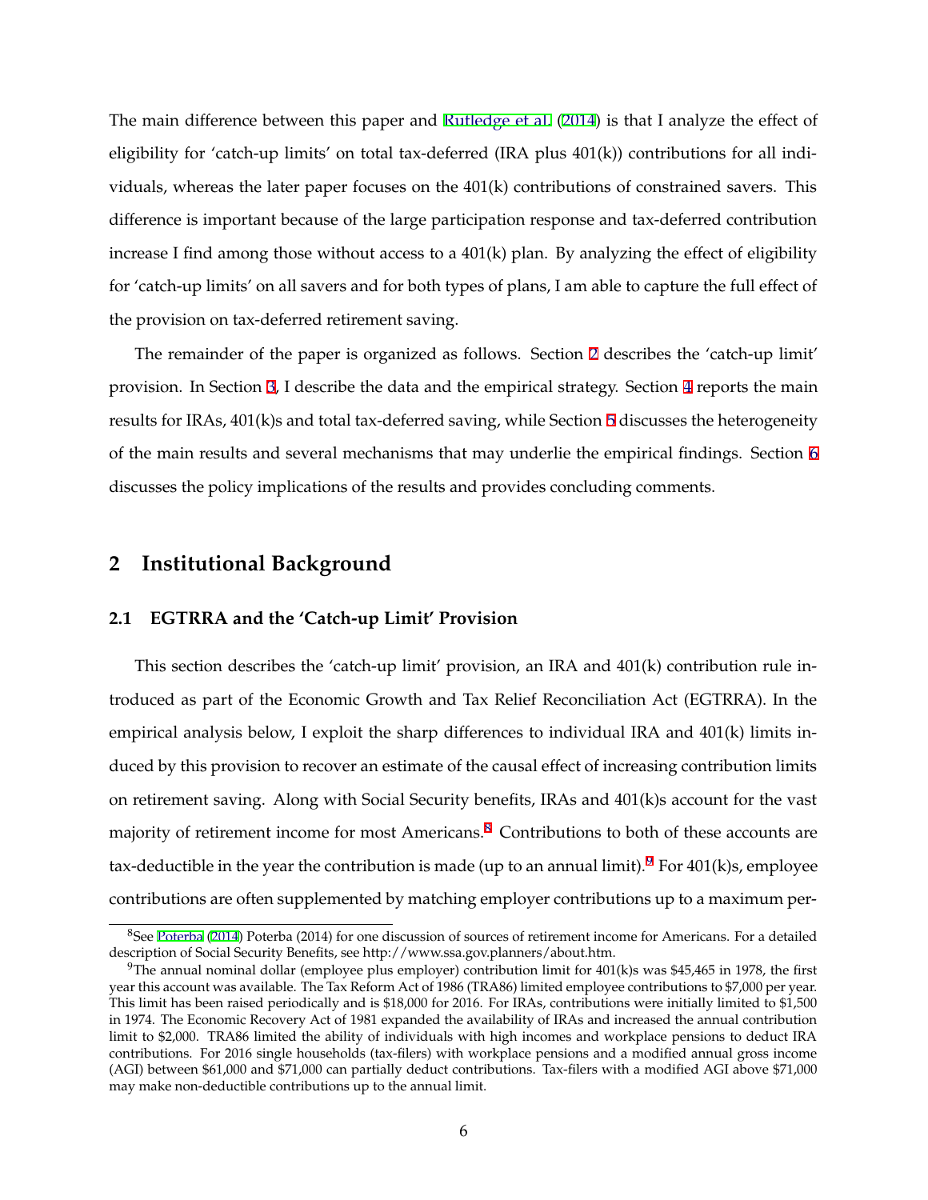The main difference between this paper and Rutledge et al. (2014) is that I analyze the effect of eligibility for 'catch-up limits' on total tax-deferred (IRA plus 401(k)) contributions for all individuals, whereas the later paper focuses on the 401(k) contributions of constrained savers. This difference is important because of the large participation response and tax-deferred contribution increase I find among those without access to a 401(k) plan. By analyzing the effect of eligibility for 'catch-up limits' on all savers and for both types of plans, I am able to capture the full effect of the provision on tax-deferred retirement saving.

The remainder of the paper is organized as follows. Section 2 describes the 'catch-up limit' provision. In Section 3, I describe the data and the empirical strategy. Section 4 reports the main results for IRAs, 401(k)s and total tax-deferred saving, while Section 5 discusses the heterogeneity of the main results and several mechanisms that may underlie the empirical findings. Section 6 discusses the policy implications of the results and provides concluding comments.

## 2 Institutional Background

### 2.1 EGTRRA and the 'Catch-up Limit' Provision

This section describes the 'catch-up limit' provision, an IRA and 401(k) contribution rule introduced as part of the Economic Growth and Tax Relief Reconciliation Act (EGTRRA). In the empirical analysis below, I exploit the sharp differences to individual IRA and 401(k) limits induced by this provision to recover an estimate of the causal effect of increasing contribution limits on retirement saving. Along with Social Security benefits, IRAs and 401(k)s account for the vast majority of retirement income for most Americans.[8] Contributions to both of these accounts are tax-deductible in the year the contribution is made (up to an annual limit).[9] For 401(k)s, employee contributions are often supplemented by matching employer contributions up to a maximum per-

[8]See Poterba (2014) Poterba (2014) for one discussion of sources of retirement income for Americans. For a detailed description of Social Security Benefits, see http://www.ssa.gov.planners/about.htm.

[9]The annual nominal dollar (employee plus employer) contribution limit for 401(k)s was $45,465 in 1978, the first year this account was available. The Tax Reform Act of 1986 (TRA86) limited employee contributions to $7,000 per year. This limit has been raised periodically and is $18,000 for 2016. For IRAs, contributions were initially limited to $1,500 in 1974. The Economic Recovery Act of 1981 expanded the availability of IRAs and increased the annual contribution limit to $2,000. TRA86 limited the ability of individuals with high incomes and workplace pensions to deduct IRA contributions. For 2016 single households (tax-filers) with workplace pensions and a modified annual gross income (AGI) between $61,000 and $71,000 can partially deduct contributions. Tax-filers with a modified AGI above $71,000 may make non-deductible contributions up to the annual limit.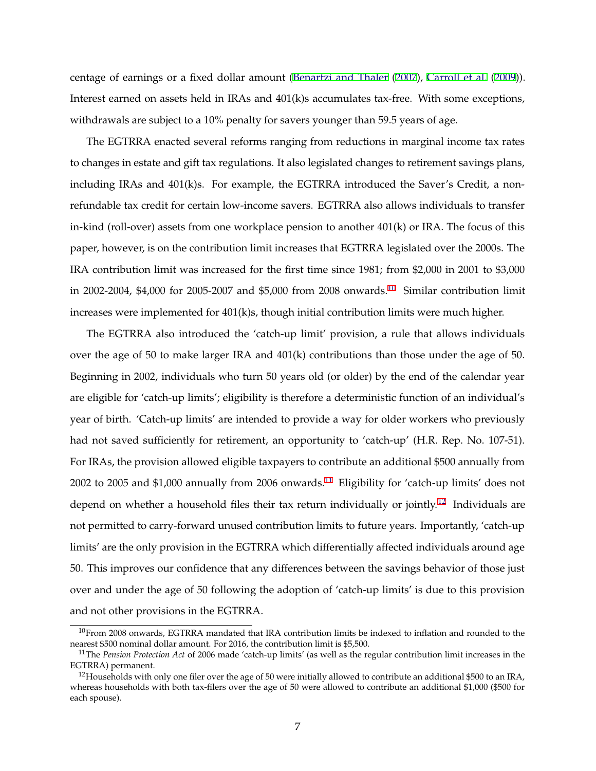centage of earnings or a fixed dollar amount (Benartzi and Thaler (2007), Carroll et al. (2009)). Interest earned on assets held in IRAs and 401(k)s accumulates tax-free. With some exceptions, withdrawals are subject to a 10% penalty for savers younger than 59.5 years of age.

The EGTRRA enacted several reforms ranging from reductions in marginal income tax rates to changes in estate and gift tax regulations. It also legislated changes to retirement savings plans, including IRAs and 401(k)s. For example, the EGTRRA introduced the Saver's Credit, a non-refundable tax credit for certain low-income savers. EGTRRA also allows individuals to transfer in-kind (roll-over) assets from one workplace pension to another 401(k) or IRA. The focus of this paper, however, is on the contribution limit increases that EGTRRA legislated over the 2000s. The IRA contribution limit was increased for the first time since 1981; from $2,000 in 2001 to $3,000 in 2002-2004, $4,000 for 2005-2007 and $5,000 from 2008 onwards.[10] Similar contribution limit increases were implemented for 401(k)s, though initial contribution limits were much higher.

The EGTRRA also introduced the 'catch-up limit' provision, a rule that allows individuals over the age of 50 to make larger IRA and 401(k) contributions than those under the age of 50. Beginning in 2002, individuals who turn 50 years old (or older) by the end of the calendar year are eligible for 'catch-up limits'; eligibility is therefore a deterministic function of an individual's year of birth. 'Catch-up limits' are intended to provide a way for older workers who previously had not saved sufficiently for retirement, an opportunity to 'catch-up' (H.R. Rep. No. 107-51). For IRAs, the provision allowed eligible taxpayers to contribute an additional $500 annually from 2002 to 2005 and $1,000 annually from 2006 onwards.[11] Eligibility for 'catch-up limits' does not depend on whether a household files their tax return individually or jointly.[12] Individuals are not permitted to carry-forward unused contribution limits to future years. Importantly, 'catch-up limits' are the only provision in the EGTRRA which differentially affected individuals around age 50. This improves our confidence that any differences between the savings behavior of those just over and under the age of 50 following the adoption of 'catch-up limits' is due to this provision and not other provisions in the EGTRRA.

[10] From 2008 onwards, EGTRRA mandated that IRA contribution limits be indexed to inflation and rounded to the nearest $500 nominal dollar amount. For 2016, the contribution limit is $5,500.

[11] The *Pension Protection Act* of 2006 made 'catch-up limits' (as well as the regular contribution limit increases in the EGTRRA) permanent.

[12] Households with only one filer over the age of 50 were initially allowed to contribute an additional $500 to an IRA, whereas households with both tax-filers over the age of 50 were allowed to contribute an additional $1,000 ($500 for each spouse).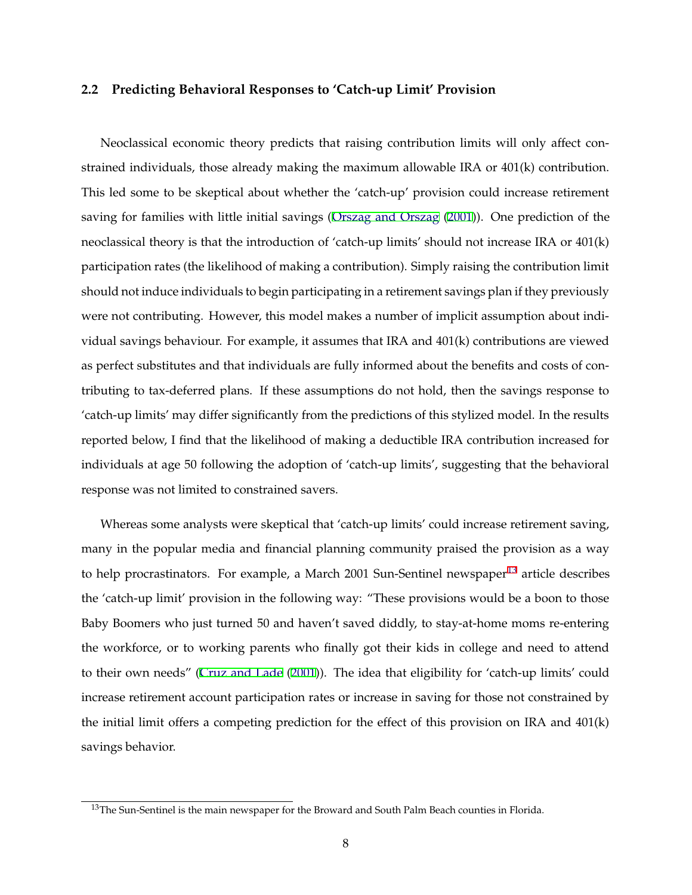### 2.2 Predicting Behavioral Responses to 'Catch-up Limit' Provision

Neoclassical economic theory predicts that raising contribution limits will only affect constrained individuals, those already making the maximum allowable IRA or 401(k) contribution. This led some to be skeptical about whether the 'catch-up' provision could increase retirement saving for families with little initial savings (Orszag and Orszag (2001)). One prediction of the neoclassical theory is that the introduction of 'catch-up limits' should not increase IRA or 401(k) participation rates (the likelihood of making a contribution). Simply raising the contribution limit should not induce individuals to begin participating in a retirement savings plan if they previously were not contributing. However, this model makes a number of implicit assumption about individual savings behaviour. For example, it assumes that IRA and 401(k) contributions are viewed as perfect substitutes and that individuals are fully informed about the benefits and costs of contributing to tax-deferred plans. If these assumptions do not hold, then the savings response to 'catch-up limits' may differ significantly from the predictions of this stylized model. In the results reported below, I find that the likelihood of making a deductible IRA contribution increased for individuals at age 50 following the adoption of 'catch-up limits', suggesting that the behavioral response was not limited to constrained savers.

Whereas some analysts were skeptical that 'catch-up limits' could increase retirement saving, many in the popular media and financial planning community praised the provision as a way to help procrastinators. For example, a March 2001 Sun-Sentinel newspaper[13] article describes the 'catch-up limit' provision in the following way: "These provisions would be a boon to those Baby Boomers who just turned 50 and haven't saved diddly, to stay-at-home moms re-entering the workforce, or to working parents who finally got their kids in college and need to attend to their own needs" (Cruz and Lade (2001)). The idea that eligibility for 'catch-up limits' could increase retirement account participation rates or increase in saving for those not constrained by the initial limit offers a competing prediction for the effect of this provision on IRA and 401(k) savings behavior.

[13] The Sun-Sentinel is the main newspaper for the Broward and South Palm Beach counties in Florida.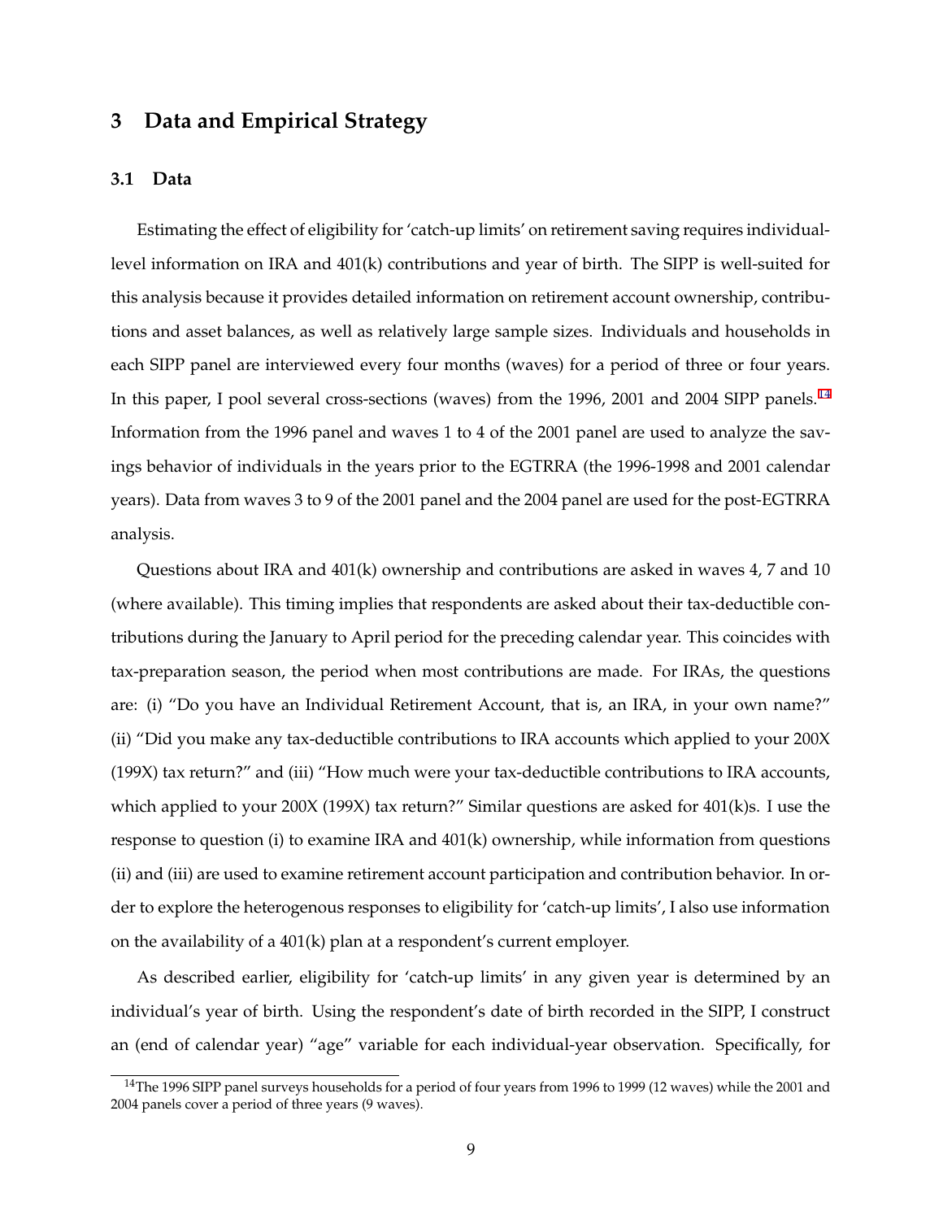## 3 Data and Empirical Strategy

### 3.1 Data

Estimating the effect of eligibility for 'catch-up limits' on retirement saving requires individual-level information on IRA and 401(k) contributions and year of birth. The SIPP is well-suited for this analysis because it provides detailed information on retirement account ownership, contributions and asset balances, as well as relatively large sample sizes. Individuals and households in each SIPP panel are interviewed every four months (waves) for a period of three or four years. In this paper, I pool several cross-sections (waves) from the 1996, 2001 and 2004 SIPP panels.[14] Information from the 1996 panel and waves 1 to 4 of the 2001 panel are used to analyze the savings behavior of individuals in the years prior to the EGTRRA (the 1996-1998 and 2001 calendar years). Data from waves 3 to 9 of the 2001 panel and the 2004 panel are used for the post-EGTRRA analysis.

Questions about IRA and 401(k) ownership and contributions are asked in waves 4, 7 and 10 (where available). This timing implies that respondents are asked about their tax-deductible contributions during the January to April period for the preceding calendar year. This coincides with tax-preparation season, the period when most contributions are made. For IRAs, the questions are: (i) "Do you have an Individual Retirement Account, that is, an IRA, in your own name?" (ii) "Did you make any tax-deductible contributions to IRA accounts which applied to your 200X (199X) tax return?" and (iii) "How much were your tax-deductible contributions to IRA accounts, which applied to your 200X (199X) tax return?" Similar questions are asked for 401(k)s. I use the response to question (i) to examine IRA and 401(k) ownership, while information from questions (ii) and (iii) are used to examine retirement account participation and contribution behavior. In order to explore the heterogenous responses to eligibility for 'catch-up limits', I also use information on the availability of a 401(k) plan at a respondent's current employer.

As described earlier, eligibility for 'catch-up limits' in any given year is determined by an individual's year of birth. Using the respondent's date of birth recorded in the SIPP, I construct an (end of calendar year) "age" variable for each individual-year observation. Specifically, for

[14] The 1996 SIPP panel surveys households for a period of four years from 1996 to 1999 (12 waves) while the 2001 and 2004 panels cover a period of three years (9 waves).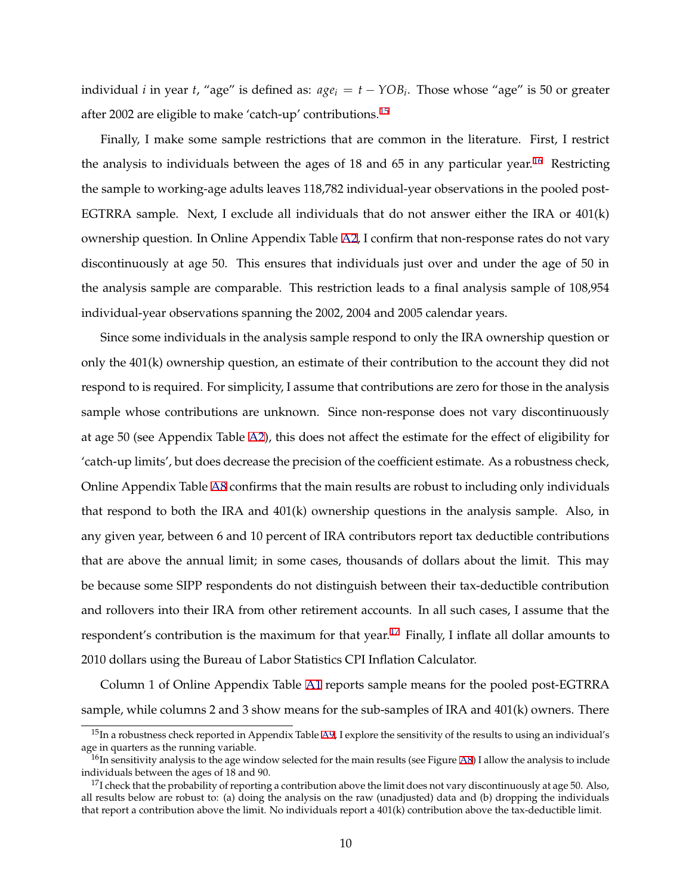individual $i$ in year $t$, "age" is defined as: $age_i = t - YOB_i$. Those whose "age" is 50 or greater after 2002 are eligible to make 'catch-up' contributions.[15]

Finally, I make some sample restrictions that are common in the literature. First, I restrict the analysis to individuals between the ages of 18 and 65 in any particular year.[16] Restricting the sample to working-age adults leaves 118,782 individual-year observations in the pooled post-EGTRRA sample. Next, I exclude all individuals that do not answer either the IRA or 401(k) ownership question. In Online Appendix Table A2, I confirm that non-response rates do not vary discontinuously at age 50. This ensures that individuals just over and under the age of 50 in the analysis sample are comparable. This restriction leads to a final analysis sample of 108,954 individual-year observations spanning the 2002, 2004 and 2005 calendar years.

Since some individuals in the analysis sample respond to only the IRA ownership question or only the 401(k) ownership question, an estimate of their contribution to the account they did not respond to is required. For simplicity, I assume that contributions are zero for those in the analysis sample whose contributions are unknown. Since non-response does not vary discontinuously at age 50 (see Appendix Table A2), this does not affect the estimate for the effect of eligibility for 'catch-up limits', but does decrease the precision of the coefficient estimate. As a robustness check, Online Appendix Table A8 confirms that the main results are robust to including only individuals that respond to both the IRA and 401(k) ownership questions in the analysis sample. Also, in any given year, between 6 and 10 percent of IRA contributors report tax deductible contributions that are above the annual limit; in some cases, thousands of dollars about the limit. This may be because some SIPP respondents do not distinguish between their tax-deductible contribution and rollovers into their IRA from other retirement accounts. In all such cases, I assume that the respondent's contribution is the maximum for that year.[17] Finally, I inflate all dollar amounts to 2010 dollars using the Bureau of Labor Statistics CPI Inflation Calculator.

Column 1 of Online Appendix Table A1 reports sample means for the pooled post-EGTRRA sample, while columns 2 and 3 show means for the sub-samples of IRA and 401(k) owners. There

---

[15] In a robustness check reported in Appendix Table A9, I explore the sensitivity of the results to using an individual's age in quarters as the running variable.

[16] In sensitivity analysis to the age window selected for the main results (see Figure A8) I allow the analysis to include individuals between the ages of 18 and 90.

[17] I check that the probability of reporting a contribution above the limit does not vary discontinuously at age 50. Also, all results below are robust to: (a) doing the analysis on the raw (unadjusted) data and (b) dropping the individuals that report a contribution above the limit. No individuals report a 401(k) contribution above the tax-deductible limit.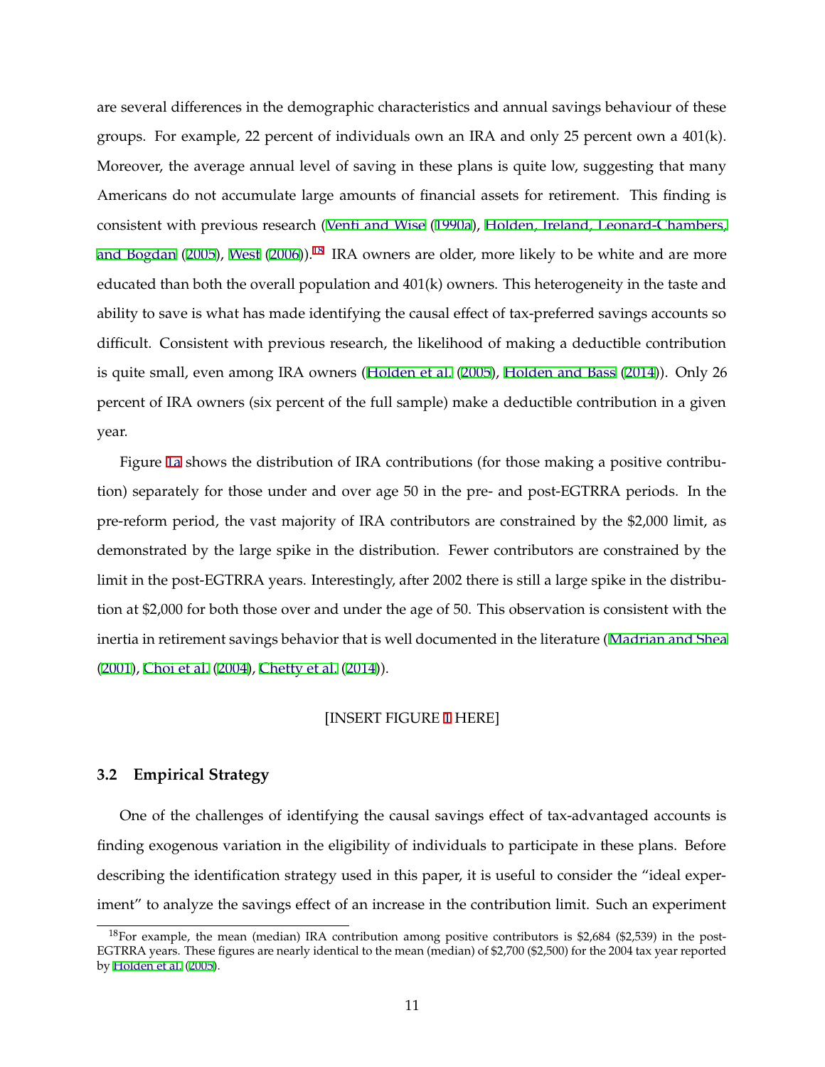are several differences in the demographic characteristics and annual savings behaviour of these groups. For example, 22 percent of individuals own an IRA and only 25 percent own a 401(k). Moreover, the average annual level of saving in these plans is quite low, suggesting that many Americans do not accumulate large amounts of financial assets for retirement. This finding is consistent with previous research (Venti and Wise (1990a), Holden, Ireland, Leonard-Chambers, and Bogdan (2005), West (2006)).[18] IRA owners are older, more likely to be white and are more educated than both the overall population and 401(k) owners. This heterogeneity in the taste and ability to save is what has made identifying the causal effect of tax-preferred savings accounts so difficult. Consistent with previous research, the likelihood of making a deductible contribution is quite small, even among IRA owners (Holden et al. (2005), Holden and Bass (2014)). Only 26 percent of IRA owners (six percent of the full sample) make a deductible contribution in a given year.

Figure 1a shows the distribution of IRA contributions (for those making a positive contribution) separately for those under and over age 50 in the pre- and post-EGTRRA periods. In the pre-reform period, the vast majority of IRA contributors are constrained by the $2,000 limit, as demonstrated by the large spike in the distribution. Fewer contributors are constrained by the limit in the post-EGTRRA years. Interestingly, after 2002 there is still a large spike in the distribution at $2,000 for both those over and under the age of 50. This observation is consistent with the inertia in retirement savings behavior that is well documented in the literature (Madrian and Shea (2001), Choi et al. (2004), Chetty et al. (2014)).

[INSERT FIGURE 1 HERE]

### 3.2 Empirical Strategy

One of the challenges of identifying the causal savings effect of tax-advantaged accounts is finding exogenous variation in the eligibility of individuals to participate in these plans. Before describing the identification strategy used in this paper, it is useful to consider the "ideal experiment" to analyze the savings effect of an increase in the contribution limit. Such an experiment

[18] For example, the mean (median) IRA contribution among positive contributors is $2,684 ($2,539) in the post-EGTRRA years. These figures are nearly identical to the mean (median) of $2,700 ($2,500) for the 2004 tax year reported by Holden et al. (2005).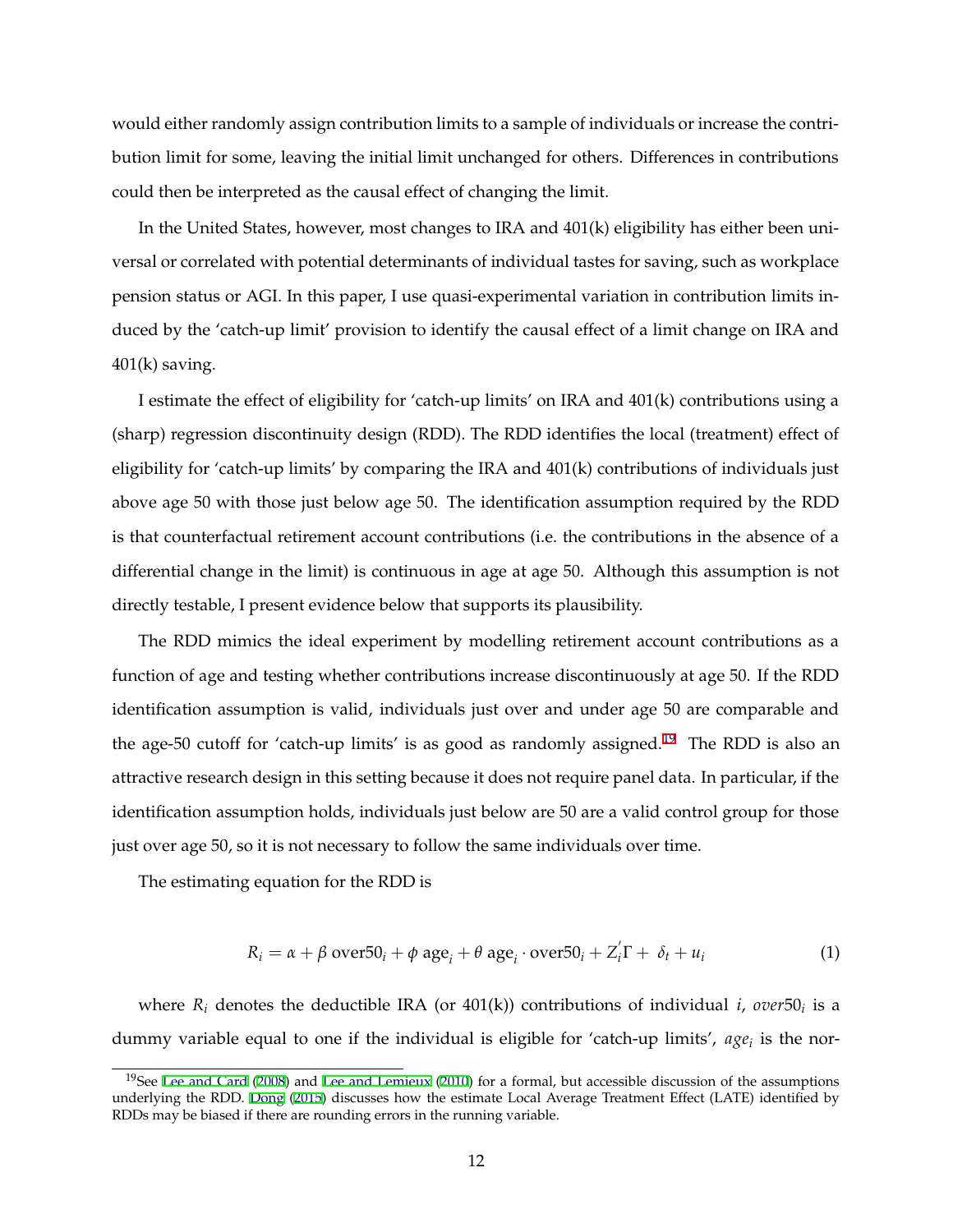would either randomly assign contribution limits to a sample of individuals or increase the contribution limit for some, leaving the initial limit unchanged for others. Differences in contributions could then be interpreted as the causal effect of changing the limit.

In the United States, however, most changes to IRA and 401(k) eligibility has either been universal or correlated with potential determinants of individual tastes for saving, such as workplace pension status or AGI. In this paper, I use quasi-experimental variation in contribution limits induced by the 'catch-up limit' provision to identify the causal effect of a limit change on IRA and 401(k) saving.

I estimate the effect of eligibility for 'catch-up limits' on IRA and 401(k) contributions using a (sharp) regression discontinuity design (RDD). The RDD identifies the local (treatment) effect of eligibility for 'catch-up limits' by comparing the IRA and 401(k) contributions of individuals just above age 50 with those just below age 50. The identification assumption required by the RDD is that counterfactual retirement account contributions (i.e. the contributions in the absence of a differential change in the limit) is continuous in age at age 50. Although this assumption is not directly testable, I present evidence below that supports its plausibility.

The RDD mimics the ideal experiment by modelling retirement account contributions as a function of age and testing whether contributions increase discontinuously at age 50. If the RDD identification assumption is valid, individuals just over and under age 50 are comparable and the age-50 cutoff for 'catch-up limits' is as good as randomly assigned.[19] The RDD is also an attractive research design in this setting because it does not require panel data. In particular, if the identification assumption holds, individuals just below are 50 are a valid control group for those just over age 50, so it is not necessary to follow the same individuals over time.

The estimating equation for the RDD is

$$R_i = \alpha + \beta \text{ over50}_i + \phi \text{ age}_i + \theta \text{ age}_i \cdot \text{over50}_i + Z_i^{'}\Gamma + \delta_t + u_i \tag{1}$$

where $R_i$ denotes the deductible IRA (or 401(k)) contributions of individual $i$, $over50_i$ is a dummy variable equal to one if the individual is eligible for 'catch-up limits', $age_i$ is the nor-

[19] See Lee and Card (2008) and Lee and Lemieux (2010) for a formal, but accessible discussion of the assumptions underlying the RDD. Dong (2015) discusses how the estimate Local Average Treatment Effect (LATE) identified by RDDs may be biased if there are rounding errors in the running variable.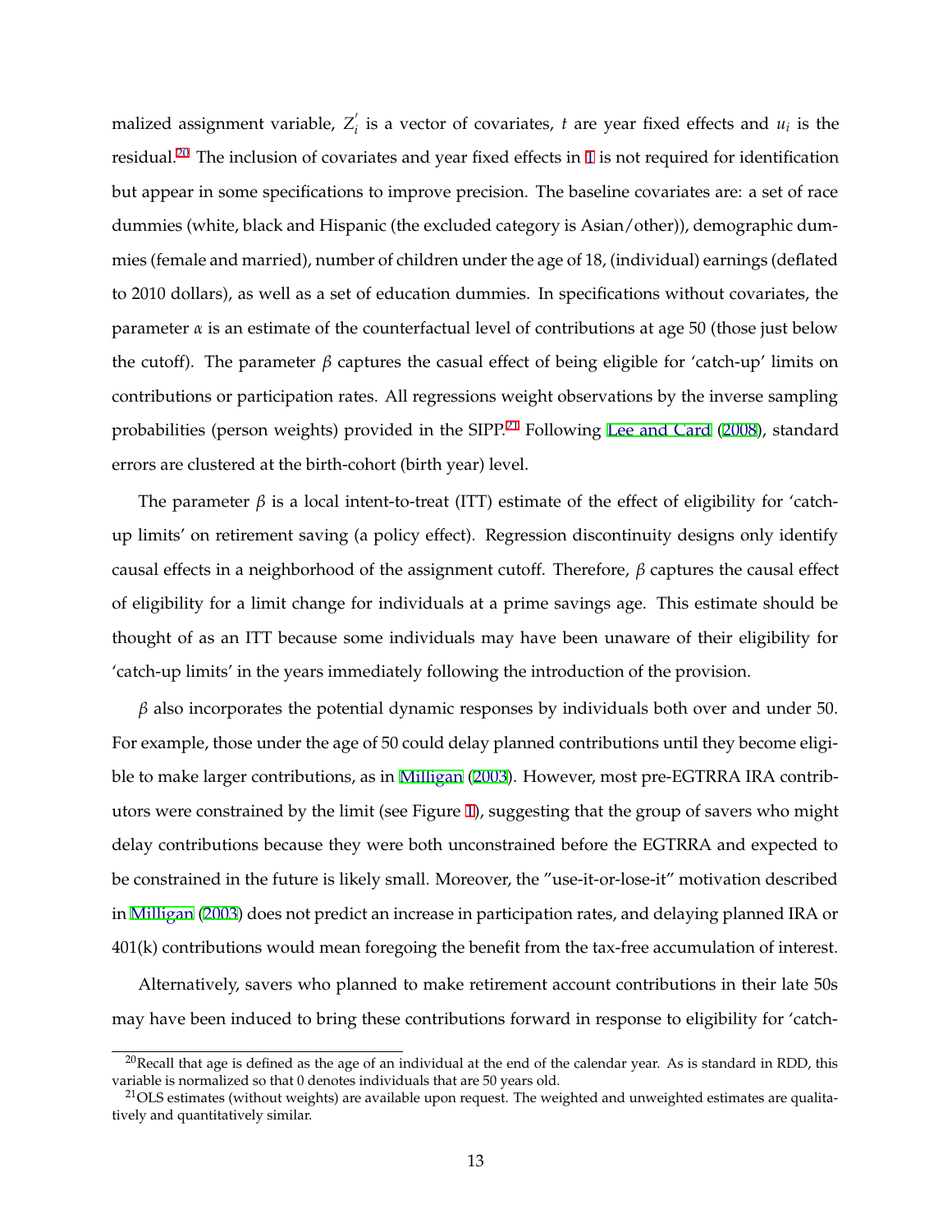malized assignment variable, $Z_i^{'}$ is a vector of covariates, $t$ are year fixed effects and $u_i$ is the residual.[20] The inclusion of covariates and year fixed effects in 1 is not required for identification but appear in some specifications to improve precision. The baseline covariates are: a set of race dummies (white, black and Hispanic (the excluded category is Asian/other)), demographic dummies (female and married), number of children under the age of 18, (individual) earnings (deflated to 2010 dollars), as well as a set of education dummies. In specifications without covariates, the parameter $\alpha$ is an estimate of the counterfactual level of contributions at age 50 (those just below the cutoff). The parameter $\beta$ captures the casual effect of being eligible for 'catch-up' limits on contributions or participation rates. All regressions weight observations by the inverse sampling probabilities (person weights) provided in the SIPP.[21] Following Lee and Card (2008), standard errors are clustered at the birth-cohort (birth year) level.

The parameter $\beta$ is a local intent-to-treat (ITT) estimate of the effect of eligibility for 'catch-up limits' on retirement saving (a policy effect). Regression discontinuity designs only identify causal effects in a neighborhood of the assignment cutoff. Therefore, $\beta$ captures the causal effect of eligibility for a limit change for individuals at a prime savings age. This estimate should be thought of as an ITT because some individuals may have been unaware of their eligibility for 'catch-up limits' in the years immediately following the introduction of the provision.

$\beta$ also incorporates the potential dynamic responses by individuals both over and under 50. For example, those under the age of 50 could delay planned contributions until they become eligible to make larger contributions, as in Milligan (2003). However, most pre-EGTRRA IRA contributors were constrained by the limit (see Figure 1), suggesting that the group of savers who might delay contributions because they were both unconstrained before the EGTRRA and expected to be constrained in the future is likely small. Moreover, the "use-it-or-lose-it" motivation described in Milligan (2003) does not predict an increase in participation rates, and delaying planned IRA or 401(k) contributions would mean foregoing the benefit from the tax-free accumulation of interest.

Alternatively, savers who planned to make retirement account contributions in their late 50s may have been induced to bring these contributions forward in response to eligibility for 'catch-

[20] Recall that age is defined as the age of an individual at the end of the calendar year. As is standard in RDD, this variable is normalized so that 0 denotes individuals that are 50 years old.

[21] OLS estimates (without weights) are available upon request. The weighted and unweighted estimates are qualitatively and quantitatively similar.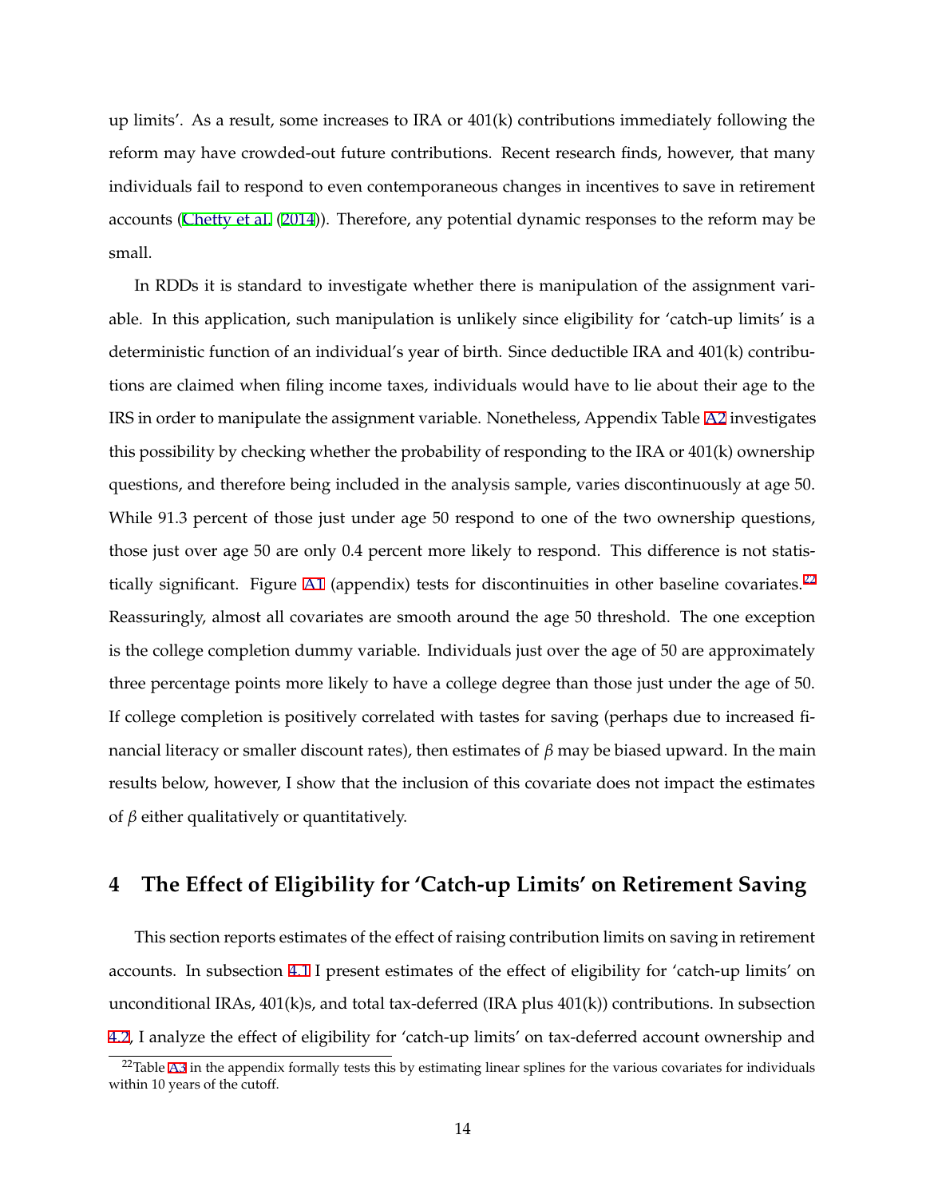up limits'. As a result, some increases to IRA or 401(k) contributions immediately following the reform may have crowded-out future contributions. Recent research finds, however, that many individuals fail to respond to even contemporaneous changes in incentives to save in retirement accounts (Chetty et al. (2014)). Therefore, any potential dynamic responses to the reform may be small.

In RDDs it is standard to investigate whether there is manipulation of the assignment variable. In this application, such manipulation is unlikely since eligibility for 'catch-up limits' is a deterministic function of an individual's year of birth. Since deductible IRA and 401(k) contributions are claimed when filing income taxes, individuals would have to lie about their age to the IRS in order to manipulate the assignment variable. Nonetheless, Appendix Table A2 investigates this possibility by checking whether the probability of responding to the IRA or 401(k) ownership questions, and therefore being included in the analysis sample, varies discontinuously at age 50. While 91.3 percent of those just under age 50 respond to one of the two ownership questions, those just over age 50 are only 0.4 percent more likely to respond. This difference is not statistically significant. Figure A1 (appendix) tests for discontinuities in other baseline covariates.[22] Reassuringly, almost all covariates are smooth around the age 50 threshold. The one exception is the college completion dummy variable. Individuals just over the age of 50 are approximately three percentage points more likely to have a college degree than those just under the age of 50. If college completion is positively correlated with tastes for saving (perhaps due to increased financial literacy or smaller discount rates), then estimates of $\beta$ may be biased upward. In the main results below, however, I show that the inclusion of this covariate does not impact the estimates of $\beta$ either qualitatively or quantitatively.

## 4 The Effect of Eligibility for 'Catch-up Limits' on Retirement Saving

This section reports estimates of the effect of raising contribution limits on saving in retirement accounts. In subsection 4.1 I present estimates of the effect of eligibility for 'catch-up limits' on unconditional IRAs, 401(k)s, and total tax-deferred (IRA plus 401(k)) contributions. In subsection 4.2, I analyze the effect of eligibility for 'catch-up limits' on tax-deferred account ownership and

[22] Table A3 in the appendix formally tests this by estimating linear splines for the various covariates for individuals within 10 years of the cutoff.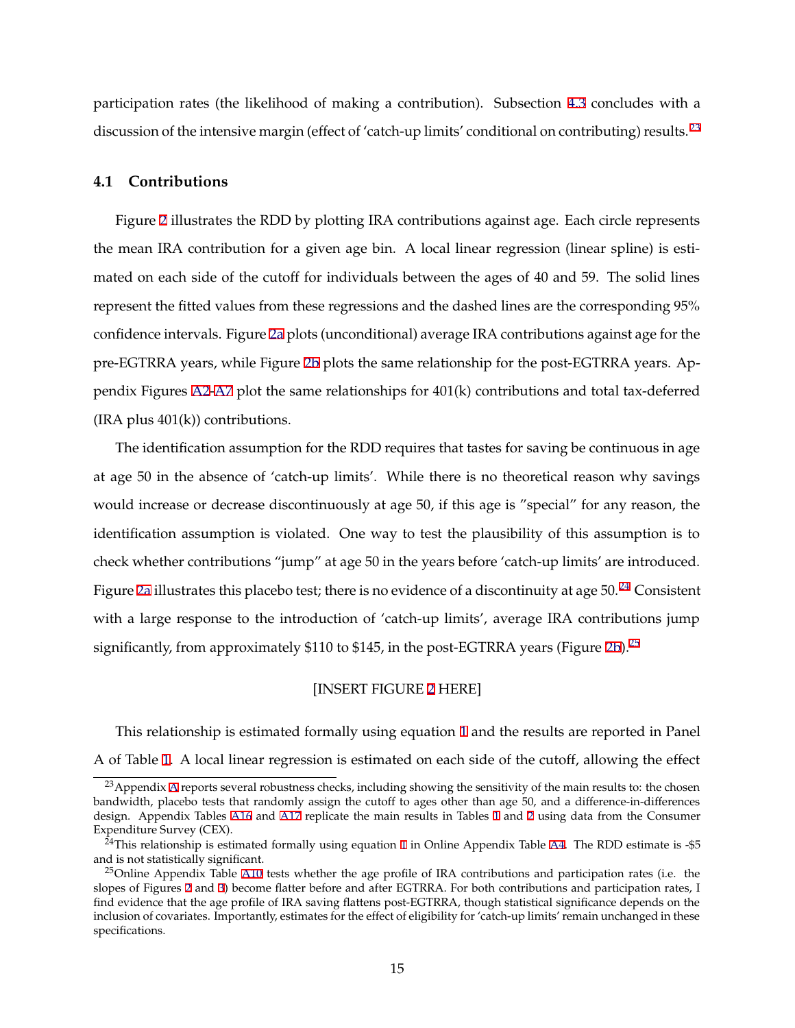participation rates (the likelihood of making a contribution). Subsection 4.3 concludes with a discussion of the intensive margin (effect of 'catch-up limits' conditional on contributing) results.[23]

### 4.1 Contributions

Figure 2 illustrates the RDD by plotting IRA contributions against age. Each circle represents the mean IRA contribution for a given age bin. A local linear regression (linear spline) is estimated on each side of the cutoff for individuals between the ages of 40 and 59. The solid lines represent the fitted values from these regressions and the dashed lines are the corresponding 95% confidence intervals. Figure 2a plots (unconditional) average IRA contributions against age for the pre-EGTRRA years, while Figure 2b plots the same relationship for the post-EGTRRA years. Appendix Figures A2-A7 plot the same relationships for 401(k) contributions and total tax-deferred (IRA plus 401(k)) contributions.

The identification assumption for the RDD requires that tastes for saving be continuous in age at age 50 in the absence of 'catch-up limits'. While there is no theoretical reason why savings would increase or decrease discontinuously at age 50, if this age is "special" for any reason, the identification assumption is violated. One way to test the plausibility of this assumption is to check whether contributions "jump" at age 50 in the years before 'catch-up limits' are introduced. Figure 2a illustrates this placebo test; there is no evidence of a discontinuity at age 50.[24] Consistent with a large response to the introduction of 'catch-up limits', average IRA contributions jump significantly, from approximately $110 to $145, in the post-EGTRRA years (Figure 2b).[25]

[INSERT FIGURE 2 HERE]

This relationship is estimated formally using equation 1 and the results are reported in Panel A of Table 1. A local linear regression is estimated on each side of the cutoff, allowing the effect

---

[23] Appendix A reports several robustness checks, including showing the sensitivity of the main results to: the chosen bandwidth, placebo tests that randomly assign the cutoff to ages other than age 50, and a difference-in-differences design. Appendix Tables A16 and A17 replicate the main results in Tables 1 and 2 using data from the Consumer Expenditure Survey (CEX).

[24] This relationship is estimated formally using equation 1 in Online Appendix Table A4. The RDD estimate is -$5 and is not statistically significant.

[25] Online Appendix Table A10 tests whether the age profile of IRA contributions and participation rates (i.e. the slopes of Figures 2 and 3) become flatter before and after EGTRRA. For both contributions and participation rates, I find evidence that the age profile of IRA saving flattens post-EGTRRA, though statistical significance depends on the inclusion of covariates. Importantly, estimates for the effect of eligibility for 'catch-up limits' remain unchanged in these specifications.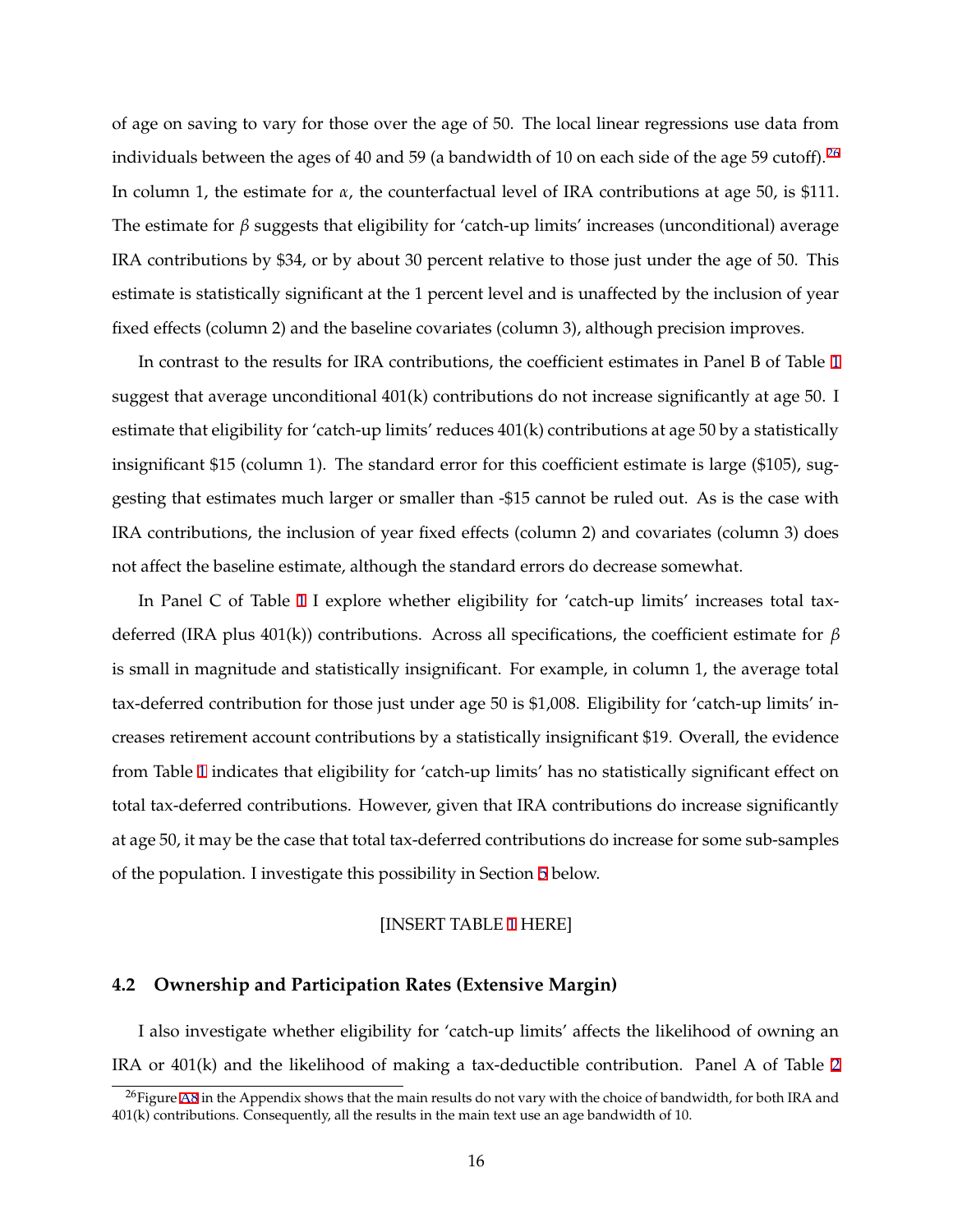of age on saving to vary for those over the age of 50. The local linear regressions use data from individuals between the ages of 40 and 59 (a bandwidth of 10 on each side of the age 59 cutoff).[26] In column 1, the estimate for $\alpha$, the counterfactual level of IRA contributions at age 50, is $111. The estimate for $\beta$ suggests that eligibility for 'catch-up limits' increases (unconditional) average IRA contributions by $34, or by about 30 percent relative to those just under the age of 50. This estimate is statistically significant at the 1 percent level and is unaffected by the inclusion of year fixed effects (column 2) and the baseline covariates (column 3), although precision improves.

In contrast to the results for IRA contributions, the coefficient estimates in Panel B of Table 1 suggest that average unconditional 401(k) contributions do not increase significantly at age 50. I estimate that eligibility for 'catch-up limits' reduces 401(k) contributions at age 50 by a statistically insignificant $15 (column 1). The standard error for this coefficient estimate is large ($105), suggesting that estimates much larger or smaller than -$15 cannot be ruled out. As is the case with IRA contributions, the inclusion of year fixed effects (column 2) and covariates (column 3) does not affect the baseline estimate, although the standard errors do decrease somewhat.

In Panel C of Table 1 I explore whether eligibility for 'catch-up limits' increases total tax-deferred (IRA plus 401(k)) contributions. Across all specifications, the coefficient estimate for $\beta$ is small in magnitude and statistically insignificant. For example, in column 1, the average total tax-deferred contribution for those just under age 50 is $1,008. Eligibility for 'catch-up limits' increases retirement account contributions by a statistically insignificant $19. Overall, the evidence from Table 1 indicates that eligibility for 'catch-up limits' has no statistically significant effect on total tax-deferred contributions. However, given that IRA contributions do increase significantly at age 50, it may be the case that total tax-deferred contributions do increase for some sub-samples of the population. I investigate this possibility in Section 5 below.

[INSERT TABLE 1 HERE]

### 4.2 Ownership and Participation Rates (Extensive Margin)

I also investigate whether eligibility for 'catch-up limits' affects the likelihood of owning an IRA or 401(k) and the likelihood of making a tax-deductible contribution. Panel A of Table 2

[26] Figure A8 in the Appendix shows that the main results do not vary with the choice of bandwidth, for both IRA and 401(k) contributions. Consequently, all the results in the main text use an age bandwidth of 10.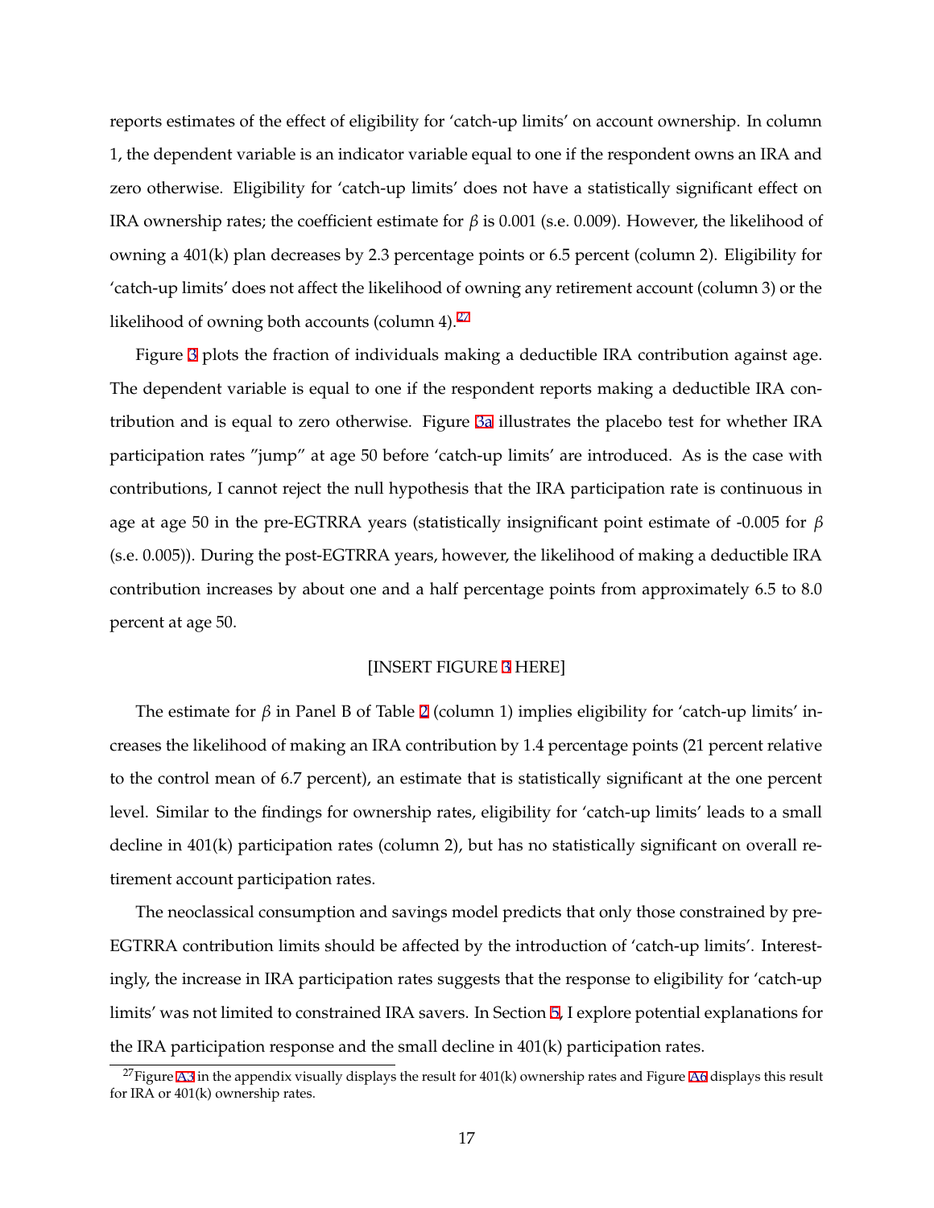reports estimates of the effect of eligibility for 'catch-up limits' on account ownership. In column 1, the dependent variable is an indicator variable equal to one if the respondent owns an IRA and zero otherwise. Eligibility for 'catch-up limits' does not have a statistically significant effect on IRA ownership rates; the coefficient estimate for $\beta$ is 0.001 (s.e. 0.009). However, the likelihood of owning a 401(k) plan decreases by 2.3 percentage points or 6.5 percent (column 2). Eligibility for 'catch-up limits' does not affect the likelihood of owning any retirement account (column 3) or the likelihood of owning both accounts (column 4).[27]

Figure 3 plots the fraction of individuals making a deductible IRA contribution against age. The dependent variable is equal to one if the respondent reports making a deductible IRA contribution and is equal to zero otherwise. Figure 3a illustrates the placebo test for whether IRA participation rates "jump" at age 50 before 'catch-up limits' are introduced. As is the case with contributions, I cannot reject the null hypothesis that the IRA participation rate is continuous in age at age 50 in the pre-EGTRRA years (statistically insignificant point estimate of -0.005 for $\beta$ (s.e. 0.005)). During the post-EGTRRA years, however, the likelihood of making a deductible IRA contribution increases by about one and a half percentage points from approximately 6.5 to 8.0 percent at age 50.

[INSERT FIGURE 3 HERE]

The estimate for $\beta$ in Panel B of Table 2 (column 1) implies eligibility for 'catch-up limits' increases the likelihood of making an IRA contribution by 1.4 percentage points (21 percent relative to the control mean of 6.7 percent), an estimate that is statistically significant at the one percent level. Similar to the findings for ownership rates, eligibility for 'catch-up limits' leads to a small decline in 401(k) participation rates (column 2), but has no statistically significant on overall retirement account participation rates.

The neoclassical consumption and savings model predicts that only those constrained by pre-EGTRRA contribution limits should be affected by the introduction of 'catch-up limits'. Interestingly, the increase in IRA participation rates suggests that the response to eligibility for 'catch-up limits' was not limited to constrained IRA savers. In Section 5, I explore potential explanations for the IRA participation response and the small decline in 401(k) participation rates.

[27] Figure A3 in the appendix visually displays the result for 401(k) ownership rates and Figure A6 displays this result for IRA or 401(k) ownership rates.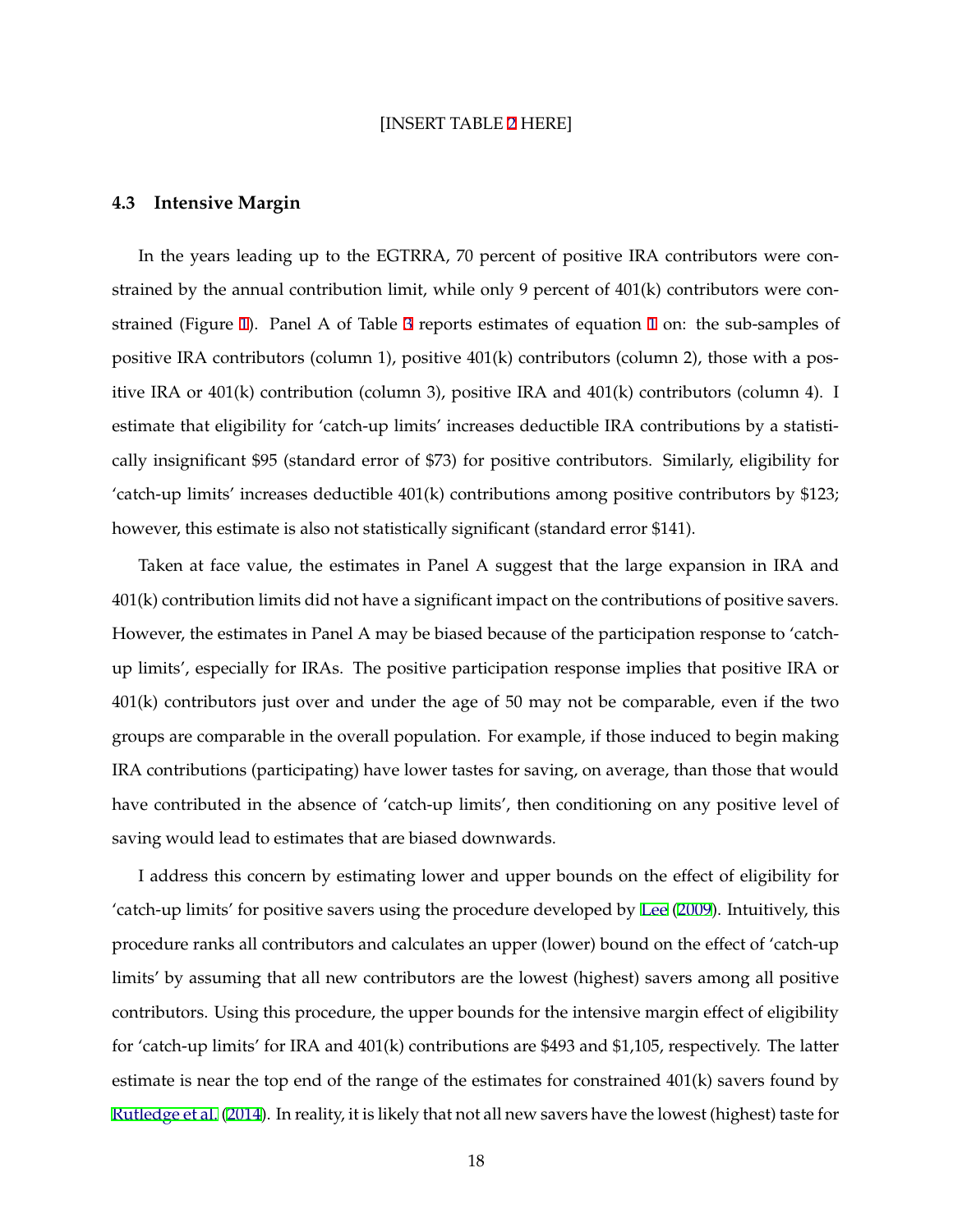[INSERT TABLE 2 HERE]

### 4.3 Intensive Margin

In the years leading up to the EGTRRA, 70 percent of positive IRA contributors were constrained by the annual contribution limit, while only 9 percent of 401(k) contributors were constrained (Figure 1). Panel A of Table 3 reports estimates of equation 1 on: the sub-samples of positive IRA contributors (column 1), positive 401(k) contributors (column 2), those with a positive IRA or 401(k) contribution (column 3), positive IRA and 401(k) contributors (column 4). I estimate that eligibility for 'catch-up limits' increases deductible IRA contributions by a statistically insignificant $95 (standard error of $73) for positive contributors. Similarly, eligibility for 'catch-up limits' increases deductible 401(k) contributions among positive contributors by $123; however, this estimate is also not statistically significant (standard error $141).

Taken at face value, the estimates in Panel A suggest that the large expansion in IRA and 401(k) contribution limits did not have a significant impact on the contributions of positive savers. However, the estimates in Panel A may be biased because of the participation response to 'catch-up limits', especially for IRAs. The positive participation response implies that positive IRA or 401(k) contributors just over and under the age of 50 may not be comparable, even if the two groups are comparable in the overall population. For example, if those induced to begin making IRA contributions (participating) have lower tastes for saving, on average, than those that would have contributed in the absence of 'catch-up limits', then conditioning on any positive level of saving would lead to estimates that are biased downwards.

I address this concern by estimating lower and upper bounds on the effect of eligibility for 'catch-up limits' for positive savers using the procedure developed by Lee (2009). Intuitively, this procedure ranks all contributors and calculates an upper (lower) bound on the effect of 'catch-up limits' by assuming that all new contributors are the lowest (highest) savers among all positive contributors. Using this procedure, the upper bounds for the intensive margin effect of eligibility for 'catch-up limits' for IRA and 401(k) contributions are $493 and $1,105, respectively. The latter estimate is near the top end of the range of the estimates for constrained 401(k) savers found by Rutledge et al. (2014). In reality, it is likely that not all new savers have the lowest (highest) taste for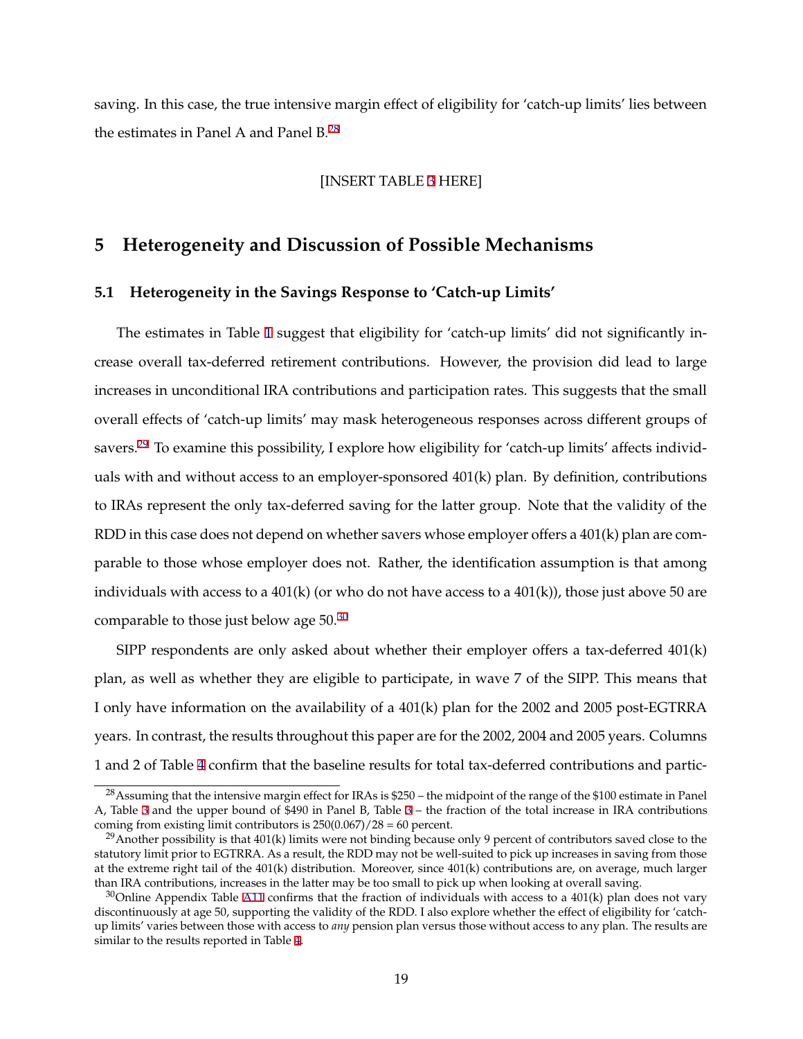saving. In this case, the true intensive margin effect of eligibility for 'catch-up limits' lies between the estimates in Panel A and Panel B.[28]

[INSERT TABLE 3 HERE]

## 5 Heterogeneity and Discussion of Possible Mechanisms

### 5.1 Heterogeneity in the Savings Response to 'Catch-up Limits'

The estimates in Table 1 suggest that eligibility for 'catch-up limits' did not significantly increase overall tax-deferred retirement contributions. However, the provision did lead to large increases in unconditional IRA contributions and participation rates. This suggests that the small overall effects of 'catch-up limits' may mask heterogeneous responses across different groups of savers.[29] To examine this possibility, I explore how eligibility for 'catch-up limits' affects individuals with and without access to an employer-sponsored 401(k) plan. By definition, contributions to IRAs represent the only tax-deferred saving for the latter group. Note that the validity of the RDD in this case does not depend on whether savers whose employer offers a 401(k) plan are comparable to those whose employer does not. Rather, the identification assumption is that among individuals with access to a 401(k) (or who do not have access to a 401(k)), those just above 50 are comparable to those just below age 50.[30]

SIPP respondents are only asked about whether their employer offers a tax-deferred 401(k) plan, as well as whether they are eligible to participate, in wave 7 of the SIPP. This means that I only have information on the availability of a 401(k) plan for the 2002 and 2005 post-EGTRRA years. In contrast, the results throughout this paper are for the 2002, 2004 and 2005 years. Columns 1 and 2 of Table 4 confirm that the baseline results for total tax-deferred contributions and partic-

---

[28] Assuming that the intensive margin effect for IRAs is \$250 – the midpoint of the range of the \$100 estimate in Panel A, Table 3 and the upper bound of \$490 in Panel B, Table 3 – the fraction of the total increase in IRA contributions coming from existing limit contributors is 250(0.067)/28 = 60 percent.

[29] Another possibility is that 401(k) limits were not binding because only 9 percent of contributors saved close to the statutory limit prior to EGTRRA. As a result, the RDD may not be well-suited to pick up increases in saving from those at the extreme right tail of the 401(k) distribution. Moreover, since 401(k) contributions are, on average, much larger than IRA contributions, increases in the latter may be too small to pick up when looking at overall saving.

[30] Online Appendix Table A11 confirms that the fraction of individuals with access to a 401(k) plan does not vary discontinuously at age 50, supporting the validity of the RDD. I also explore whether the effect of eligibility for 'catch-up limits' varies between those with access to *any* pension plan versus those without access to any plan. The results are similar to the results reported in Table 4.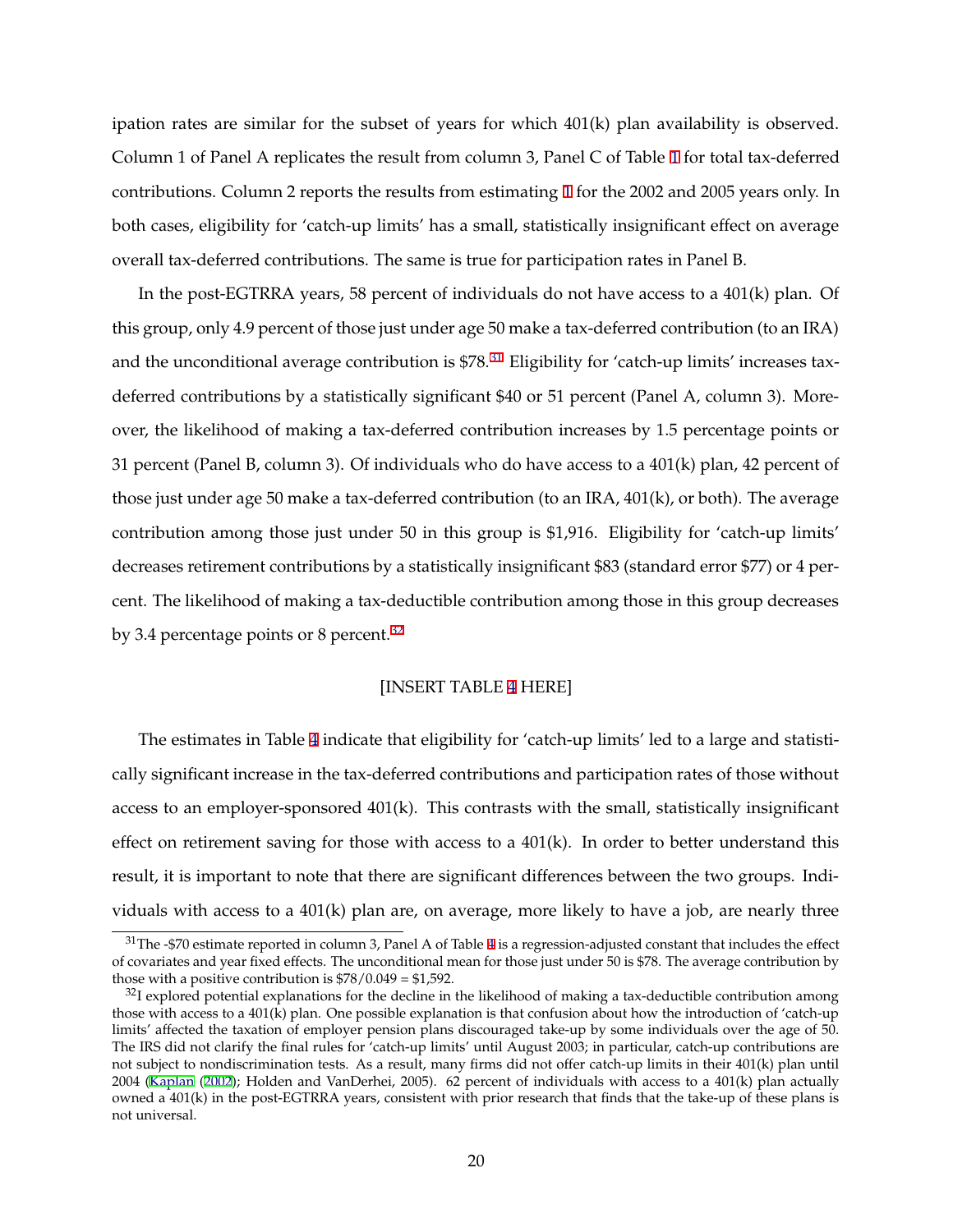ipation rates are similar for the subset of years for which 401(k) plan availability is observed. Column 1 of Panel A replicates the result from column 3, Panel C of Table 1 for total tax-deferred contributions. Column 2 reports the results from estimating 1 for the 2002 and 2005 years only. In both cases, eligibility for 'catch-up limits' has a small, statistically insignificant effect on average overall tax-deferred contributions. The same is true for participation rates in Panel B.

In the post-EGTRRA years, 58 percent of individuals do not have access to a 401(k) plan. Of this group, only 4.9 percent of those just under age 50 make a tax-deferred contribution (to an IRA) and the unconditional average contribution is $78.[31] Eligibility for 'catch-up limits' increases tax-deferred contributions by a statistically significant $40 or 51 percent (Panel A, column 3). Moreover, the likelihood of making a tax-deferred contribution increases by 1.5 percentage points or 31 percent (Panel B, column 3). Of individuals who do have access to a 401(k) plan, 42 percent of those just under age 50 make a tax-deferred contribution (to an IRA, 401(k), or both). The average contribution among those just under 50 in this group is $1,916. Eligibility for 'catch-up limits' decreases retirement contributions by a statistically insignificant $83 (standard error $77) or 4 percent. The likelihood of making a tax-deductible contribution among those in this group decreases by 3.4 percentage points or 8 percent.[32]

[INSERT TABLE 4 HERE]

The estimates in Table 4 indicate that eligibility for 'catch-up limits' led to a large and statistically significant increase in the tax-deferred contributions and participation rates of those without access to an employer-sponsored 401(k). This contrasts with the small, statistically insignificant effect on retirement saving for those with access to a 401(k). In order to better understand this result, it is important to note that there are significant differences between the two groups. Individuals with access to a 401(k) plan are, on average, more likely to have a job, are nearly three

[31] The -$70 estimate reported in column 3, Panel A of Table 4 is a regression-adjusted constant that includes the effect of covariates and year fixed effects. The unconditional mean for those just under 50 is $78. The average contribution by those with a positive contribution is $78/0.049 = $1,592.

[32] I explored potential explanations for the decline in the likelihood of making a tax-deductible contribution among those with access to a 401(k) plan. One possible explanation is that confusion about how the introduction of 'catch-up limits' affected the taxation of employer pension plans discouraged take-up by some individuals over the age of 50. The IRS did not clarify the final rules for 'catch-up limits' until August 2003; in particular, catch-up contributions are not subject to nondiscrimination tests. As a result, many firms did not offer catch-up limits in their 401(k) plan until 2004 (Kaplan (2002); Holden and VanDerhei, 2005). 62 percent of individuals with access to a 401(k) plan actually owned a 401(k) in the post-EGTRRA years, consistent with prior research that finds that the take-up of these plans is not universal.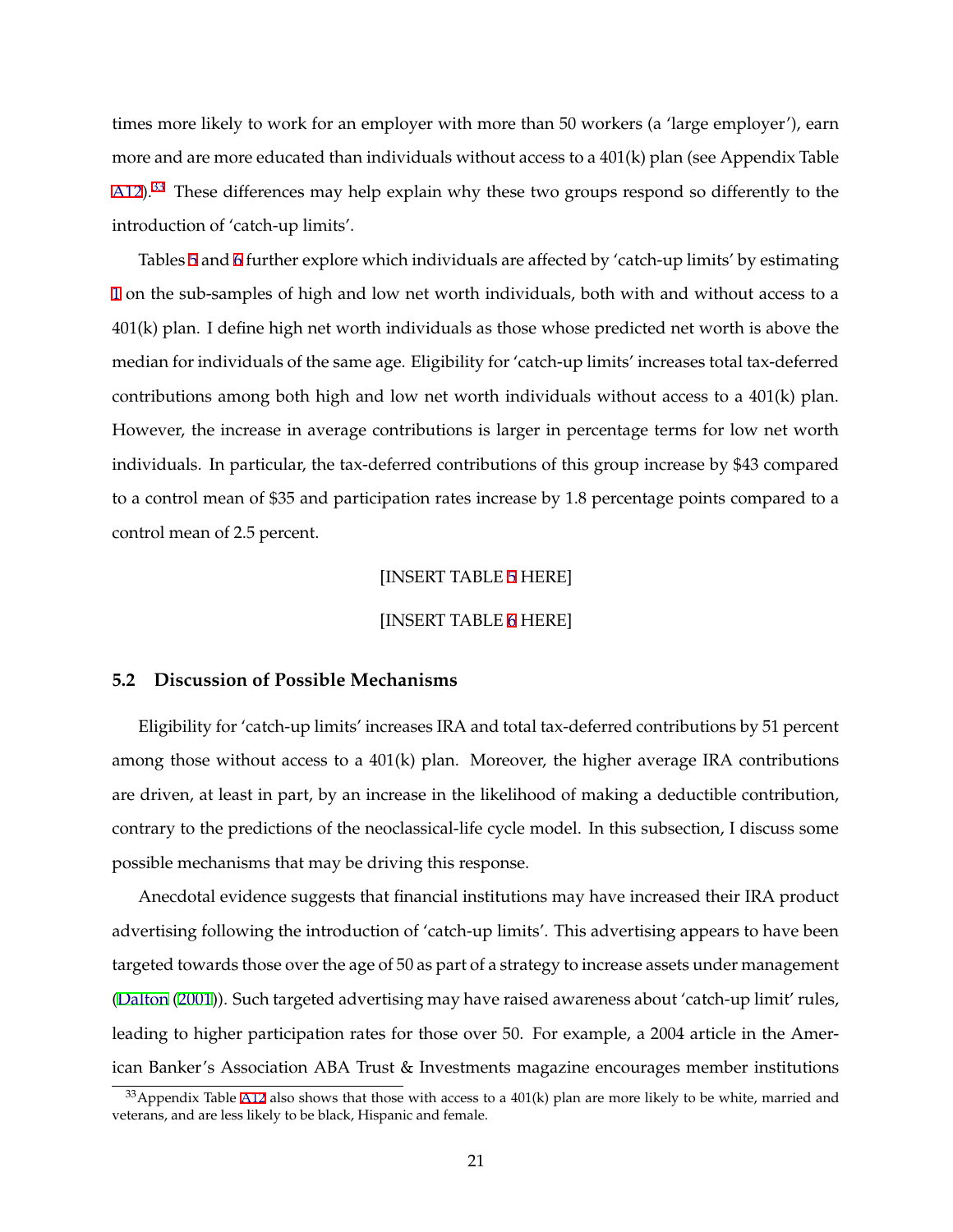times more likely to work for an employer with more than 50 workers (a 'large employer'), earn more and are more educated than individuals without access to a 401(k) plan (see Appendix Table A12).[33] These differences may help explain why these two groups respond so differently to the introduction of 'catch-up limits'.

Tables 5 and 6 further explore which individuals are affected by 'catch-up limits' by estimating 1 on the sub-samples of high and low net worth individuals, both with and without access to a 401(k) plan. I define high net worth individuals as those whose predicted net worth is above the median for individuals of the same age. Eligibility for 'catch-up limits' increases total tax-deferred contributions among both high and low net worth individuals without access to a 401(k) plan. However, the increase in average contributions is larger in percentage terms for low net worth individuals. In particular, the tax-deferred contributions of this group increase by $43 compared to a control mean of $35 and participation rates increase by 1.8 percentage points compared to a control mean of 2.5 percent.

[INSERT TABLE 5 HERE]

[INSERT TABLE 6 HERE]

### 5.2 Discussion of Possible Mechanisms

Eligibility for 'catch-up limits' increases IRA and total tax-deferred contributions by 51 percent among those without access to a 401(k) plan. Moreover, the higher average IRA contributions are driven, at least in part, by an increase in the likelihood of making a deductible contribution, contrary to the predictions of the neoclassical-life cycle model. In this subsection, I discuss some possible mechanisms that may be driving this response.

Anecdotal evidence suggests that financial institutions may have increased their IRA product advertising following the introduction of 'catch-up limits'. This advertising appears to have been targeted towards those over the age of 50 as part of a strategy to increase assets under management (Dalton (2001)). Such targeted advertising may have raised awareness about 'catch-up limit' rules, leading to higher participation rates for those over 50. For example, a 2004 article in the American Banker's Association ABA Trust & Investments magazine encourages member institutions

[33] Appendix Table A12 also shows that those with access to a 401(k) plan are more likely to be white, married and veterans, and are less likely to be black, Hispanic and female.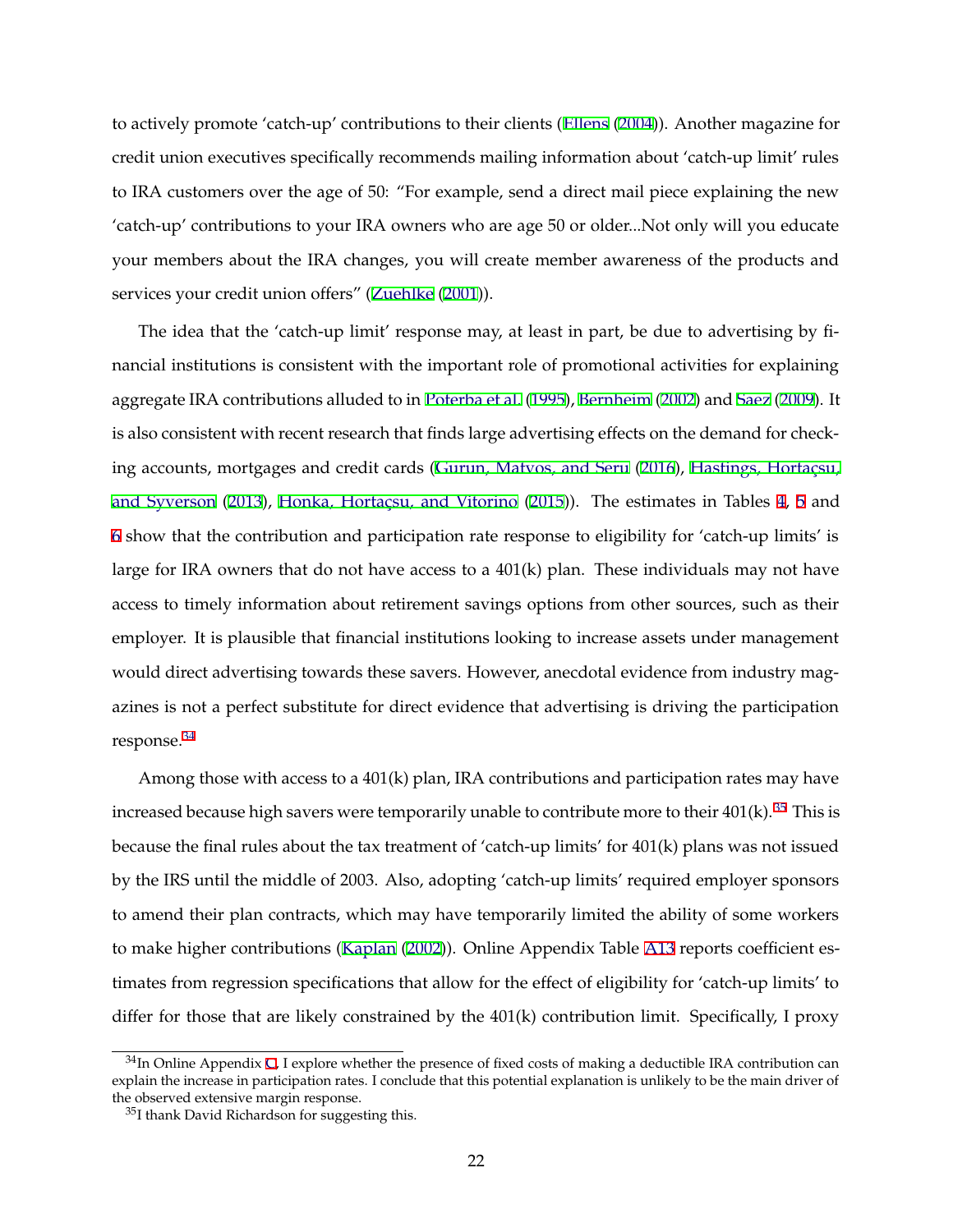to actively promote 'catch-up' contributions to their clients (Ellens (2004)). Another magazine for credit union executives specifically recommends mailing information about 'catch-up limit' rules to IRA customers over the age of 50: "For example, send a direct mail piece explaining the new 'catch-up' contributions to your IRA owners who are age 50 or older...Not only will you educate your members about the IRA changes, you will create member awareness of the products and services your credit union offers" (Zuehlke (2001)).

The idea that the 'catch-up limit' response may, at least in part, be due to advertising by financial institutions is consistent with the important role of promotional activities for explaining aggregate IRA contributions alluded to in Poterba et al. (1995), Bernheim (2002) and Saez (2009). It is also consistent with recent research that finds large advertising effects on the demand for checking accounts, mortgages and credit cards (Gurun, Matvos, and Seru (2016), Hastings, Hortaçsu, and Syverson (2013), Honka, Hortaçsu, and Vitorino (2015)). The estimates in Tables 4, 5 and 6 show that the contribution and participation rate response to eligibility for 'catch-up limits' is large for IRA owners that do not have access to a 401(k) plan. These individuals may not have access to timely information about retirement savings options from other sources, such as their employer. It is plausible that financial institutions looking to increase assets under management would direct advertising towards these savers. However, anecdotal evidence from industry magazines is not a perfect substitute for direct evidence that advertising is driving the participation response.[34]

Among those with access to a 401(k) plan, IRA contributions and participation rates may have increased because high savers were temporarily unable to contribute more to their 401(k).[35] This is because the final rules about the tax treatment of 'catch-up limits' for 401(k) plans was not issued by the IRS until the middle of 2003. Also, adopting 'catch-up limits' required employer sponsors to amend their plan contracts, which may have temporarily limited the ability of some workers to make higher contributions (Kaplan (2002)). Online Appendix Table A13 reports coefficient estimates from regression specifications that allow for the effect of eligibility for 'catch-up limits' to differ for those that are likely constrained by the 401(k) contribution limit. Specifically, I proxy

[34] In Online Appendix C, I explore whether the presence of fixed costs of making a deductible IRA contribution can explain the increase in participation rates. I conclude that this potential explanation is unlikely to be the main driver of the observed extensive margin response.

[35] I thank David Richardson for suggesting this.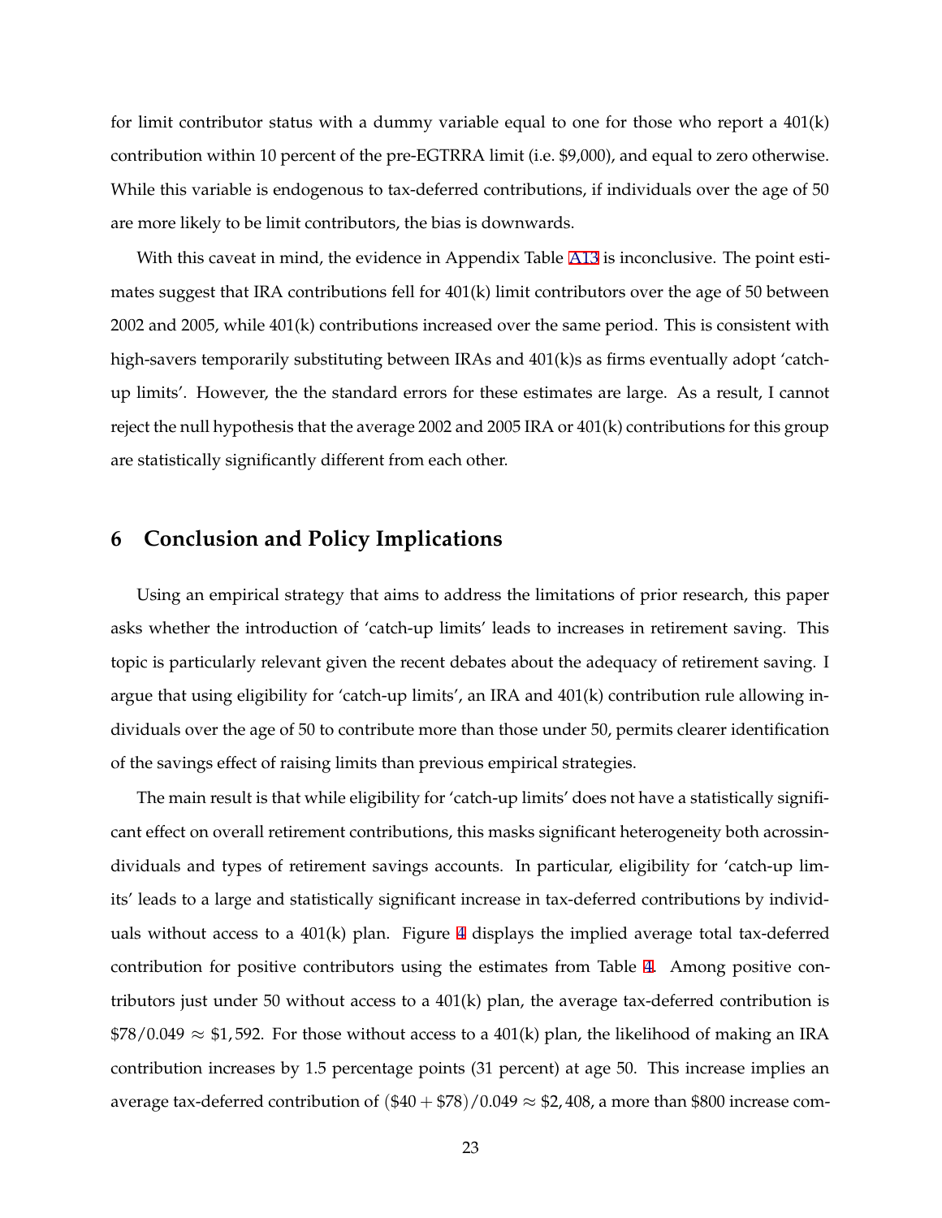for limit contributor status with a dummy variable equal to one for those who report a 401(k) contribution within 10 percent of the pre-EGTRRA limit (i.e. $9,000), and equal to zero otherwise. While this variable is endogenous to tax-deferred contributions, if individuals over the age of 50 are more likely to be limit contributors, the bias is downwards.

With this caveat in mind, the evidence in Appendix Table A13 is inconclusive. The point estimates suggest that IRA contributions fell for 401(k) limit contributors over the age of 50 between 2002 and 2005, while 401(k) contributions increased over the same period. This is consistent with high-savers temporarily substituting between IRAs and 401(k)s as firms eventually adopt 'catch-up limits'. However, the the standard errors for these estimates are large. As a result, I cannot reject the null hypothesis that the average 2002 and 2005 IRA or 401(k) contributions for this group are statistically significantly different from each other.

# 6 Conclusion and Policy Implications

Using an empirical strategy that aims to address the limitations of prior research, this paper asks whether the introduction of 'catch-up limits' leads to increases in retirement saving. This topic is particularly relevant given the recent debates about the adequacy of retirement saving. I argue that using eligibility for 'catch-up limits', an IRA and 401(k) contribution rule allowing individuals over the age of 50 to contribute more than those under 50, permits clearer identification of the savings effect of raising limits than previous empirical strategies.

The main result is that while eligibility for 'catch-up limits' does not have a statistically significant effect on overall retirement contributions, this masks significant heterogeneity both acrossindividuals and types of retirement savings accounts. In particular, eligibility for 'catch-up limits' leads to a large and statistically significant increase in tax-deferred contributions by individuals without access to a 401(k) plan. Figure 4 displays the implied average total tax-deferred contribution for positive contributors using the estimates from Table 4. Among positive contributors just under 50 without access to a 401(k) plan, the average tax-deferred contribution is $\$78/0.049 \approx \$1,592$. For those without access to a 401(k) plan, the likelihood of making an IRA contribution increases by 1.5 percentage points (31 percent) at age 50. This increase implies an average tax-deferred contribution of $(\$40 + \$78)/0.049 \approx \$2,408$, a more than $800 increase com-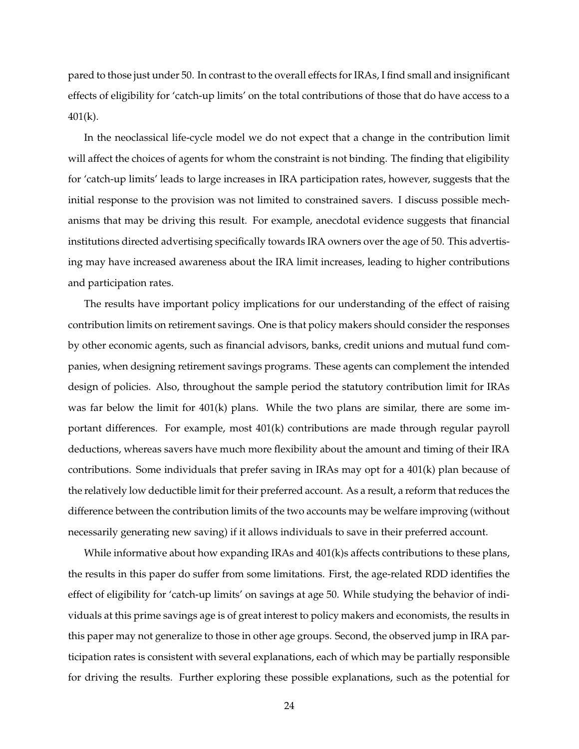pared to those just under 50. In contrast to the overall effects for IRAs, I find small and insignificant effects of eligibility for 'catch-up limits' on the total contributions of those that do have access to a 401(k).

In the neoclassical life-cycle model we do not expect that a change in the contribution limit will affect the choices of agents for whom the constraint is not binding. The finding that eligibility for 'catch-up limits' leads to large increases in IRA participation rates, however, suggests that the initial response to the provision was not limited to constrained savers. I discuss possible mechanisms that may be driving this result. For example, anecdotal evidence suggests that financial institutions directed advertising specifically towards IRA owners over the age of 50. This advertising may have increased awareness about the IRA limit increases, leading to higher contributions and participation rates.

The results have important policy implications for our understanding of the effect of raising contribution limits on retirement savings. One is that policy makers should consider the responses by other economic agents, such as financial advisors, banks, credit unions and mutual fund companies, when designing retirement savings programs. These agents can complement the intended design of policies. Also, throughout the sample period the statutory contribution limit for IRAs was far below the limit for 401(k) plans. While the two plans are similar, there are some important differences. For example, most 401(k) contributions are made through regular payroll deductions, whereas savers have much more flexibility about the amount and timing of their IRA contributions. Some individuals that prefer saving in IRAs may opt for a 401(k) plan because of the relatively low deductible limit for their preferred account. As a result, a reform that reduces the difference between the contribution limits of the two accounts may be welfare improving (without necessarily generating new saving) if it allows individuals to save in their preferred account.

While informative about how expanding IRAs and 401(k)s affects contributions to these plans, the results in this paper do suffer from some limitations. First, the age-related RDD identifies the effect of eligibility for 'catch-up limits' on savings at age 50. While studying the behavior of individuals at this prime savings age is of great interest to policy makers and economists, the results in this paper may not generalize to those in other age groups. Second, the observed jump in IRA participation rates is consistent with several explanations, each of which may be partially responsible for driving the results. Further exploring these possible explanations, such as the potential for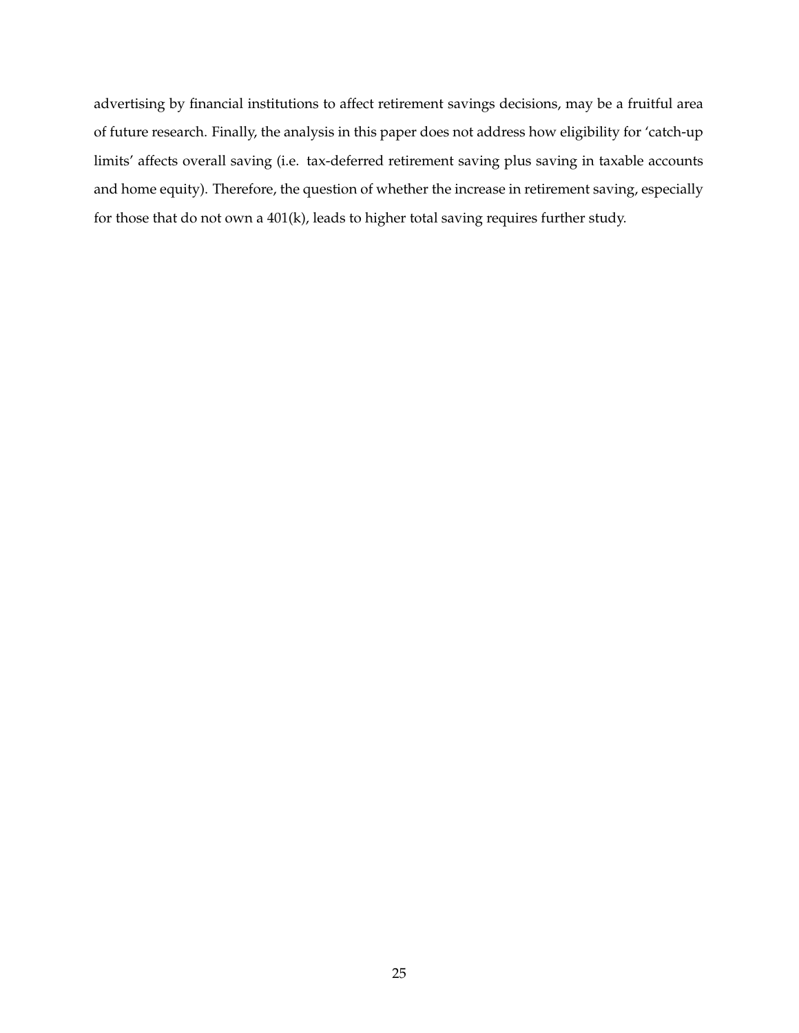advertising by financial institutions to affect retirement savings decisions, may be a fruitful area of future research. Finally, the analysis in this paper does not address how eligibility for 'catch-up limits' affects overall saving (i.e. tax-deferred retirement saving plus saving in taxable accounts and home equity). Therefore, the question of whether the increase in retirement saving, especially for those that do not own a 401(k), leads to higher total saving requires further study.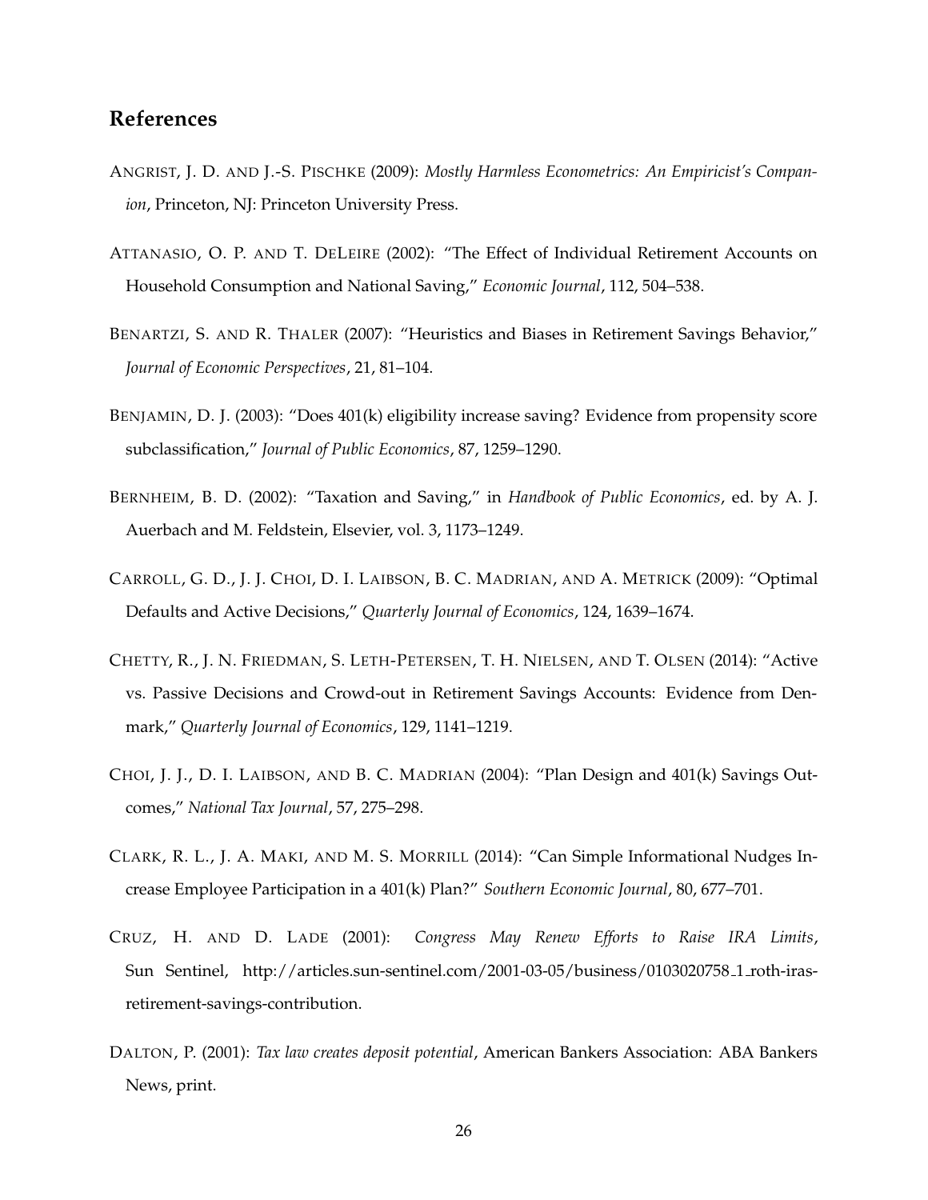## References

ANGRIST, J. D. AND J.-S. PISCHKE (2009): *Mostly Harmless Econometrics: An Empiricist's Companion*, Princeton, NJ: Princeton University Press.

ATTANASIO, O. P. AND T. DELEIRE (2002): "The Effect of Individual Retirement Accounts on Household Consumption and National Saving," *Economic Journal*, 112, 504–538.

BENARTZI, S. AND R. THALER (2007): "Heuristics and Biases in Retirement Savings Behavior," *Journal of Economic Perspectives*, 21, 81–104.

BENJAMIN, D. J. (2003): "Does 401(k) eligibility increase saving? Evidence from propensity score subclassification," *Journal of Public Economics*, 87, 1259–1290.

BERNHEIM, B. D. (2002): "Taxation and Saving," in *Handbook of Public Economics*, ed. by A. J. Auerbach and M. Feldstein, Elsevier, vol. 3, 1173–1249.

CARROLL, G. D., J. J. CHOI, D. I. LAIBSON, B. C. MADRIAN, AND A. METRICK (2009): "Optimal Defaults and Active Decisions," *Quarterly Journal of Economics*, 124, 1639–1674.

CHETTY, R., J. N. FRIEDMAN, S. LETH-PETERSEN, T. H. NIELSEN, AND T. OLSEN (2014): "Active vs. Passive Decisions and Crowd-out in Retirement Savings Accounts: Evidence from Denmark," *Quarterly Journal of Economics*, 129, 1141–1219.

CHOI, J. J., D. I. LAIBSON, AND B. C. MADRIAN (2004): "Plan Design and 401(k) Savings Outcomes," *National Tax Journal*, 57, 275–298.

CLARK, R. L., J. A. MAKI, AND M. S. MORRILL (2014): "Can Simple Informational Nudges Increase Employee Participation in a 401(k) Plan?" *Southern Economic Journal*, 80, 677–701.

CRUZ, H. AND D. LADE (2001): *Congress May Renew Efforts to Raise IRA Limits*, Sun Sentinel, http://articles.sun-sentinel.com/2001-03-05/business/0103020758_1_roth-iras-retirement-savings-contribution.

DALTON, P. (2001): *Tax law creates deposit potential*, American Bankers Association: ABA Bankers News, print.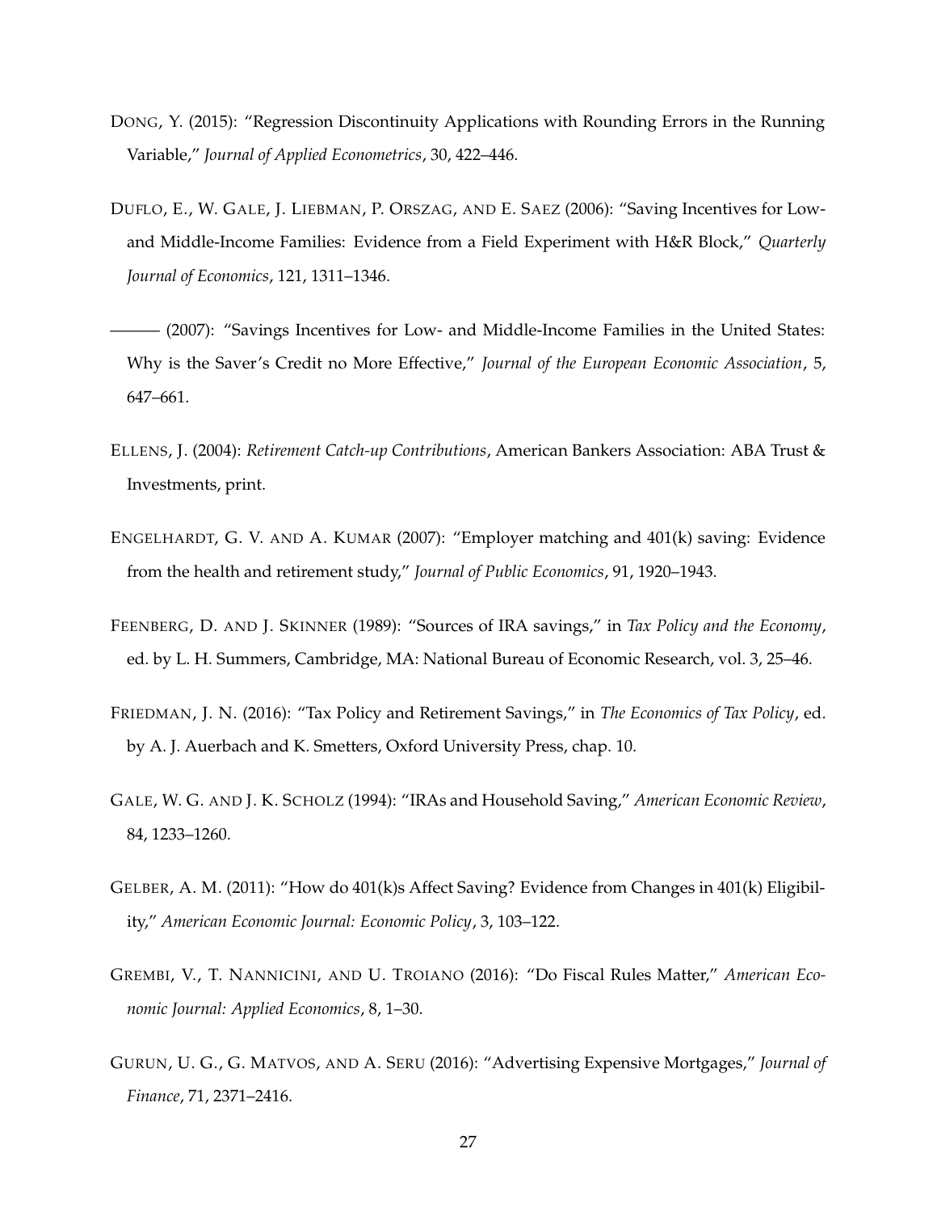DONG, Y. (2015): "Regression Discontinuity Applications with Rounding Errors in the Running Variable," *Journal of Applied Econometrics*, 30, 422–446.

DUFLO, E., W. GALE, J. LIEBMAN, P. ORSZAG, AND E. SAEZ (2006): "Saving Incentives for Low- and Middle-Income Families: Evidence from a Field Experiment with H&R Block," *Quarterly Journal of Economics*, 121, 1311–1346.

——— (2007): "Savings Incentives for Low- and Middle-Income Families in the United States: Why is the Saver's Credit no More Effective," *Journal of the European Economic Association*, 5, 647–661.

ELLENS, J. (2004): *Retirement Catch-up Contributions*, American Bankers Association: ABA Trust & Investments, print.

ENGELHARDT, G. V. AND A. KUMAR (2007): "Employer matching and 401(k) saving: Evidence from the health and retirement study," *Journal of Public Economics*, 91, 1920–1943.

FEENBERG, D. AND J. SKINNER (1989): "Sources of IRA savings," in *Tax Policy and the Economy*, ed. by L. H. Summers, Cambridge, MA: National Bureau of Economic Research, vol. 3, 25–46.

FRIEDMAN, J. N. (2016): "Tax Policy and Retirement Savings," in *The Economics of Tax Policy*, ed. by A. J. Auerbach and K. Smetters, Oxford University Press, chap. 10.

GALE, W. G. AND J. K. SCHOLZ (1994): "IRAs and Household Saving," *American Economic Review*, 84, 1233–1260.

GELBER, A. M. (2011): "How do 401(k)s Affect Saving? Evidence from Changes in 401(k) Eligibility," *American Economic Journal: Economic Policy*, 3, 103–122.

GREMBI, V., T. NANNICINI, AND U. TROIANO (2016): "Do Fiscal Rules Matter," *American Economic Journal: Applied Economics*, 8, 1–30.

GURUN, U. G., G. MATVOS, AND A. SERU (2016): "Advertising Expensive Mortgages," *Journal of Finance*, 71, 2371–2416.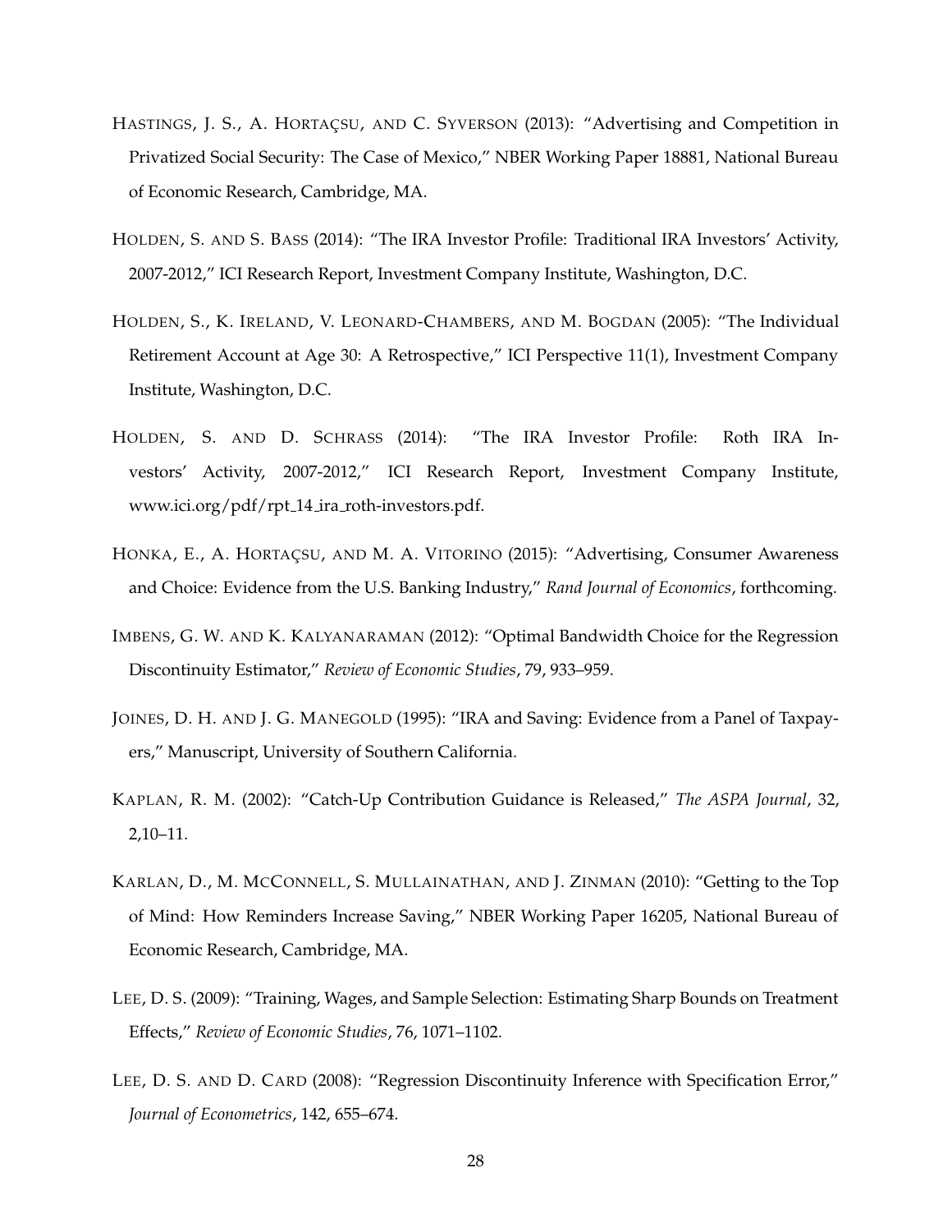HASTINGS, J. S., A. HORTAÇSU, AND C. SYVERSON (2013): "Advertising and Competition in Privatized Social Security: The Case of Mexico," NBER Working Paper 18881, National Bureau of Economic Research, Cambridge, MA.

HOLDEN, S. AND S. BASS (2014): "The IRA Investor Profile: Traditional IRA Investors' Activity, 2007-2012," ICI Research Report, Investment Company Institute, Washington, D.C.

HOLDEN, S., K. IRELAND, V. LEONARD-CHAMBERS, AND M. BOGDAN (2005): "The Individual Retirement Account at Age 30: A Retrospective," ICI Perspective 11(1), Investment Company Institute, Washington, D.C.

HOLDEN, S. AND D. SCHRASS (2014): "The IRA Investor Profile: Roth IRA Investors' Activity, 2007-2012," ICI Research Report, Investment Company Institute, www.ici.org/pdf/rpt_14_ira_roth-investors.pdf.

HONKA, E., A. HORTAÇSU, AND M. A. VITORINO (2015): "Advertising, Consumer Awareness and Choice: Evidence from the U.S. Banking Industry," *Rand Journal of Economics*, forthcoming.

IMBENS, G. W. AND K. KALYANARAMAN (2012): "Optimal Bandwidth Choice for the Regression Discontinuity Estimator," *Review of Economic Studies*, 79, 933–959.

JOINES, D. H. AND J. G. MANEGOLD (1995): "IRA and Saving: Evidence from a Panel of Taxpayers," Manuscript, University of Southern California.

KAPLAN, R. M. (2002): "Catch-Up Contribution Guidance is Released," *The ASPA Journal*, 32, 2,10–11.

KARLAN, D., M. MCCONNELL, S. MULLAINATHAN, AND J. ZINMAN (2010): "Getting to the Top of Mind: How Reminders Increase Saving," NBER Working Paper 16205, National Bureau of Economic Research, Cambridge, MA.

LEE, D. S. (2009): "Training, Wages, and Sample Selection: Estimating Sharp Bounds on Treatment Effects," *Review of Economic Studies*, 76, 1071–1102.

LEE, D. S. AND D. CARD (2008): "Regression Discontinuity Inference with Specification Error," *Journal of Econometrics*, 142, 655–674.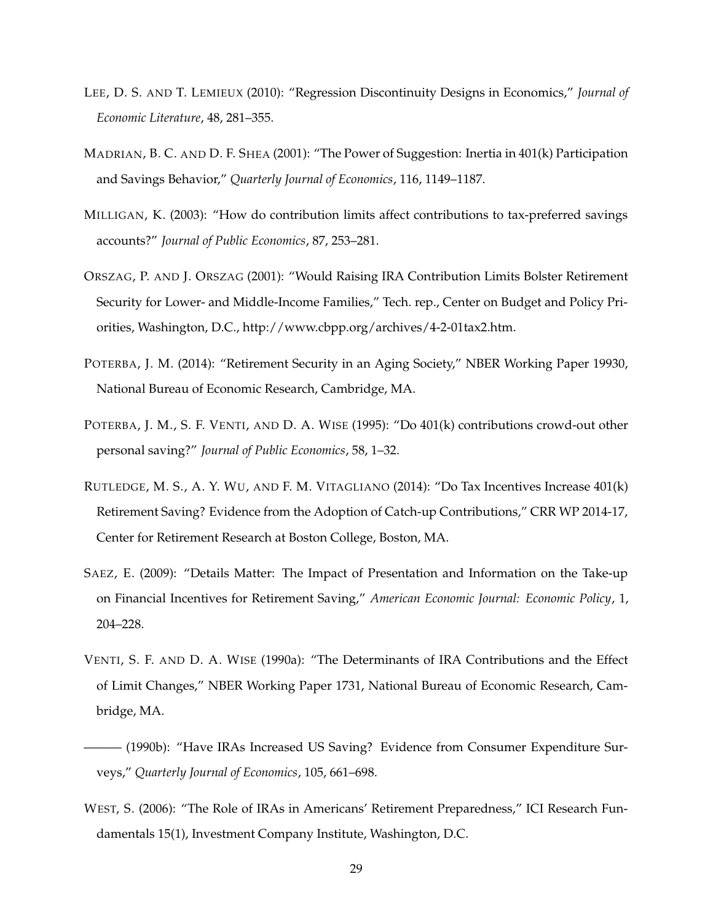LEE, D. S. AND T. LEMIEUX (2010): "Regression Discontinuity Designs in Economics," *Journal of Economic Literature*, 48, 281–355.

MADRIAN, B. C. AND D. F. SHEA (2001): "The Power of Suggestion: Inertia in 401(k) Participation and Savings Behavior," *Quarterly Journal of Economics*, 116, 1149–1187.

MILLIGAN, K. (2003): "How do contribution limits affect contributions to tax-preferred savings accounts?" *Journal of Public Economics*, 87, 253–281.

ORSZAG, P. AND J. ORSZAG (2001): "Would Raising IRA Contribution Limits Bolster Retirement Security for Lower- and Middle-Income Families," Tech. rep., Center on Budget and Policy Priorities, Washington, D.C., http://www.cbpp.org/archives/4-2-01tax2.htm.

POTERBA, J. M. (2014): "Retirement Security in an Aging Society," NBER Working Paper 19930, National Bureau of Economic Research, Cambridge, MA.

POTERBA, J. M., S. F. VENTI, AND D. A. WISE (1995): "Do 401(k) contributions crowd-out other personal saving?" *Journal of Public Economics*, 58, 1–32.

RUTLEDGE, M. S., A. Y. WU, AND F. M. VITAGLIANO (2014): "Do Tax Incentives Increase 401(k) Retirement Saving? Evidence from the Adoption of Catch-up Contributions," CRR WP 2014-17, Center for Retirement Research at Boston College, Boston, MA.

SAEZ, E. (2009): "Details Matter: The Impact of Presentation and Information on the Take-up on Financial Incentives for Retirement Saving," *American Economic Journal: Economic Policy*, 1, 204–228.

VENTI, S. F. AND D. A. WISE (1990a): "The Determinants of IRA Contributions and the Effect of Limit Changes," NBER Working Paper 1731, National Bureau of Economic Research, Cambridge, MA.

——— (1990b): "Have IRAs Increased US Saving? Evidence from Consumer Expenditure Surveys," *Quarterly Journal of Economics*, 105, 661–698.

WEST, S. (2006): "The Role of IRAs in Americans' Retirement Preparedness," ICI Research Fundamentals 15(1), Investment Company Institute, Washington, D.C.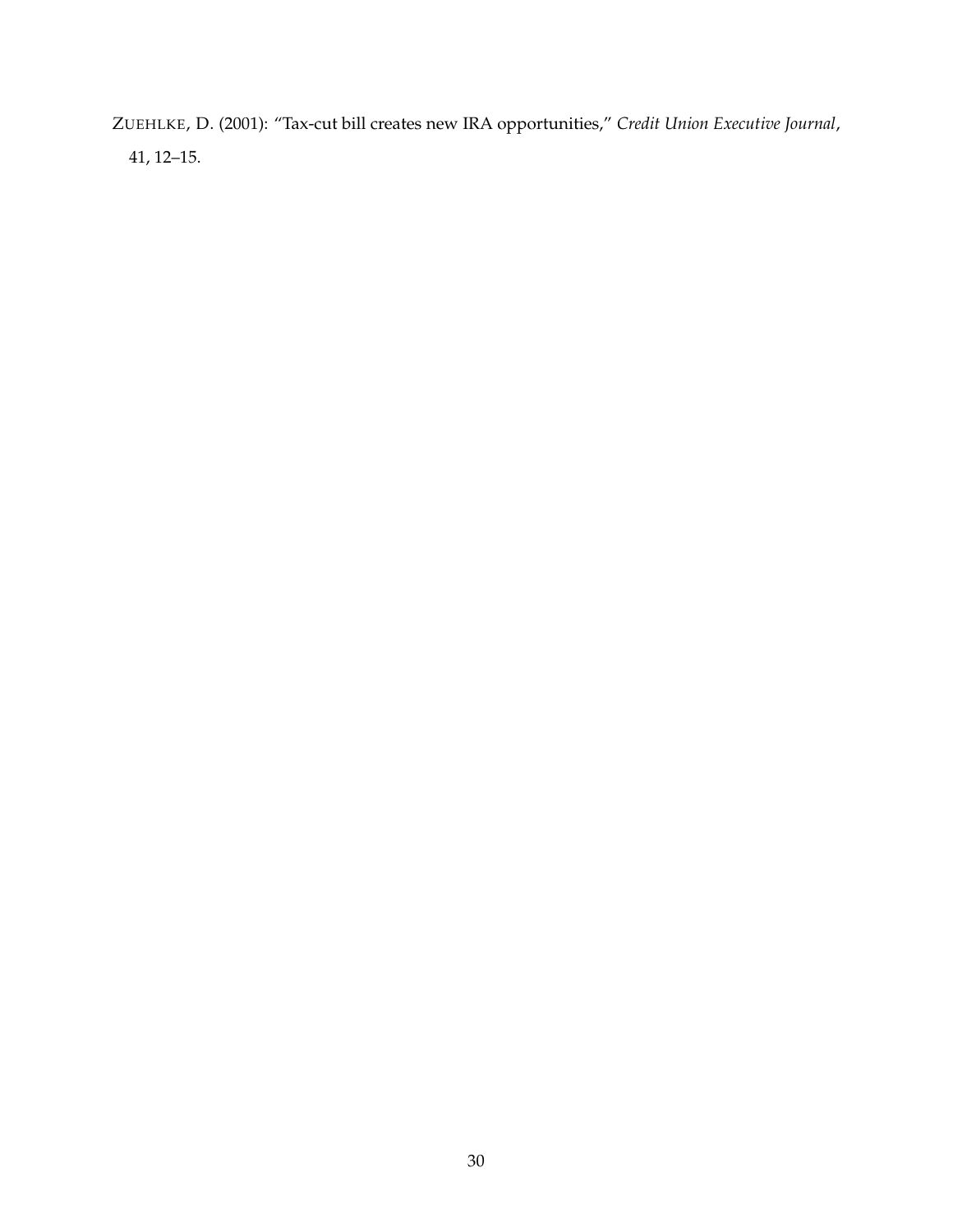ZUEHLKE, D. (2001): “Tax-cut bill creates new IRA opportunities,” *Credit Union Executive Journal*, 41, 12–15.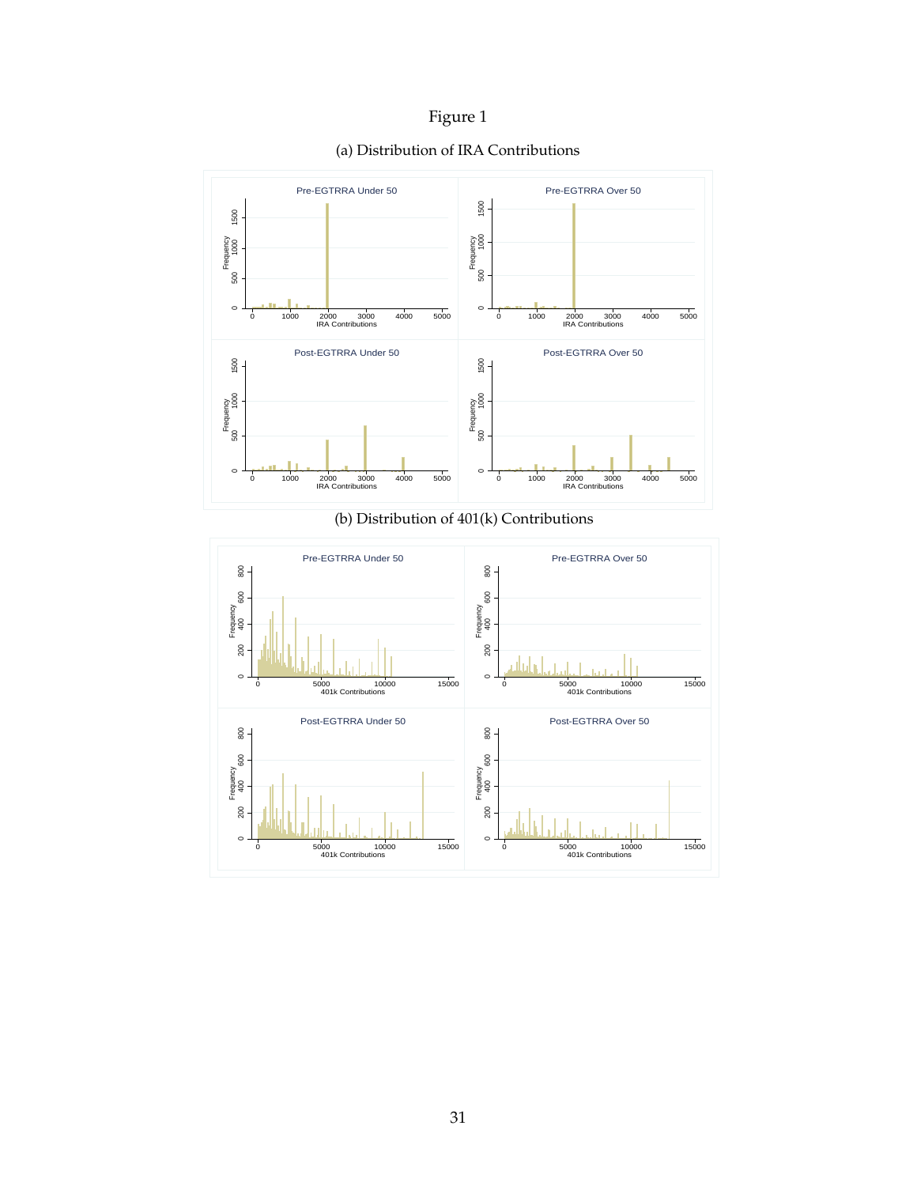Figure 1

(a) Distribution of IRA Contributions

(b) Distribution of 401(k) Contributions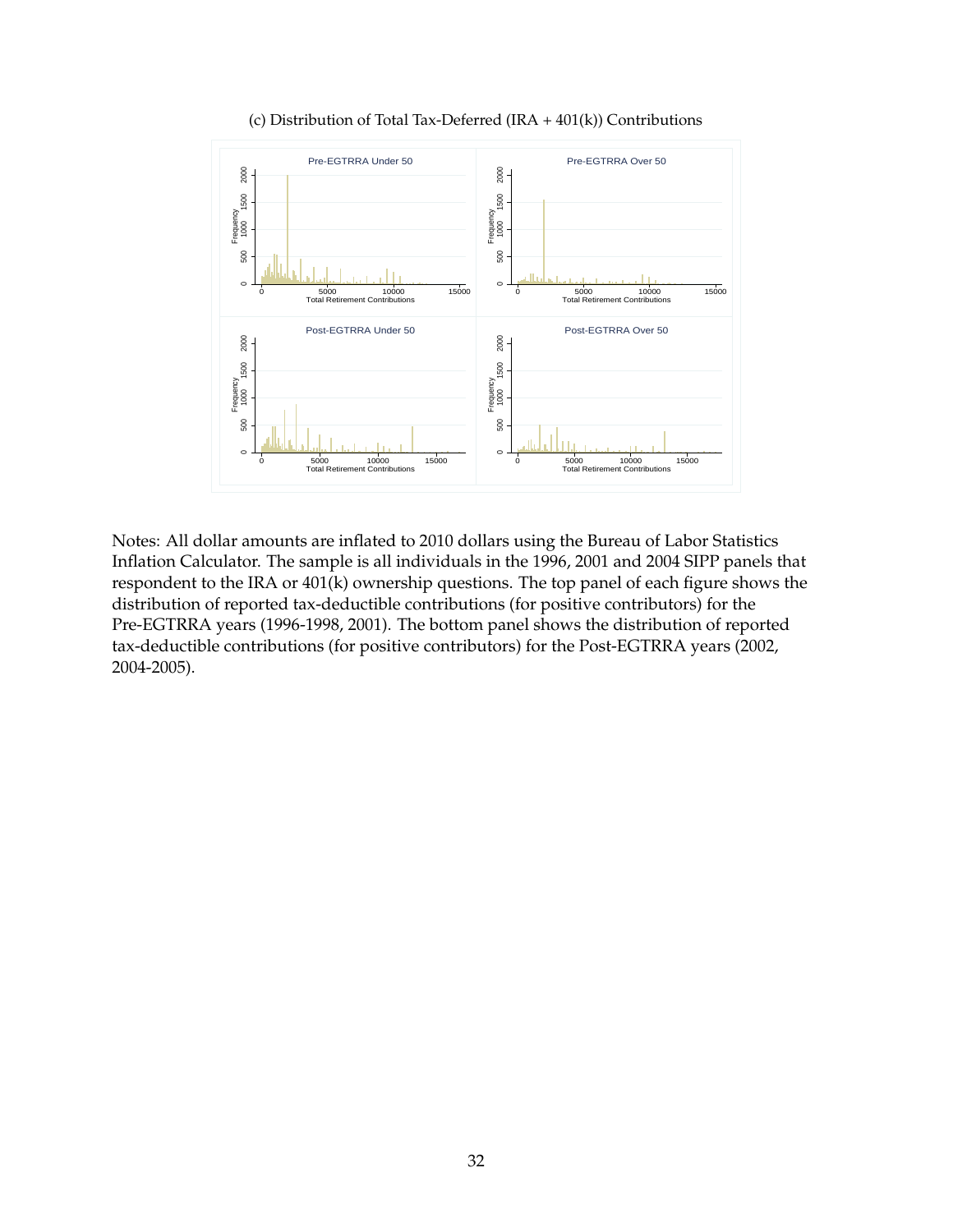(c) Distribution of Total Tax-Deferred (IRA + 401(k)) Contributions

Notes: All dollar amounts are inflated to 2010 dollars using the Bureau of Labor Statistics Inflation Calculator. The sample is all individuals in the 1996, 2001 and 2004 SIPP panels that respondent to the IRA or 401(k) ownership questions. The top panel of each figure shows the distribution of reported tax-deductible contributions (for positive contributors) for the Pre-EGTRRA years (1996-1998, 2001). The bottom panel shows the distribution of reported tax-deductible contributions (for positive contributors) for the Post-EGTRRA years (2002, 2004-2005).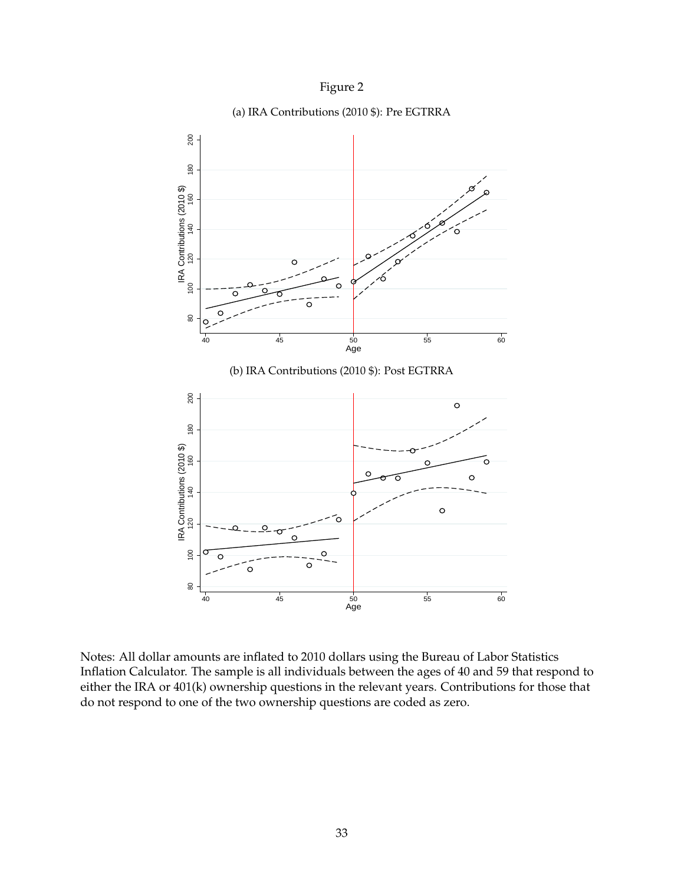Figure 2

(a) IRA Contributions (2010 $): Pre EGTRRA

(b) IRA Contributions (2010 $): Post EGTRRA

Notes: All dollar amounts are inflated to 2010 dollars using the Bureau of Labor Statistics Inflation Calculator. The sample is all individuals between the ages of 40 and 59 that respond to either the IRA or 401(k) ownership questions in the relevant years. Contributions for those that do not respond to one of the two ownership questions are coded as zero.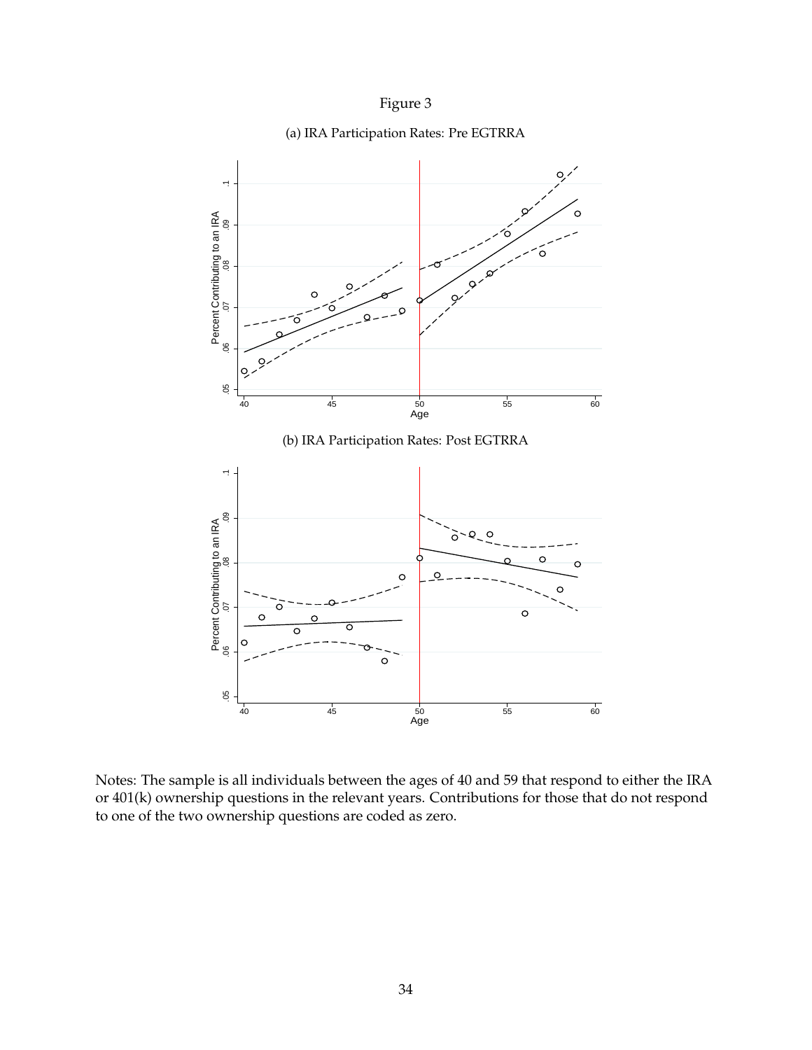Figure 3

(a) IRA Participation Rates: Pre EGTRRA

(b) IRA Participation Rates: Post EGTRRA

Notes: The sample is all individuals between the ages of 40 and 59 that respond to either the IRA or 401(k) ownership questions in the relevant years. Contributions for those that do not respond to one of the two ownership questions are coded as zero.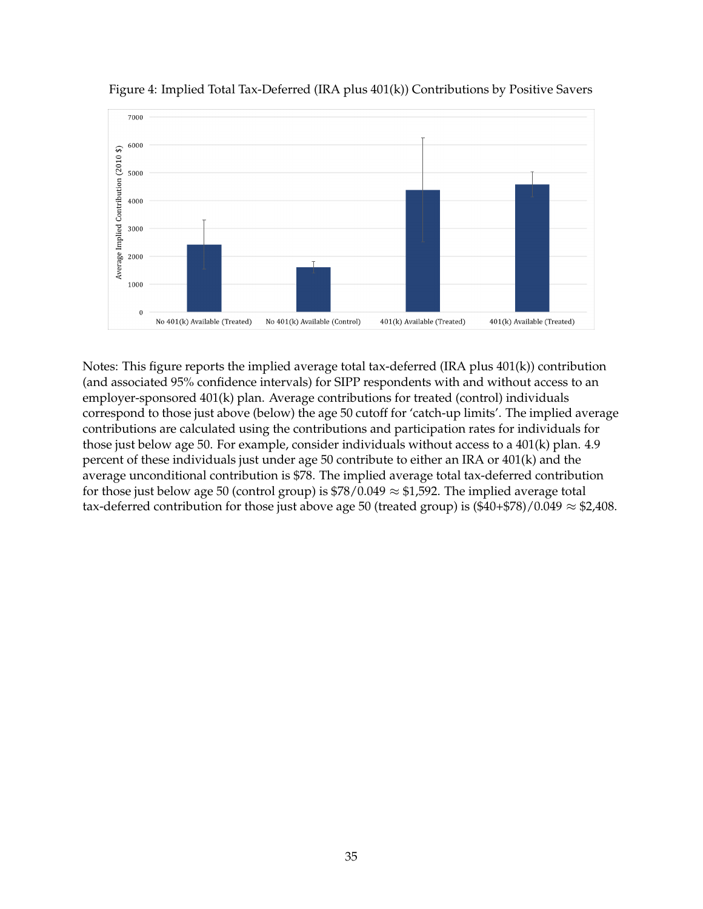Figure 4: Implied Total Tax-Deferred (IRA plus 401(k)) Contributions by Positive Savers

Notes: This figure reports the implied average total tax-deferred (IRA plus 401(k)) contribution (and associated 95% confidence intervals) for SIPP respondents with and without access to an employer-sponsored 401(k) plan. Average contributions for treated (control) individuals correspond to those just above (below) the age 50 cutoff for 'catch-up limits'. The implied average contributions are calculated using the contributions and participation rates for individuals for those just below age 50. For example, consider individuals without access to a 401(k) plan. 4.9 percent of these individuals just under age 50 contribute to either an IRA or 401(k) and the average unconditional contribution is \$78. The implied average total tax-deferred contribution for those just below age 50 (control group) is $\$78/0.049 \approx \$1{,}592$. The implied average total tax-deferred contribution for those just above age 50 (treated group) is $(\$40+\$78)/0.049 \approx \$2{,}408$.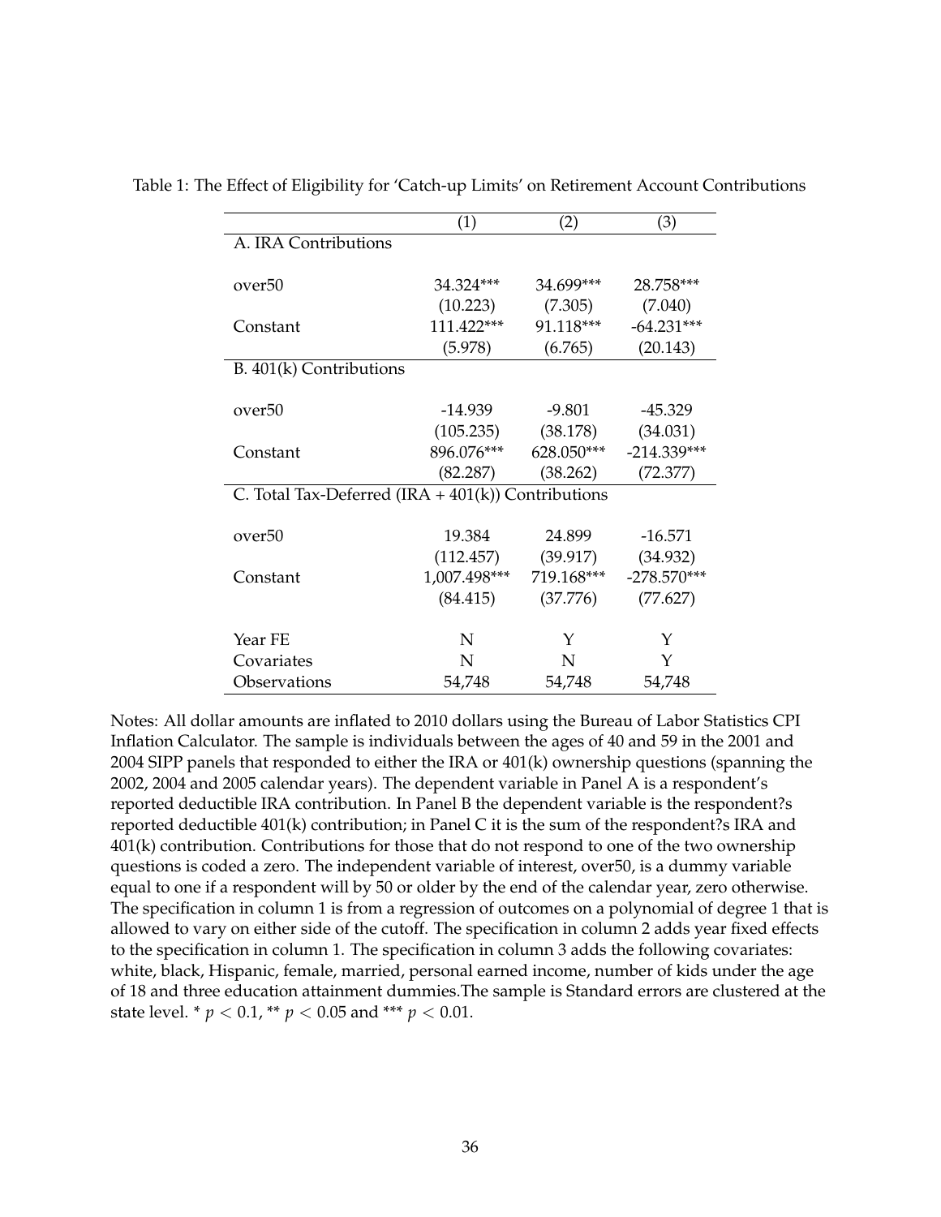Table 1: The Effect of Eligibility for 'Catch-up Limits' on Retirement Account Contributions

| | (1) | (2) | (3) |
|---|---|---|---|
| A. IRA Contributions | | | |
| over50 | 34.324*** | 34.699*** | 28.758*** |
| | (10.223) | (7.305) | (7.040) |
| Constant | 111.422*** | 91.118*** | -64.231*** |
| | (5.978) | (6.765) | (20.143) |
| B. 401(k) Contributions | | | |
| over50 | -14.939 | -9.801 | -45.329 |
| | (105.235) | (38.178) | (34.031) |
| Constant | 896.076*** | 628.050*** | -214.339*** |
| | (82.287) | (38.262) | (72.377) |
| C. Total Tax-Deferred (IRA + 401(k)) Contributions | | | |
| over50 | 19.384 | 24.899 | -16.571 |
| | (112.457) | (39.917) | (34.932) |
| Constant | 1,007.498*** | 719.168*** | -278.570*** |
| | (84.415) | (37.776) | (77.627) |
| Year FE | N | Y | Y |
| Covariates | N | N | Y |
| Observations | 54,748 | 54,748 | 54,748 |

Notes: All dollar amounts are inflated to 2010 dollars using the Bureau of Labor Statistics CPI Inflation Calculator. The sample is individuals between the ages of 40 and 59 in the 2001 and 2004 SIPP panels that responded to either the IRA or 401(k) ownership questions (spanning the 2002, 2004 and 2005 calendar years). The dependent variable in Panel A is a respondent's reported deductible IRA contribution. In Panel B the dependent variable is the respondent?s reported deductible 401(k) contribution; in Panel C it is the sum of the respondent?s IRA and 401(k) contribution. Contributions for those that do not respond to one of the two ownership questions is coded a zero. The independent variable of interest, over50, is a dummy variable equal to one if a respondent will by 50 or older by the end of the calendar year, zero otherwise. The specification in column 1 is from a regression of outcomes on a polynomial of degree 1 that is allowed to vary on either side of the cutoff. The specification in column 2 adds year fixed effects to the specification in column 1. The specification in column 3 adds the following covariates: white, black, Hispanic, female, married, personal earned income, number of kids under the age of 18 and three education attainment dummies.The sample is Standard errors are clustered at the state level. * $p < 0.1$, ** $p < 0.05$ and *** $p < 0.01$.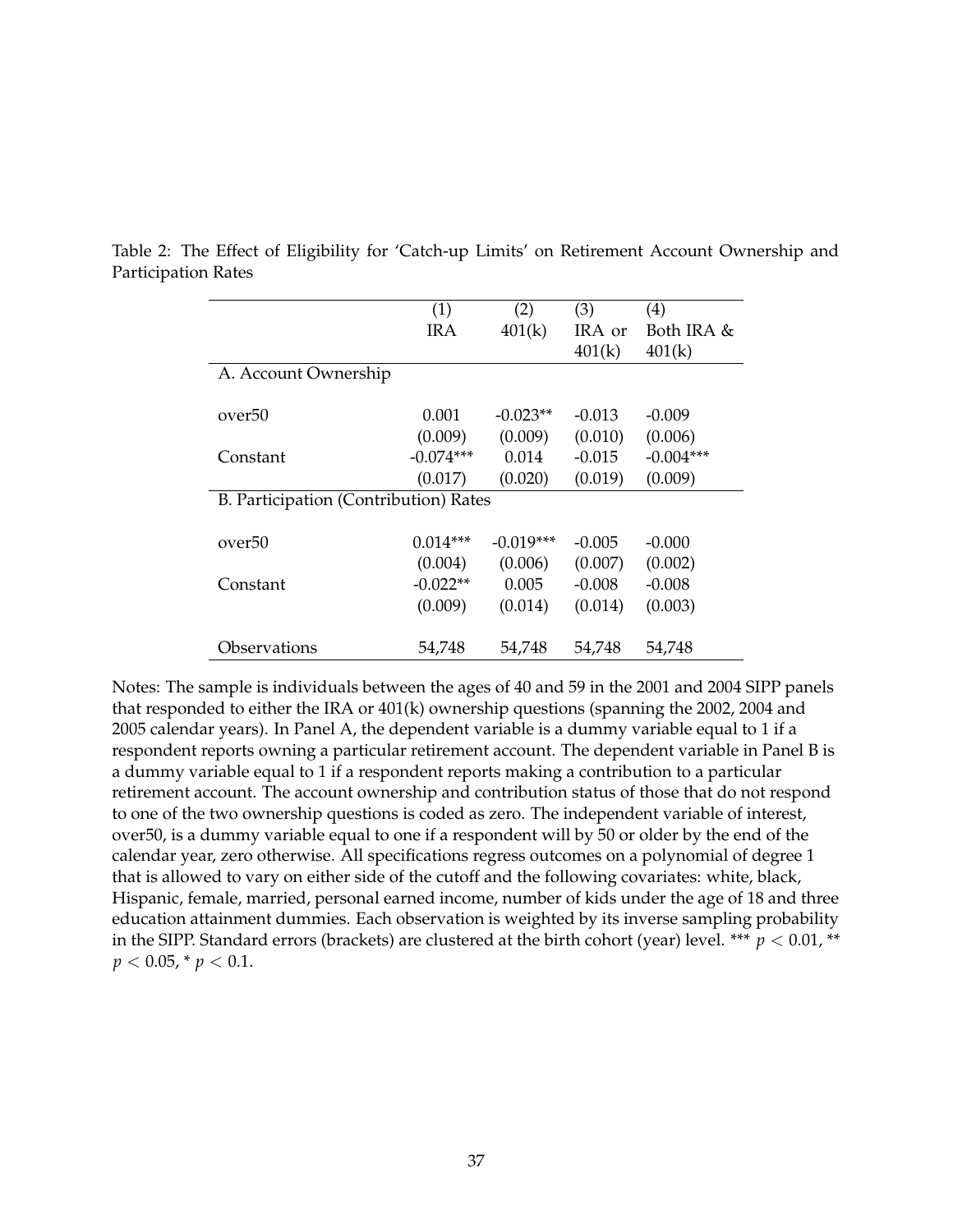Table 2: The Effect of Eligibility for 'Catch-up Limits' on Retirement Account Ownership and Participation Rates

| | (1) | (2) | (3) | (4) |
|---|---|---|---|---|
| | IRA | 401(k) | IRA or 401(k) | Both IRA & 401(k) |
| A. Account Ownership | | | | |
| over50 | 0.001 | -0.023** | -0.013 | -0.009 |
| | (0.009) | (0.009) | (0.010) | (0.006) |
| Constant | -0.074*** | 0.014 | -0.015 | -0.004*** |
| | (0.017) | (0.020) | (0.019) | (0.009) |
| B. Participation (Contribution) Rates | | | | |
| over50 | 0.014*** | -0.019*** | -0.005 | -0.000 |
| | (0.004) | (0.006) | (0.007) | (0.002) |
| Constant | -0.022** | 0.005 | -0.008 | -0.008 |
| | (0.009) | (0.014) | (0.014) | (0.003) |
| Observations | 54,748 | 54,748 | 54,748 | 54,748 |

Notes: The sample is individuals between the ages of 40 and 59 in the 2001 and 2004 SIPP panels that responded to either the IRA or 401(k) ownership questions (spanning the 2002, 2004 and 2005 calendar years). In Panel A, the dependent variable is a dummy variable equal to 1 if a respondent reports owning a particular retirement account. The dependent variable in Panel B is a dummy variable equal to 1 if a respondent reports making a contribution to a particular retirement account. The account ownership and contribution status of those that do not respond to one of the two ownership questions is coded as zero. The independent variable of interest, over50, is a dummy variable equal to one if a respondent will by 50 or older by the end of the calendar year, zero otherwise. All specifications regress outcomes on a polynomial of degree 1 that is allowed to vary on either side of the cutoff and the following covariates: white, black, Hispanic, female, married, personal earned income, number of kids under the age of 18 and three education attainment dummies. Each observation is weighted by its inverse sampling probability in the SIPP. Standard errors (brackets) are clustered at the birth cohort (year) level. *** $p < 0.01$, ** $p < 0.05$, * $p < 0.1$.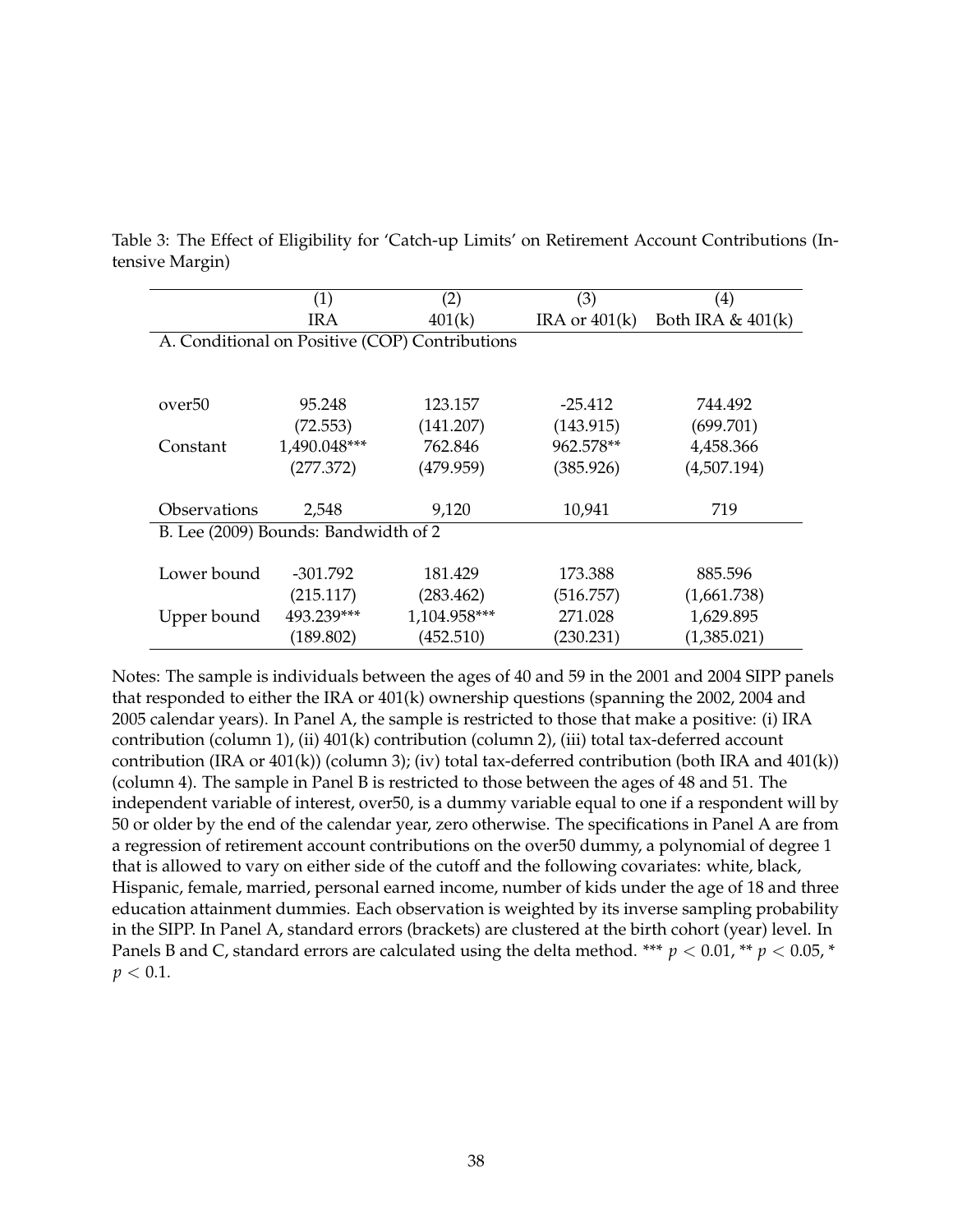Table 3: The Effect of Eligibility for 'Catch-up Limits' on Retirement Account Contributions (Intensive Margin)

| | (1) | (2) | (3) | (4) |
|---|---|---|---|---|
| | IRA | 401(k) | IRA or 401(k) | Both IRA & 401(k) |
| A. Conditional on Positive (COP) Contributions | | | | |
| over50 | 95.248 | 123.157 | -25.412 | 744.492 |
| | (72.553) | (141.207) | (143.915) | (699.701) |
| Constant | 1,490.048*** | 762.846 | 962.578** | 4,458.366 |
| | (277.372) | (479.959) | (385.926) | (4,507.194) |
| Observations | 2,548 | 9,120 | 10,941 | 719 |
| B. Lee (2009) Bounds: Bandwidth of 2 | | | | |
| Lower bound | -301.792 | 181.429 | 173.388 | 885.596 |
| | (215.117) | (283.462) | (516.757) | (1,661.738) |
| Upper bound | 493.239*** | 1,104.958*** | 271.028 | 1,629.895 |
| | (189.802) | (452.510) | (230.231) | (1,385.021) |

Notes: The sample is individuals between the ages of 40 and 59 in the 2001 and 2004 SIPP panels that responded to either the IRA or 401(k) ownership questions (spanning the 2002, 2004 and 2005 calendar years). In Panel A, the sample is restricted to those that make a positive: (i) IRA contribution (column 1), (ii) 401(k) contribution (column 2), (iii) total tax-deferred account contribution (IRA or 401(k)) (column 3); (iv) total tax-deferred contribution (both IRA and 401(k)) (column 4). The sample in Panel B is restricted to those between the ages of 48 and 51. The independent variable of interest, over50, is a dummy variable equal to one if a respondent will by 50 or older by the end of the calendar year, zero otherwise. The specifications in Panel A are from a regression of retirement account contributions on the over50 dummy, a polynomial of degree 1 that is allowed to vary on either side of the cutoff and the following covariates: white, black, Hispanic, female, married, personal earned income, number of kids under the age of 18 and three education attainment dummies. Each observation is weighted by its inverse sampling probability in the SIPP. In Panel A, standard errors (brackets) are clustered at the birth cohort (year) level. In Panels B and C, standard errors are calculated using the delta method. *** $p < 0.01$, ** $p < 0.05$, * $p < 0.1$.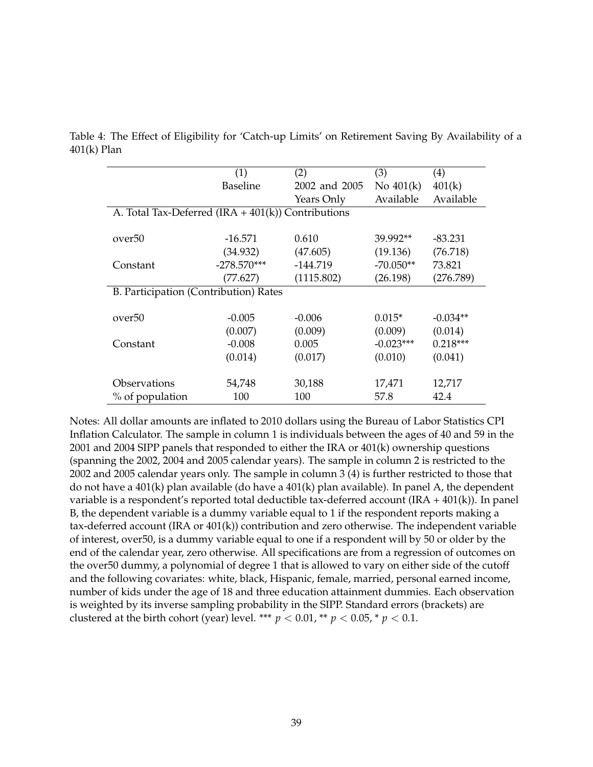Table 4: The Effect of Eligibility for 'Catch-up Limits' on Retirement Saving By Availability of a 401(k) Plan

| | (1) | (2) | (3) | (4) |
|---|---|---|---|---|
| | Baseline | 2002 and 2005 Years Only | No 401(k) Available | 401(k) Available |
| A. Total Tax-Deferred (IRA + 401(k)) Contributions | | | | |
| over50 | -16.571 | 0.610 | 39.992** | -83.231 |
| | (34.932) | (47.605) | (19.136) | (76.718) |
| Constant | -278.570*** | -144.719 | -70.050** | 73.821 |
| | (77.627) | (1115.802) | (26.198) | (276.789) |
| B. Participation (Contribution) Rates | | | | |
| over50 | -0.005 | -0.006 | 0.015* | -0.034** |
| | (0.007) | (0.009) | (0.009) | (0.014) |
| Constant | -0.008 | 0.005 | -0.023*** | 0.218*** |
| | (0.014) | (0.017) | (0.010) | (0.041) |
| Observations | 54,748 | 30,188 | 17,471 | 12,717 |
| % of population | 100 | 100 | 57.8 | 42.4 |

Notes: All dollar amounts are inflated to 2010 dollars using the Bureau of Labor Statistics CPI Inflation Calculator. The sample in column 1 is individuals between the ages of 40 and 59 in the 2001 and 2004 SIPP panels that responded to either the IRA or 401(k) ownership questions (spanning the 2002, 2004 and 2005 calendar years). The sample in column 2 is restricted to the 2002 and 2005 calendar years only. The sample in column 3 (4) is further restricted to those that do not have a 401(k) plan available (do have a 401(k) plan available). In panel A, the dependent variable is a respondent's reported total deductible tax-deferred account (IRA + 401(k)). In panel B, the dependent variable is a dummy variable equal to 1 if the respondent reports making a tax-deferred account (IRA or 401(k)) contribution and zero otherwise. The independent variable of interest, over50, is a dummy variable equal to one if a respondent will by 50 or older by the end of the calendar year, zero otherwise. All specifications are from a regression of outcomes on the over50 dummy, a polynomial of degree 1 that is allowed to vary on either side of the cutoff and the following covariates: white, black, Hispanic, female, married, personal earned income, number of kids under the age of 18 and three education attainment dummies. Each observation is weighted by its inverse sampling probability in the SIPP. Standard errors (brackets) are clustered at the birth cohort (year) level. *** $p < 0.01$, ** $p < 0.05$, * $p < 0.1$.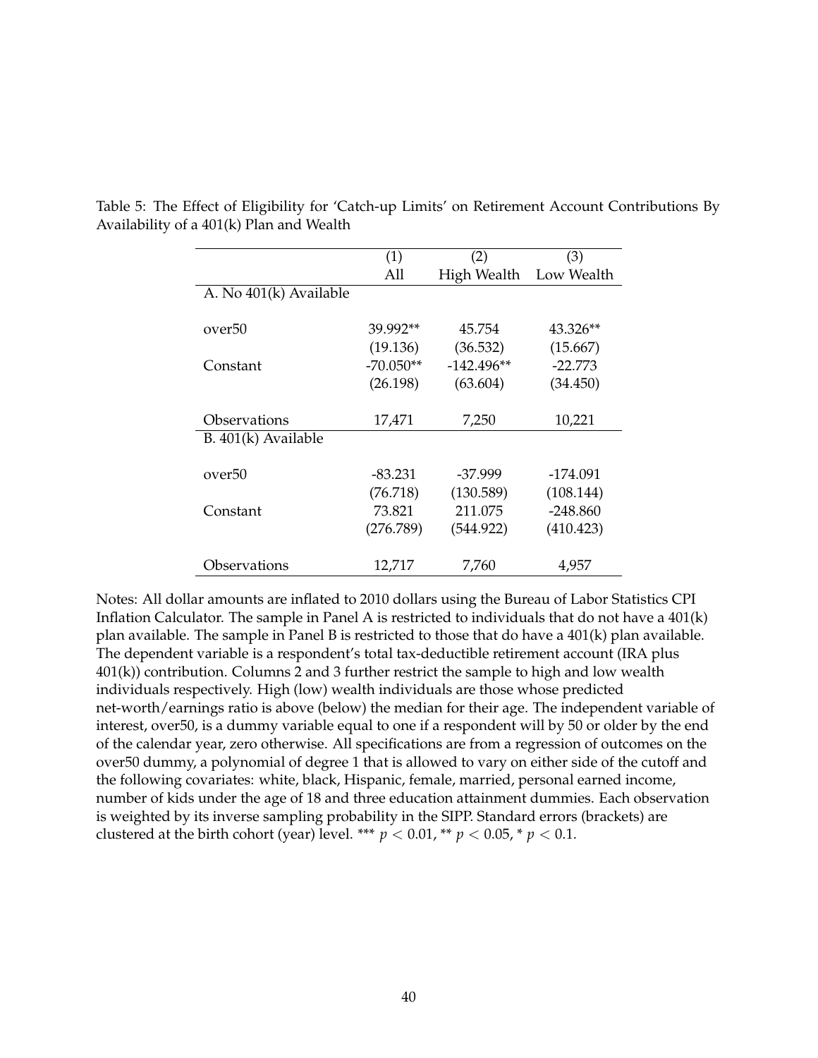Table 5: The Effect of Eligibility for 'Catch-up Limits' on Retirement Account Contributions By Availability of a 401(k) Plan and Wealth

| | (1) | (2) | (3) |
|---|---|---|---|
| | All | High Wealth | Low Wealth |
| A. No 401(k) Available | | | |
| over50 | 39.992** | 45.754 | 43.326** |
| | (19.136) | (36.532) | (15.667) |
| Constant | -70.050** | -142.496** | -22.773 |
| | (26.198) | (63.604) | (34.450) |
| Observations | 17,471 | 7,250 | 10,221 |
| B. 401(k) Available | | | |
| over50 | -83.231 | -37.999 | -174.091 |
| | (76.718) | (130.589) | (108.144) |
| Constant | 73.821 | 211.075 | -248.860 |
| | (276.789) | (544.922) | (410.423) |
| Observations | 12,717 | 7,760 | 4,957 |

Notes: All dollar amounts are inflated to 2010 dollars using the Bureau of Labor Statistics CPI Inflation Calculator. The sample in Panel A is restricted to individuals that do not have a 401(k) plan available. The sample in Panel B is restricted to those that do have a 401(k) plan available. The dependent variable is a respondent's total tax-deductible retirement account (IRA plus 401(k)) contribution. Columns 2 and 3 further restrict the sample to high and low wealth individuals respectively. High (low) wealth individuals are those whose predicted net-worth/earnings ratio is above (below) the median for their age. The independent variable of interest, over50, is a dummy variable equal to one if a respondent will by 50 or older by the end of the calendar year, zero otherwise. All specifications are from a regression of outcomes on the over50 dummy, a polynomial of degree 1 that is allowed to vary on either side of the cutoff and the following covariates: white, black, Hispanic, female, married, personal earned income, number of kids under the age of 18 and three education attainment dummies. Each observation is weighted by its inverse sampling probability in the SIPP. Standard errors (brackets) are clustered at the birth cohort (year) level. *** $p < 0.01$, ** $p < 0.05$, * $p < 0.1$.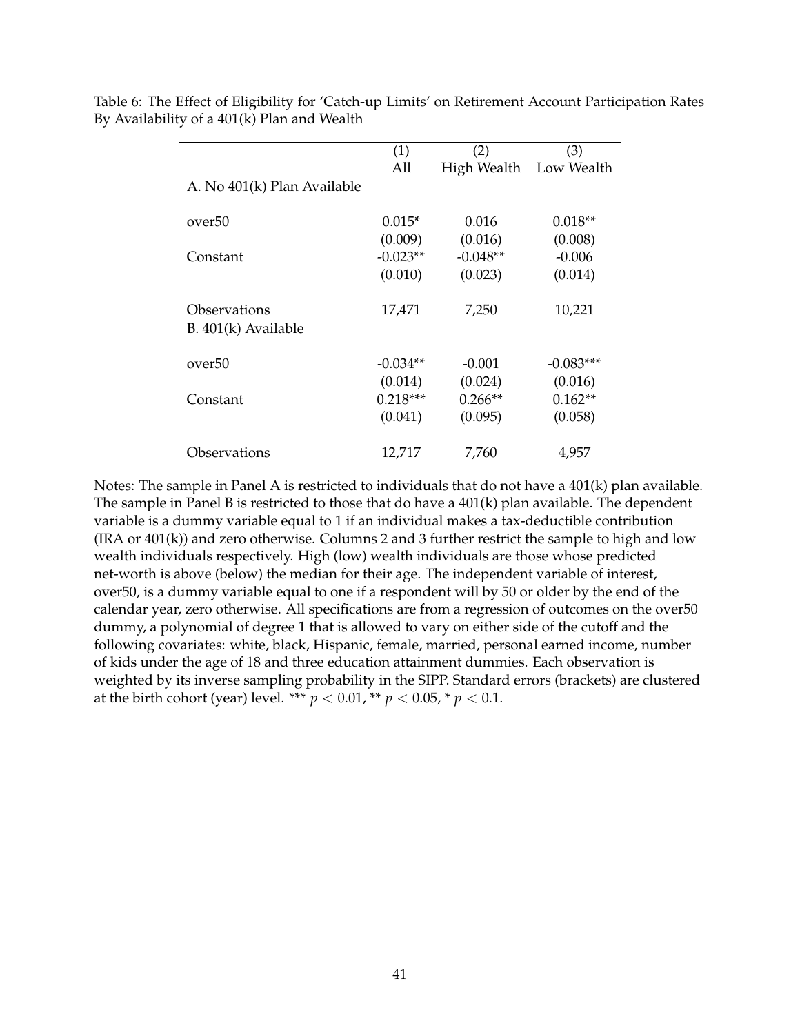Table 6: The Effect of Eligibility for 'Catch-up Limits' on Retirement Account Participation Rates By Availability of a 401(k) Plan and Wealth

| | (1) | (2) | (3) |
|---|---|---|---|
| | All | High Wealth | Low Wealth |
| A. No 401(k) Plan Available | | | |
| over50 | 0.015* | 0.016 | 0.018** |
| | (0.009) | (0.016) | (0.008) |
| Constant | -0.023** | -0.048** | -0.006 |
| | (0.010) | (0.023) | (0.014) |
| Observations | 17,471 | 7,250 | 10,221 |
| B. 401(k) Available | | | |
| over50 | -0.034** | -0.001 | -0.083*** |
| | (0.014) | (0.024) | (0.016) |
| Constant | 0.218*** | 0.266** | 0.162** |
| | (0.041) | (0.095) | (0.058) |
| Observations | 12,717 | 7,760 | 4,957 |

Notes: The sample in Panel A is restricted to individuals that do not have a 401(k) plan available. The sample in Panel B is restricted to those that do have a 401(k) plan available. The dependent variable is a dummy variable equal to 1 if an individual makes a tax-deductible contribution (IRA or 401(k)) and zero otherwise. Columns 2 and 3 further restrict the sample to high and low wealth individuals respectively. High (low) wealth individuals are those whose predicted net-worth is above (below) the median for their age. The independent variable of interest, over50, is a dummy variable equal to one if a respondent will by 50 or older by the end of the calendar year, zero otherwise. All specifications are from a regression of outcomes on the over50 dummy, a polynomial of degree 1 that is allowed to vary on either side of the cutoff and the following covariates: white, black, Hispanic, female, married, personal earned income, number of kids under the age of 18 and three education attainment dummies. Each observation is weighted by its inverse sampling probability in the SIPP. Standard errors (brackets) are clustered at the birth cohort (year) level. *** $p < 0.01$, ** $p < 0.05$, * $p < 0.1$.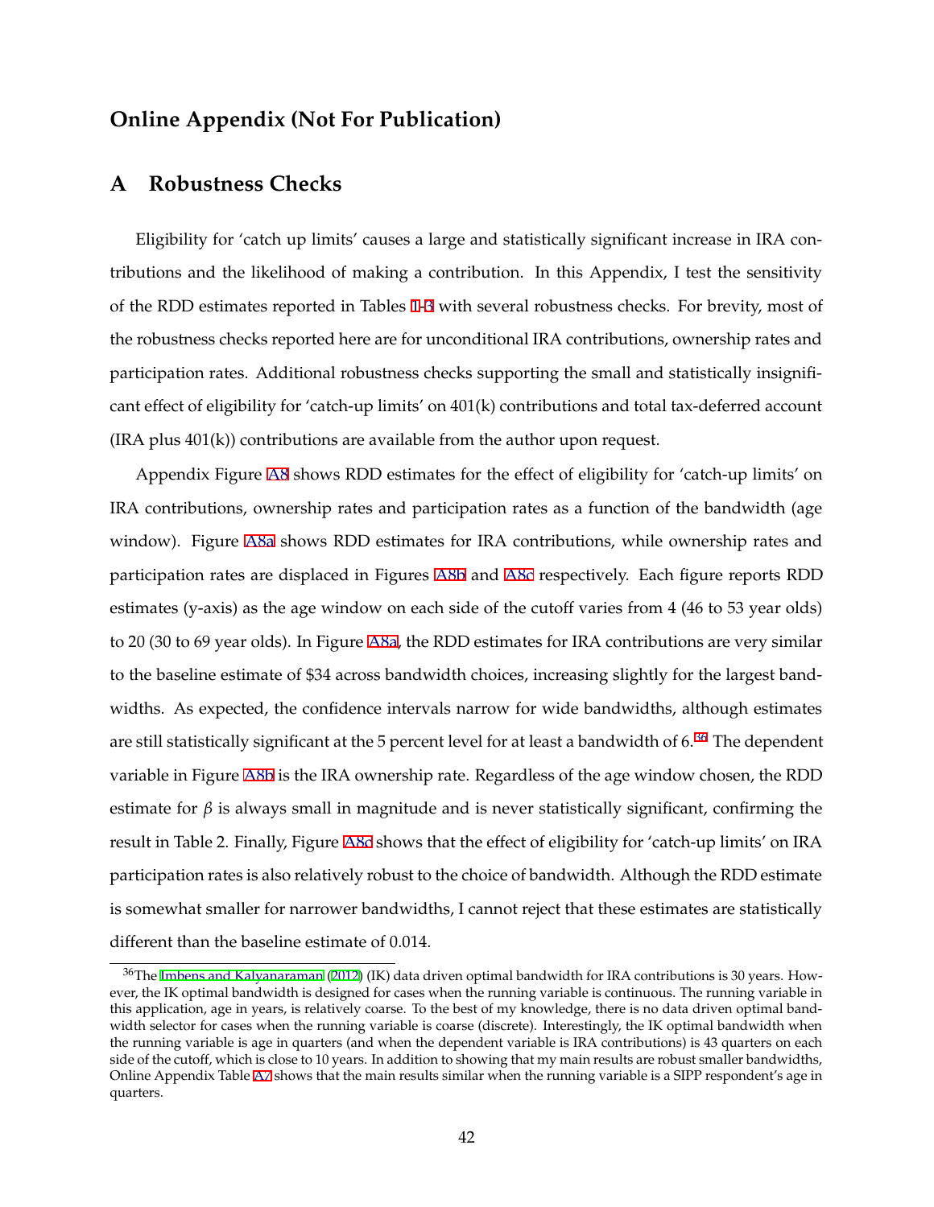# Online Appendix (Not For Publication)

## A Robustness Checks

Eligibility for 'catch up limits' causes a large and statistically significant increase in IRA contributions and the likelihood of making a contribution. In this Appendix, I test the sensitivity of the RDD estimates reported in Tables 1-3 with several robustness checks. For brevity, most of the robustness checks reported here are for unconditional IRA contributions, ownership rates and participation rates. Additional robustness checks supporting the small and statistically insignificant effect of eligibility for 'catch-up limits' on 401(k) contributions and total tax-deferred account (IRA plus 401(k)) contributions are available from the author upon request.

Appendix Figure A8 shows RDD estimates for the effect of eligibility for 'catch-up limits' on IRA contributions, ownership rates and participation rates as a function of the bandwidth (age window). Figure A8a shows RDD estimates for IRA contributions, while ownership rates and participation rates are displaced in Figures A8b and A8c respectively. Each figure reports RDD estimates (y-axis) as the age window on each side of the cutoff varies from 4 (46 to 53 year olds) to 20 (30 to 69 year olds). In Figure A8a, the RDD estimates for IRA contributions are very similar to the baseline estimate of \$34 across bandwidth choices, increasing slightly for the largest bandwidths. As expected, the confidence intervals narrow for wide bandwidths, although estimates are still statistically significant at the 5 percent level for at least a bandwidth of 6.[36] The dependent variable in Figure A8b is the IRA ownership rate. Regardless of the age window chosen, the RDD estimate for $\beta$ is always small in magnitude and is never statistically significant, confirming the result in Table 2. Finally, Figure A8c shows that the effect of eligibility for 'catch-up limits' on IRA participation rates is also relatively robust to the choice of bandwidth. Although the RDD estimate is somewhat smaller for narrower bandwidths, I cannot reject that these estimates are statistically different than the baseline estimate of 0.014.

[36] The Imbens and Kalyanaraman (2012) (IK) data driven optimal bandwidth for IRA contributions is 30 years. However, the IK optimal bandwidth is designed for cases when the running variable is continuous. The running variable in this application, age in years, is relatively coarse. To the best of my knowledge, there is no data driven optimal bandwidth selector for cases when the running variable is coarse (discrete). Interestingly, the IK optimal bandwidth when the running variable is age in quarters (and when the dependent variable is IRA contributions) is 43 quarters on each side of the cutoff, which is close to 10 years. In addition to showing that my main results are robust smaller bandwidths, Online Appendix Table A7 shows that the main results similar when the running variable is a SIPP respondent's age in quarters.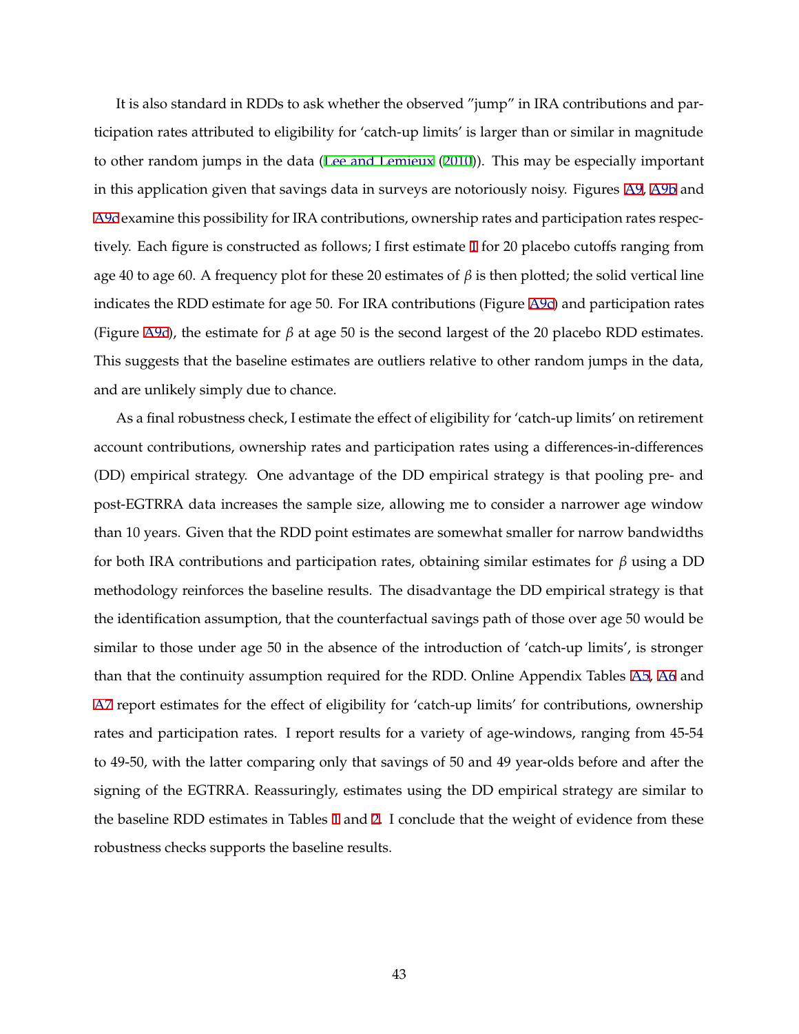It is also standard in RDDs to ask whether the observed "jump" in IRA contributions and participation rates attributed to eligibility for 'catch-up limits' is larger than or similar in magnitude to other random jumps in the data (Lee and Lemieux (2010)). This may be especially important in this application given that savings data in surveys are notoriously noisy. Figures A9, A9b and A9c examine this possibility for IRA contributions, ownership rates and participation rates respectively. Each figure is constructed as follows; I first estimate 1 for 20 placebo cutoffs ranging from age 40 to age 60. A frequency plot for these 20 estimates of $\beta$ is then plotted; the solid vertical line indicates the RDD estimate for age 50. For IRA contributions (Figure A9c) and participation rates (Figure A9c), the estimate for $\beta$ at age 50 is the second largest of the 20 placebo RDD estimates. This suggests that the baseline estimates are outliers relative to other random jumps in the data, and are unlikely simply due to chance.

As a final robustness check, I estimate the effect of eligibility for 'catch-up limits' on retirement account contributions, ownership rates and participation rates using a differences-in-differences (DD) empirical strategy. One advantage of the DD empirical strategy is that pooling pre- and post-EGTRRA data increases the sample size, allowing me to consider a narrower age window than 10 years. Given that the RDD point estimates are somewhat smaller for narrow bandwidths for both IRA contributions and participation rates, obtaining similar estimates for $\beta$ using a DD methodology reinforces the baseline results. The disadvantage the DD empirical strategy is that the identification assumption, that the counterfactual savings path of those over age 50 would be similar to those under age 50 in the absence of the introduction of 'catch-up limits', is stronger than that the continuity assumption required for the RDD. Online Appendix Tables A5, A6 and A7 report estimates for the effect of eligibility for 'catch-up limits' for contributions, ownership rates and participation rates. I report results for a variety of age-windows, ranging from 45-54 to 49-50, with the latter comparing only that savings of 50 and 49 year-olds before and after the signing of the EGTRRA. Reassuringly, estimates using the DD empirical strategy are similar to the baseline RDD estimates in Tables 1 and 2. I conclude that the weight of evidence from these robustness checks supports the baseline results.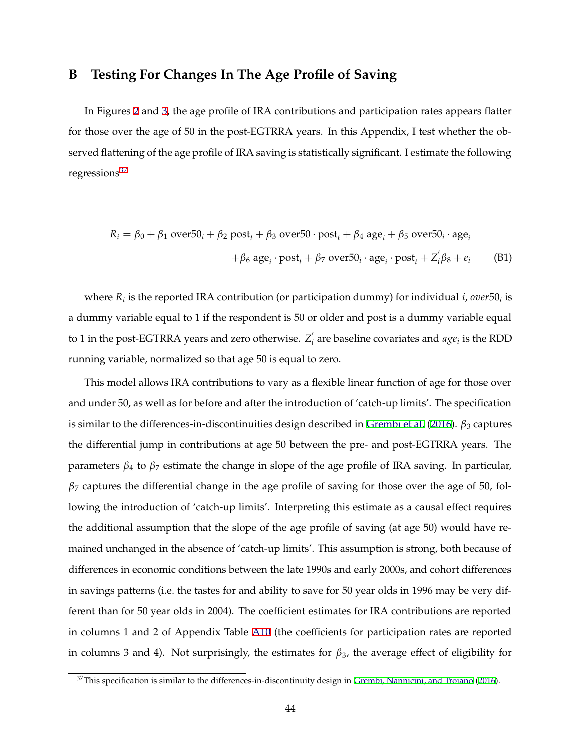# B Testing For Changes In The Age Profile of Saving

In Figures 2 and 3, the age profile of IRA contributions and participation rates appears flatter for those over the age of 50 in the post-EGTRRA years. In this Appendix, I test whether the observed flattening of the age profile of IRA saving is statistically significant. I estimate the following regressions[37]

$$R_i = \beta_0 + \beta_1 \, \text{over50}_i + \beta_2 \, \text{post}_t + \beta_3 \, \text{over50} \cdot \text{post}_t + \beta_4 \, \text{age}_i + \beta_5 \, \text{over50}_i \cdot \text{age}_i$$
$$+ \beta_6 \, \text{age}_i \cdot \text{post}_t + \beta_7 \, \text{over50}_i \cdot \text{age}_i \cdot \text{post}_t + Z_i^{'} \beta_8 + e_i \qquad \text{(B1)}$$

where $R_i$ is the reported IRA contribution (or participation dummy) for individual $i$, $over50_i$ is a dummy variable equal to 1 if the respondent is 50 or older and post is a dummy variable equal to 1 in the post-EGTRRA years and zero otherwise. $Z_i^{'}$ are baseline covariates and $age_i$ is the RDD running variable, normalized so that age 50 is equal to zero.

This model allows IRA contributions to vary as a flexible linear function of age for those over and under 50, as well as for before and after the introduction of 'catch-up limits'. The specification is similar to the differences-in-discontinuities design described in Grembi et al. (2016). $\beta_3$ captures the differential jump in contributions at age 50 between the pre- and post-EGTRRA years. The parameters $\beta_4$ to $\beta_7$ estimate the change in slope of the age profile of IRA saving. In particular, $\beta_7$ captures the differential change in the age profile of saving for those over the age of 50, following the introduction of 'catch-up limits'. Interpreting this estimate as a causal effect requires the additional assumption that the slope of the age profile of saving (at age 50) would have remained unchanged in the absence of 'catch-up limits'. This assumption is strong, both because of differences in economic conditions between the late 1990s and early 2000s, and cohort differences in savings patterns (i.e. the tastes for and ability to save for 50 year olds in 1996 may be very different than for 50 year olds in 2004). The coefficient estimates for IRA contributions are reported in columns 1 and 2 of Appendix Table A10 (the coefficients for participation rates are reported in columns 3 and 4). Not surprisingly, the estimates for $\beta_3$, the average effect of eligibility for

[37] This specification is similar to the differences-in-discontinuity design in Grembi, Nannicini, and Troiano (2016).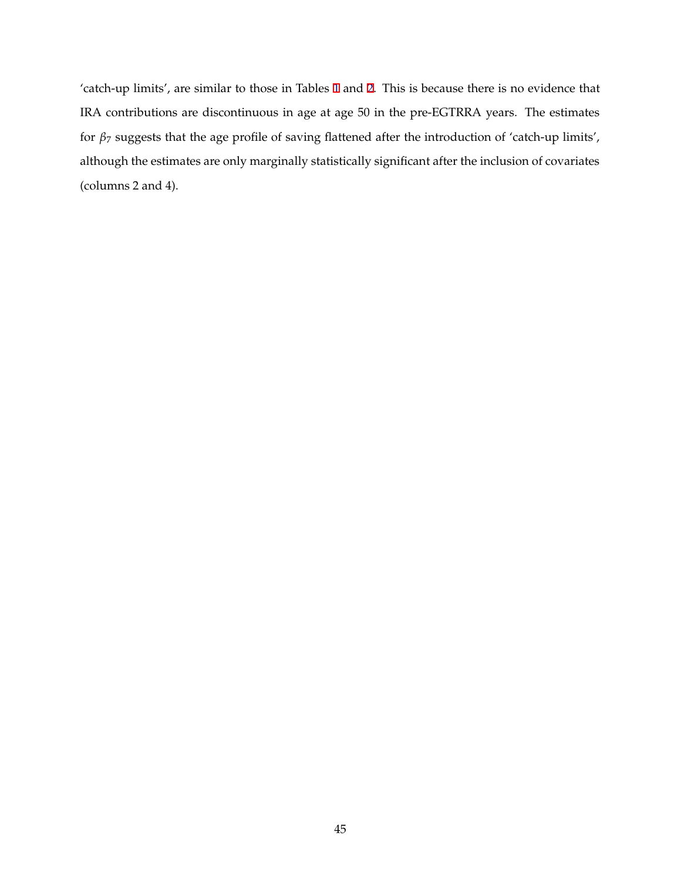'catch-up limits', are similar to those in Tables 1 and 2. This is because there is no evidence that IRA contributions are discontinuous in age at age 50 in the pre-EGTRRA years. The estimates for $\beta_7$ suggests that the age profile of saving flattened after the introduction of 'catch-up limits', although the estimates are only marginally statistically significant after the inclusion of covariates (columns 2 and 4).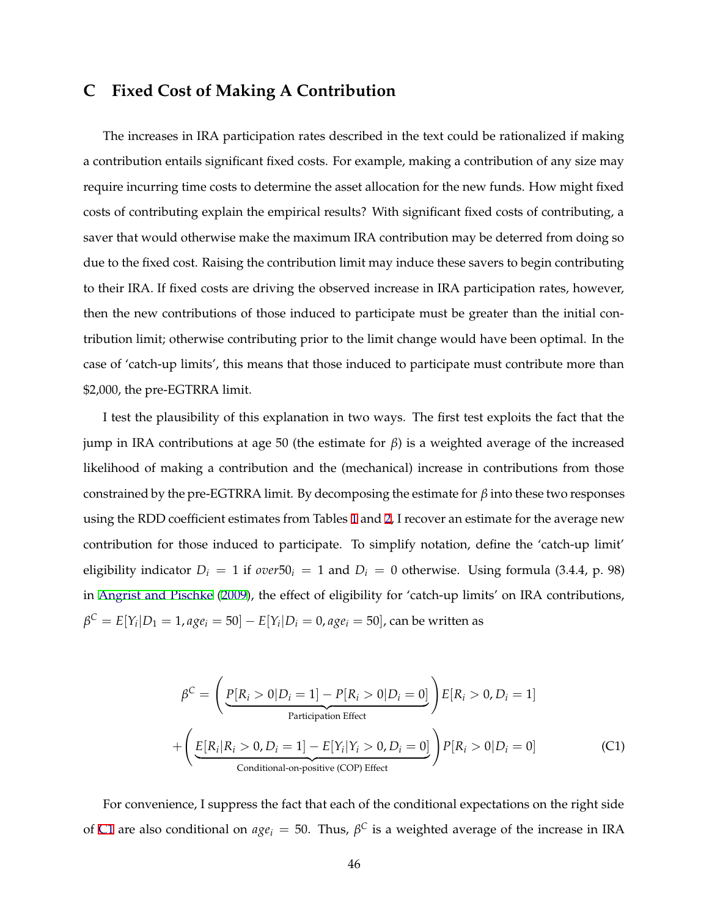# C Fixed Cost of Making A Contribution

The increases in IRA participation rates described in the text could be rationalized if making a contribution entails significant fixed costs. For example, making a contribution of any size may require incurring time costs to determine the asset allocation for the new funds. How might fixed costs of contributing explain the empirical results? With significant fixed costs of contributing, a saver that would otherwise make the maximum IRA contribution may be deterred from doing so due to the fixed cost. Raising the contribution limit may induce these savers to begin contributing to their IRA. If fixed costs are driving the observed increase in IRA participation rates, however, then the new contributions of those induced to participate must be greater than the initial contribution limit; otherwise contributing prior to the limit change would have been optimal. In the case of 'catch-up limits', this means that those induced to participate must contribute more than $2,000, the pre-EGTRRA limit.

I test the plausibility of this explanation in two ways. The first test exploits the fact that the jump in IRA contributions at age 50 (the estimate for $\beta$) is a weighted average of the increased likelihood of making a contribution and the (mechanical) increase in contributions from those constrained by the pre-EGTRRA limit. By decomposing the estimate for $\beta$ into these two responses using the RDD coefficient estimates from Tables 1 and 2, I recover an estimate for the average new contribution for those induced to participate. To simplify notation, define the 'catch-up limit' eligibility indicator $D_i = 1$ if $over50_i = 1$ and $D_i = 0$ otherwise. Using formula (3.4.4, p. 98) in Angrist and Pischke (2009), the effect of eligibility for 'catch-up limits' on IRA contributions, $\beta^C = E[Y_i|D_1 = 1, age_i = 50] - E[Y_i|D_i = 0, age_i = 50]$, can be written as

$$\beta^C = \Bigg(\underbrace{P[R_i > 0|D_i = 1] - P[R_i > 0|D_i = 0]}_{\text{Participation Effect}}\Bigg) E[R_i > 0, D_i = 1]$$
$$+ \Bigg(\underbrace{E[R_i|R_i > 0, D_i = 1] - E[Y_i|Y_i > 0, D_i = 0]}_{\text{Conditional-on-positive (COP) Effect}}\Bigg) P[R_i > 0|D_i = 0] \quad \text{(C1)}$$

For convenience, I suppress the fact that each of the conditional expectations on the right side of C1 are also conditional on $age_i = 50$. Thus, $\beta^C$ is a weighted average of the increase in IRA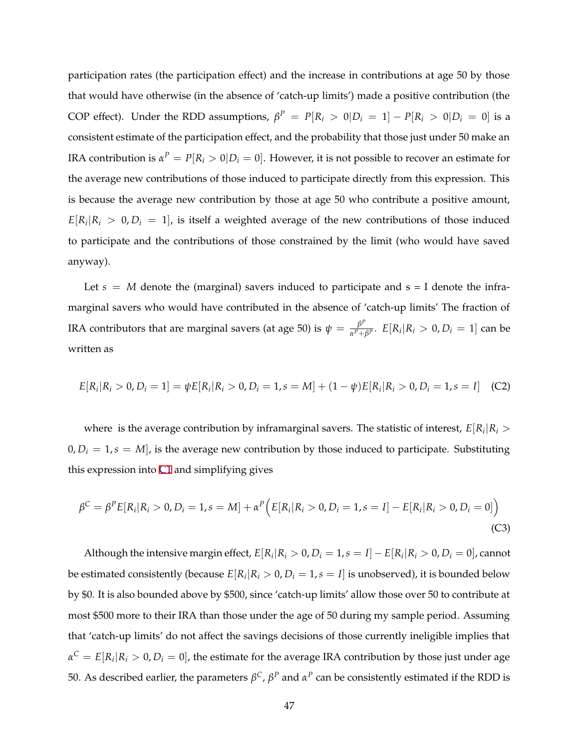participation rates (the participation effect) and the increase in contributions at age 50 by those that would have otherwise (in the absence of 'catch-up limits') made a positive contribution (the COP effect). Under the RDD assumptions, $\beta^P = P[R_i > 0|D_i = 1] - P[R_i > 0|D_i = 0]$ is a consistent estimate of the participation effect, and the probability that those just under 50 make an IRA contribution is $\alpha^P = P[R_i > 0|D_i = 0]$. However, it is not possible to recover an estimate for the average new contributions of those induced to participate directly from this expression. This is because the average new contribution by those at age 50 who contribute a positive amount, $E[R_i|R_i > 0, D_i = 1]$, is itself a weighted average of the new contributions of those induced to participate and the contributions of those constrained by the limit (who would have saved anyway).

Let $s = M$ denote the (marginal) savers induced to participate and s = I denote the infra-marginal savers who would have contributed in the absence of 'catch-up limits' The fraction of IRA contributors that are marginal savers (at age 50) is $\psi = \frac{\beta^P}{\alpha^P + \beta^P}$. $E[R_i|R_i > 0, D_i = 1]$ can be written as

$$E[R_i|R_i > 0, D_i = 1] = \psi E[R_i|R_i > 0, D_i = 1, s = M] + (1 - \psi)E[R_i|R_i > 0, D_i = 1, s = I] \quad \text{(C2)}$$

where is the average contribution by inframarginal savers. The statistic of interest, $E[R_i|R_i > 0, D_i = 1, s = M]$, is the average new contribution by those induced to participate. Substituting this expression into C1 and simplifying gives

$$\beta^C = \beta^P E[R_i|R_i > 0, D_i = 1, s = M] + \alpha^P \Big( E[R_i|R_i > 0, D_i = 1, s = I] - E[R_i|R_i > 0, D_i = 0] \Big) \quad \text{(C3)}$$

Although the intensive margin effect, $E[R_i|R_i > 0, D_i = 1, s = I] - E[R_i|R_i > 0, D_i = 0]$, cannot be estimated consistently (because $E[R_i|R_i > 0, D_i = 1, s = I]$ is unobserved), it is bounded below by \$0. It is also bounded above by \$500, since 'catch-up limits' allow those over 50 to contribute at most \$500 more to their IRA than those under the age of 50 during my sample period. Assuming that 'catch-up limits' do not affect the savings decisions of those currently ineligible implies that $\alpha^C = E[R_i|R_i > 0, D_i = 0]$, the estimate for the average IRA contribution by those just under age 50. As described earlier, the parameters $\beta^C$, $\beta^P$ and $\alpha^P$ can be consistently estimated if the RDD is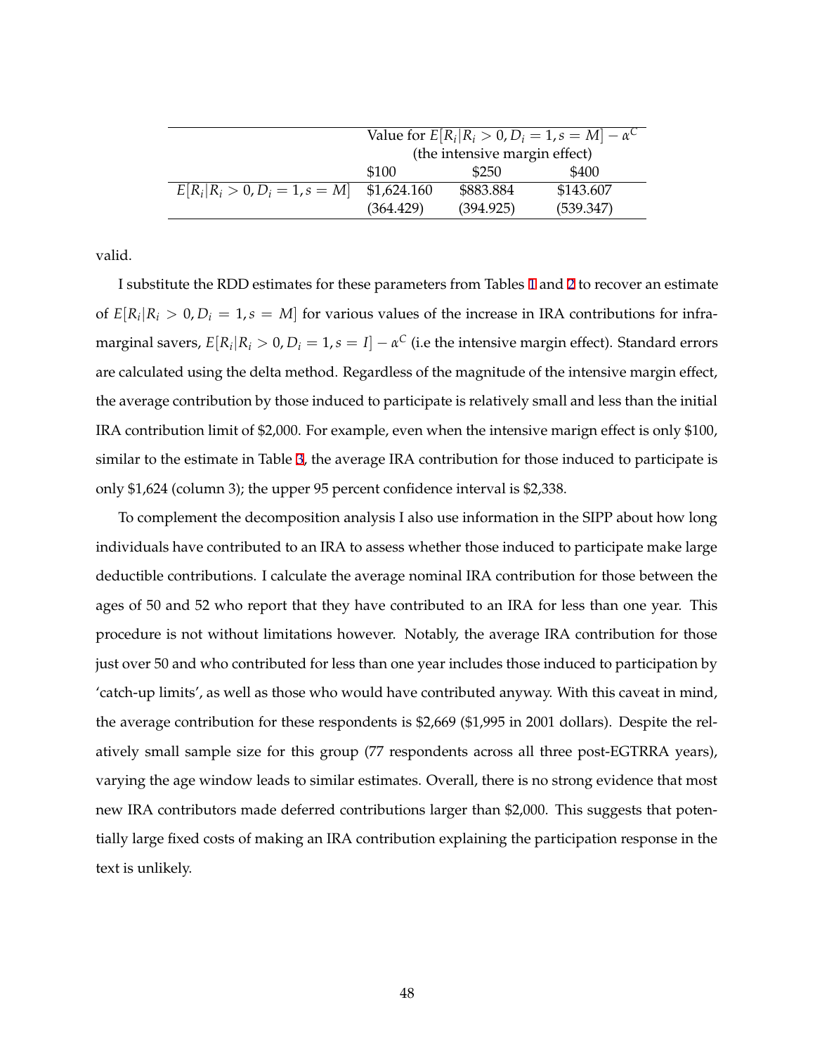| | Value for $E[R_i \mid R_i > 0, D_i = 1, s = M] - \alpha^C$ (the intensive margin effect) | | |
|---|---|---|---|
| | \$100 | \$250 | \$400 |
| $E[R_i \mid R_i > 0, D_i = 1, s = M]$ | \$1,624.160 | \$883.884 | \$143.607 |
| | (364.429) | (394.925) | (539.347) |

valid.

I substitute the RDD estimates for these parameters from Tables 1 and 2 to recover an estimate of $E[R_i|R_i > 0, D_i = 1, s = M]$ for various values of the increase in IRA contributions for inframarginal savers, $E[R_i|R_i > 0, D_i = 1, s = I] - \alpha^C$ (i.e the intensive margin effect). Standard errors are calculated using the delta method. Regardless of the magnitude of the intensive margin effect, the average contribution by those induced to participate is relatively small and less than the initial IRA contribution limit of \$2,000. For example, even when the intensive margin effect is only \$100, similar to the estimate in Table 3, the average IRA contribution for those induced to participate is only \$1,624 (column 3); the upper 95 percent confidence interval is \$2,338.

To complement the decomposition analysis I also use information in the SIPP about how long individuals have contributed to an IRA to assess whether those induced to participate make large deductible contributions. I calculate the average nominal IRA contribution for those between the ages of 50 and 52 who report that they have contributed to an IRA for less than one year. This procedure is not without limitations however. Notably, the average IRA contribution for those just over 50 and who contributed for less than one year includes those induced to participation by 'catch-up limits', as well as those who would have contributed anyway. With this caveat in mind, the average contribution for these respondents is \$2,669 (\$1,995 in 2001 dollars). Despite the relatively small sample size for this group (77 respondents across all three post-EGTRRA years), varying the age window leads to similar estimates. Overall, there is no strong evidence that most new IRA contributors made deferred contributions larger than \$2,000. This suggests that potentially large fixed costs of making an IRA contribution explaining the participation response in the text is unlikely.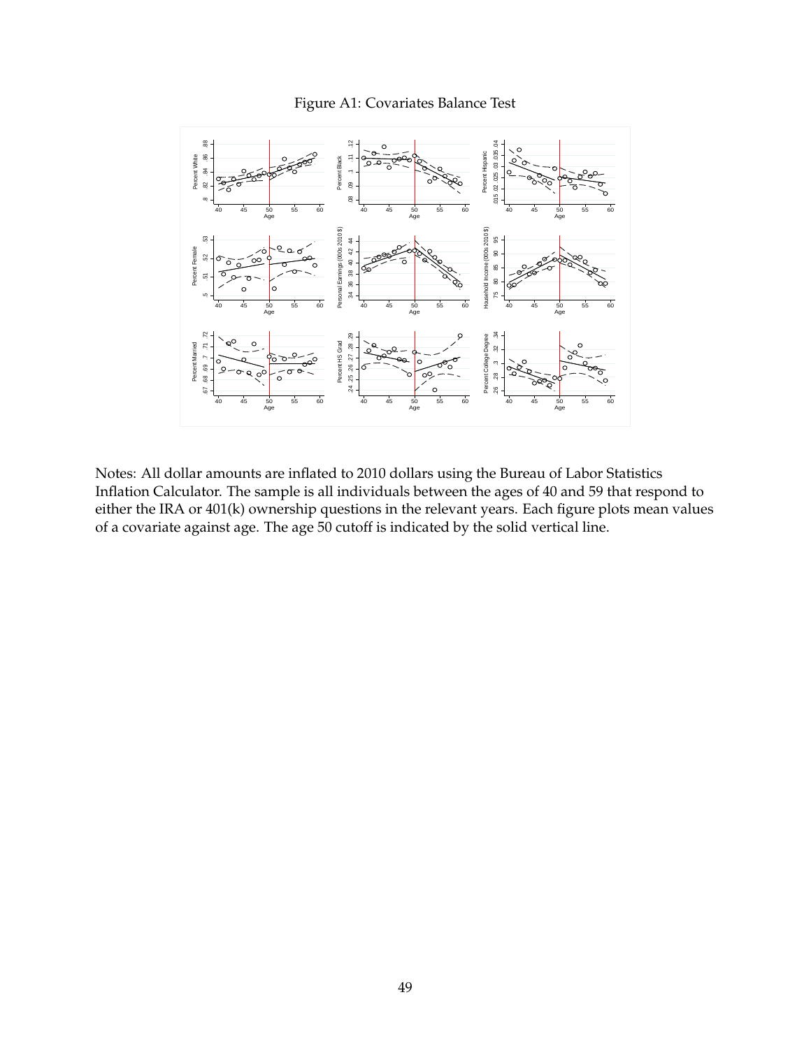Figure A1: Covariates Balance Test

Notes: All dollar amounts are inflated to 2010 dollars using the Bureau of Labor Statistics Inflation Calculator. The sample is all individuals between the ages of 40 and 59 that respond to either the IRA or 401(k) ownership questions in the relevant years. Each figure plots mean values of a covariate against age. The age 50 cutoff is indicated by the solid vertical line.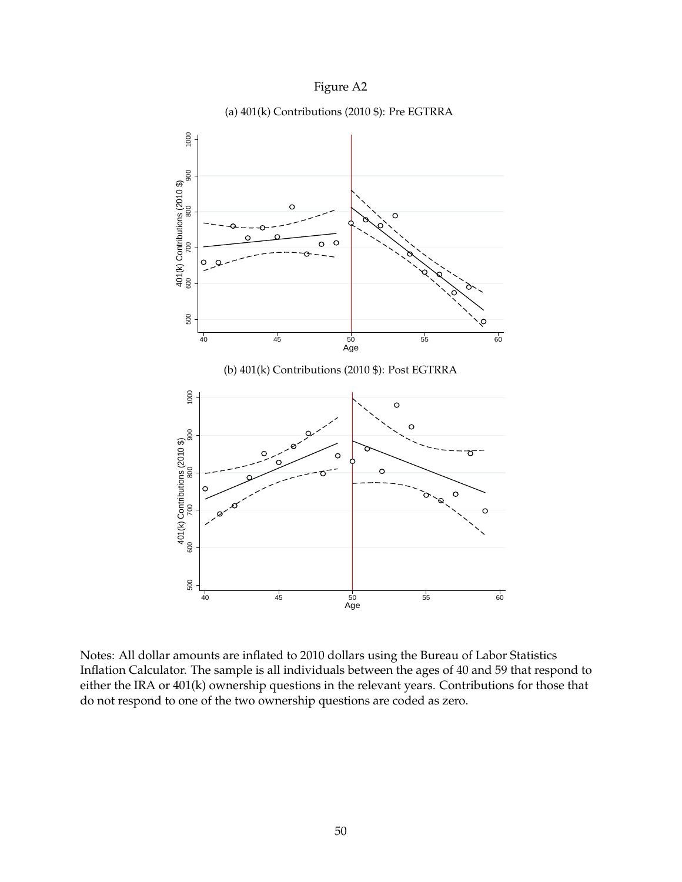Figure A2

(a) 401(k) Contributions (2010 $): Pre EGTRRA

(b) 401(k) Contributions (2010 $): Post EGTRRA

Notes: All dollar amounts are inflated to 2010 dollars using the Bureau of Labor Statistics Inflation Calculator. The sample is all individuals between the ages of 40 and 59 that respond to either the IRA or 401(k) ownership questions in the relevant years. Contributions for those that do not respond to one of the two ownership questions are coded as zero.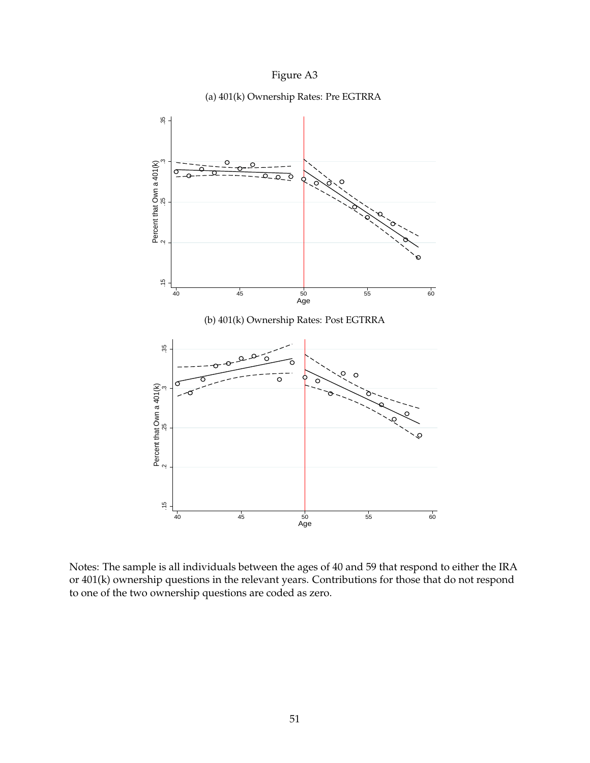Figure A3

(a) 401(k) Ownership Rates: Pre EGTRRA

(b) 401(k) Ownership Rates: Post EGTRRA

Notes: The sample is all individuals between the ages of 40 and 59 that respond to either the IRA or 401(k) ownership questions in the relevant years. Contributions for those that do not respond to one of the two ownership questions are coded as zero.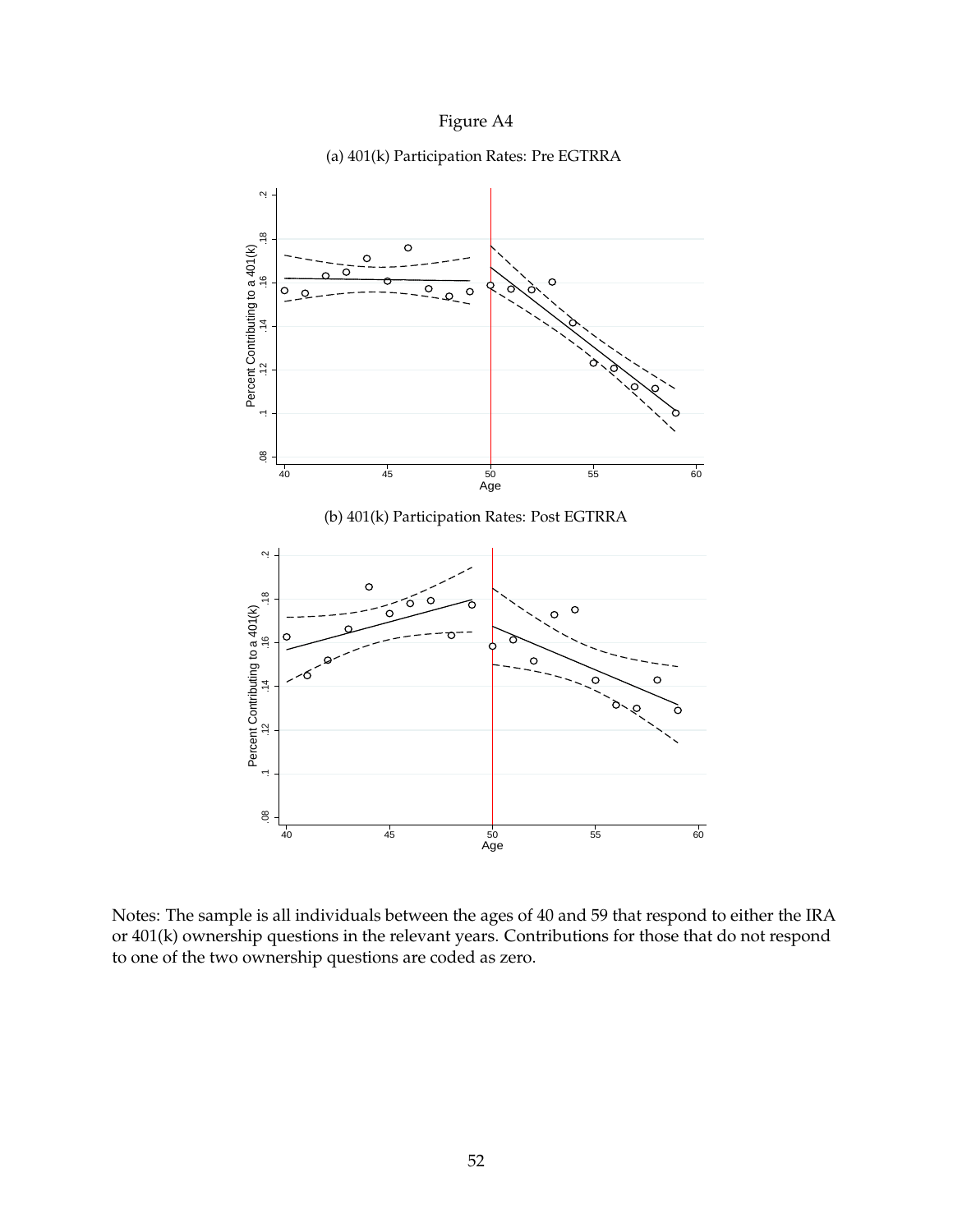Figure A4

(a) 401(k) Participation Rates: Pre EGTRRA

(b) 401(k) Participation Rates: Post EGTRRA

Notes: The sample is all individuals between the ages of 40 and 59 that respond to either the IRA or 401(k) ownership questions in the relevant years. Contributions for those that do not respond to one of the two ownership questions are coded as zero.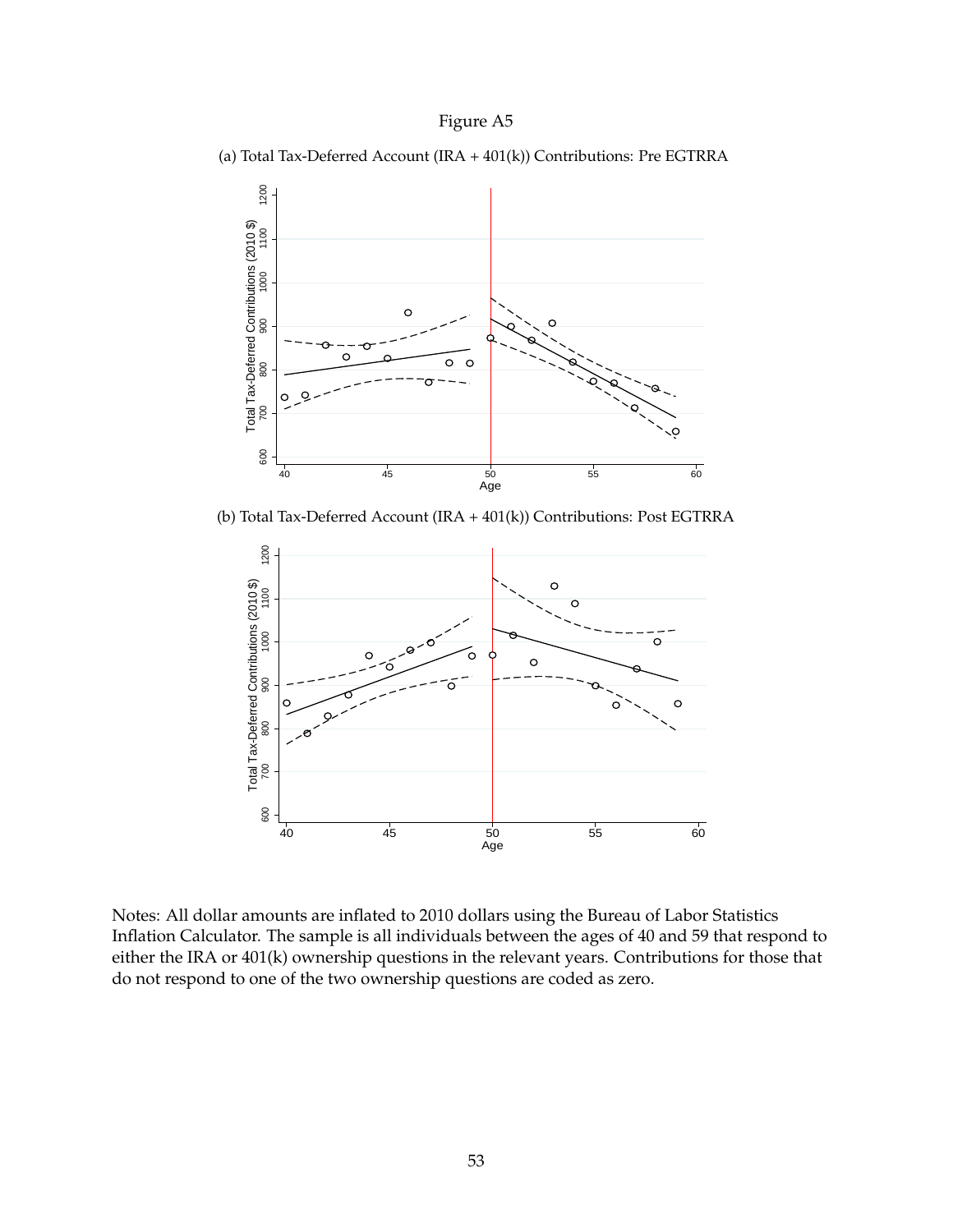Figure A5

(a) Total Tax-Deferred Account (IRA + 401(k)) Contributions: Pre EGTRRA

(b) Total Tax-Deferred Account (IRA + 401(k)) Contributions: Post EGTRRA

Notes: All dollar amounts are inflated to 2010 dollars using the Bureau of Labor Statistics Inflation Calculator. The sample is all individuals between the ages of 40 and 59 that respond to either the IRA or 401(k) ownership questions in the relevant years. Contributions for those that do not respond to one of the two ownership questions are coded as zero.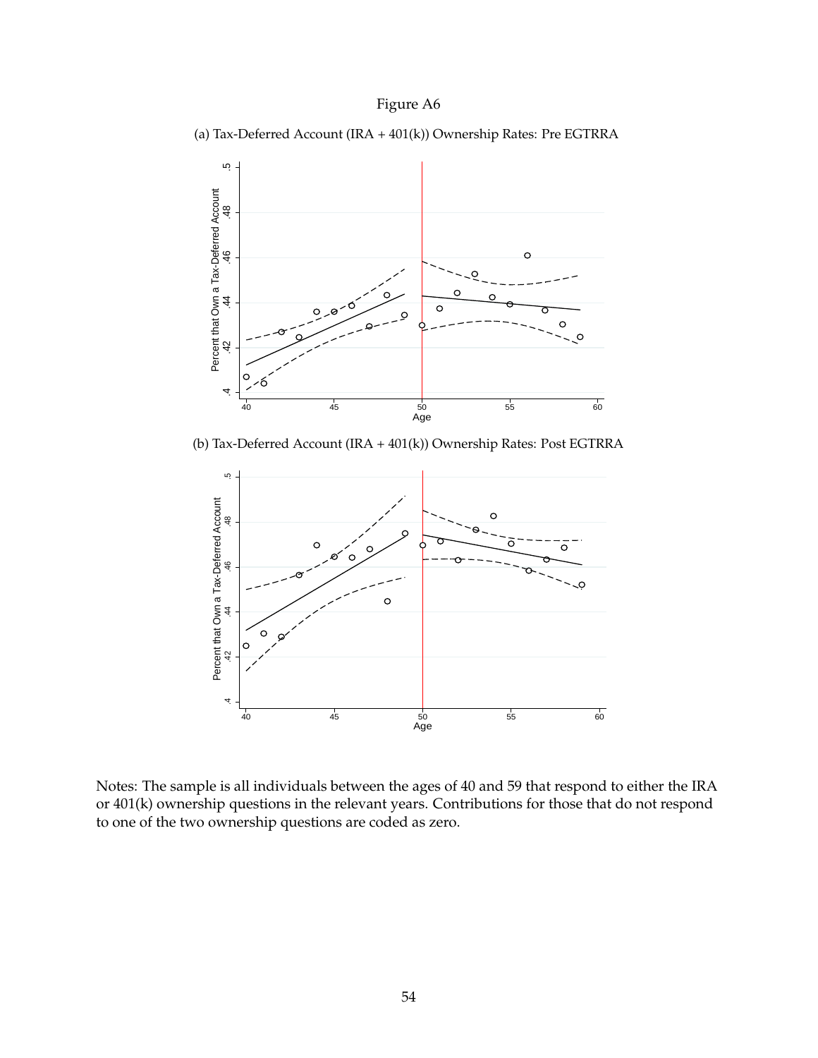Figure A6

(a) Tax-Deferred Account (IRA + 401(k)) Ownership Rates: Pre EGTRRA

(b) Tax-Deferred Account (IRA + 401(k)) Ownership Rates: Post EGTRRA

Notes: The sample is all individuals between the ages of 40 and 59 that respond to either the IRA or 401(k) ownership questions in the relevant years. Contributions for those that do not respond to one of the two ownership questions are coded as zero.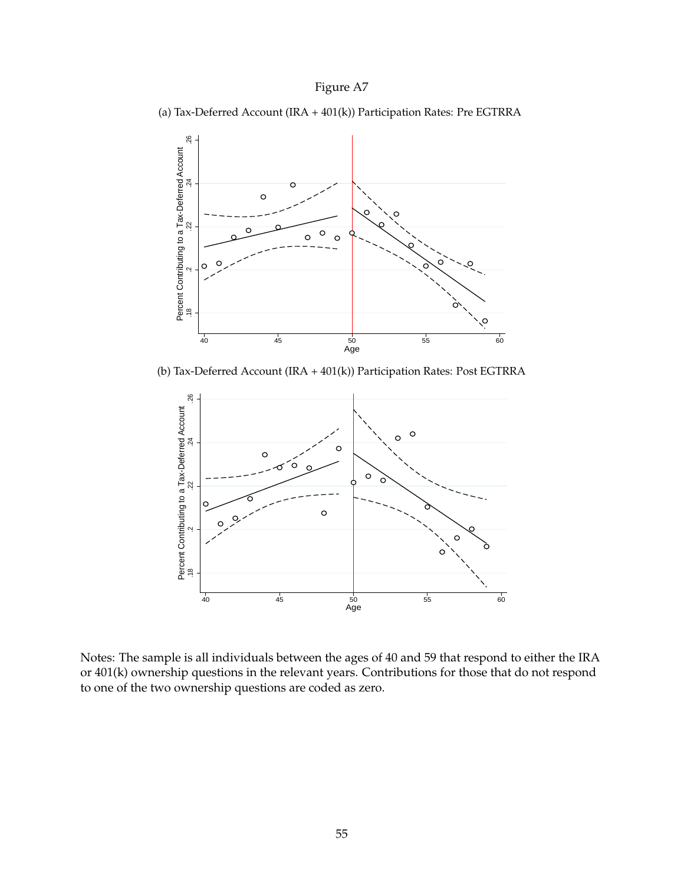Figure A7

(a) Tax-Deferred Account (IRA + 401(k)) Participation Rates: Pre EGTRRA

(b) Tax-Deferred Account (IRA + 401(k)) Participation Rates: Post EGTRRA

Notes: The sample is all individuals between the ages of 40 and 59 that respond to either the IRA or 401(k) ownership questions in the relevant years. Contributions for those that do not respond to one of the two ownership questions are coded as zero.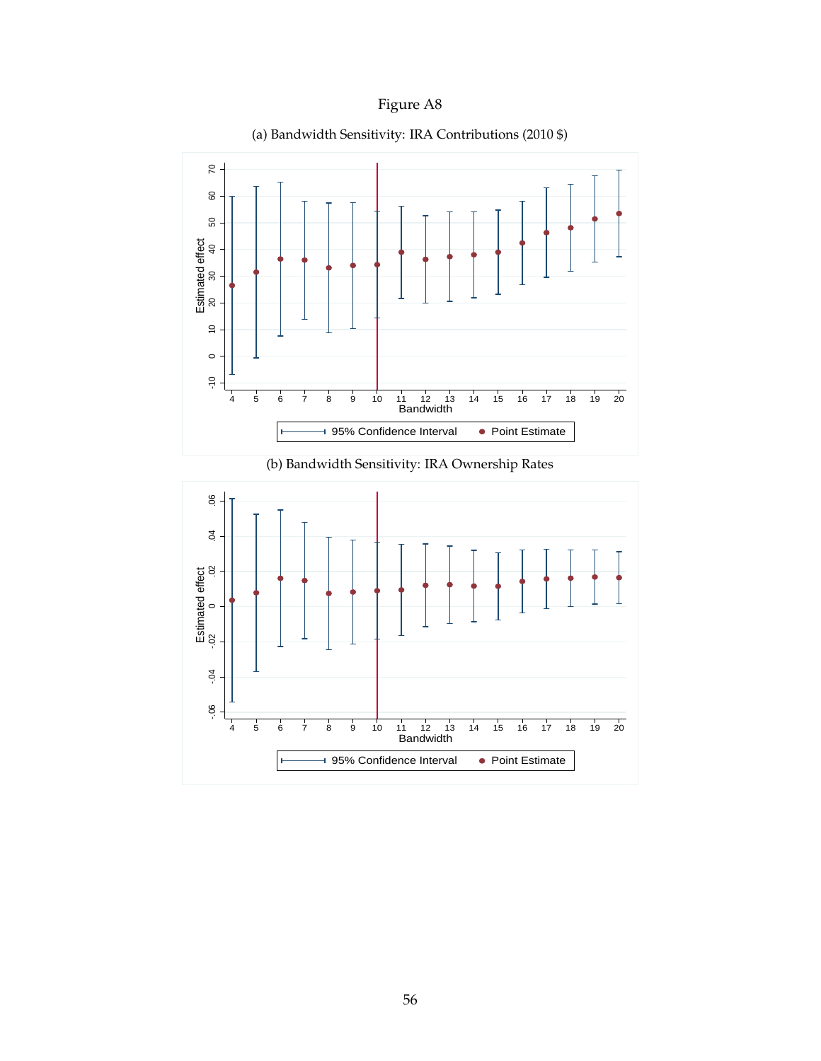Figure A8

(a) Bandwidth Sensitivity: IRA Contributions (2010 $)

(b) Bandwidth Sensitivity: IRA Ownership Rates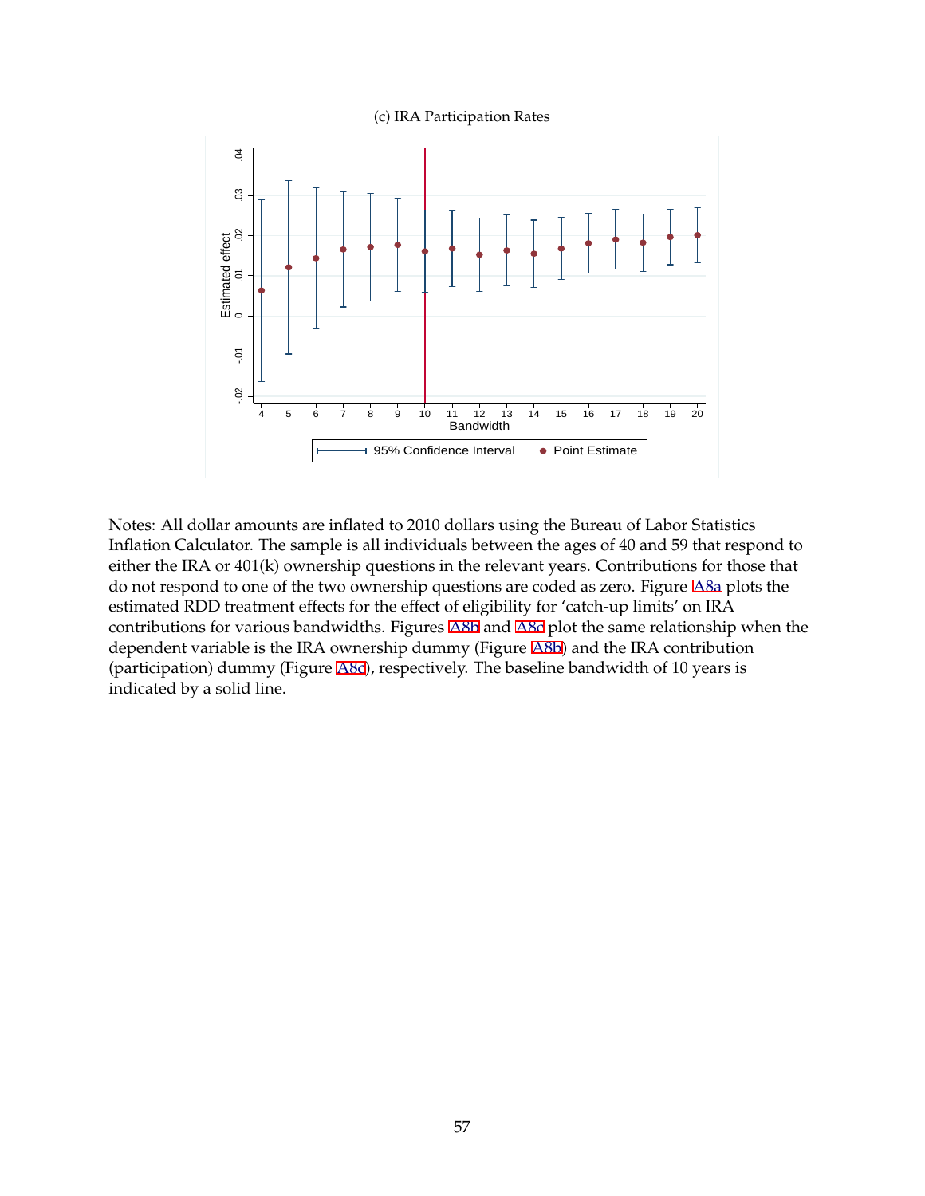(c) IRA Participation Rates

Notes: All dollar amounts are inflated to 2010 dollars using the Bureau of Labor Statistics Inflation Calculator. The sample is all individuals between the ages of 40 and 59 that respond to either the IRA or 401(k) ownership questions in the relevant years. Contributions for those that do not respond to one of the two ownership questions are coded as zero. Figure A8a plots the estimated RDD treatment effects for the effect of eligibility for 'catch-up limits' on IRA contributions for various bandwidths. Figures A8b and A8c plot the same relationship when the dependent variable is the IRA ownership dummy (Figure A8b) and the IRA contribution (participation) dummy (Figure A8c), respectively. The baseline bandwidth of 10 years is indicated by a solid line.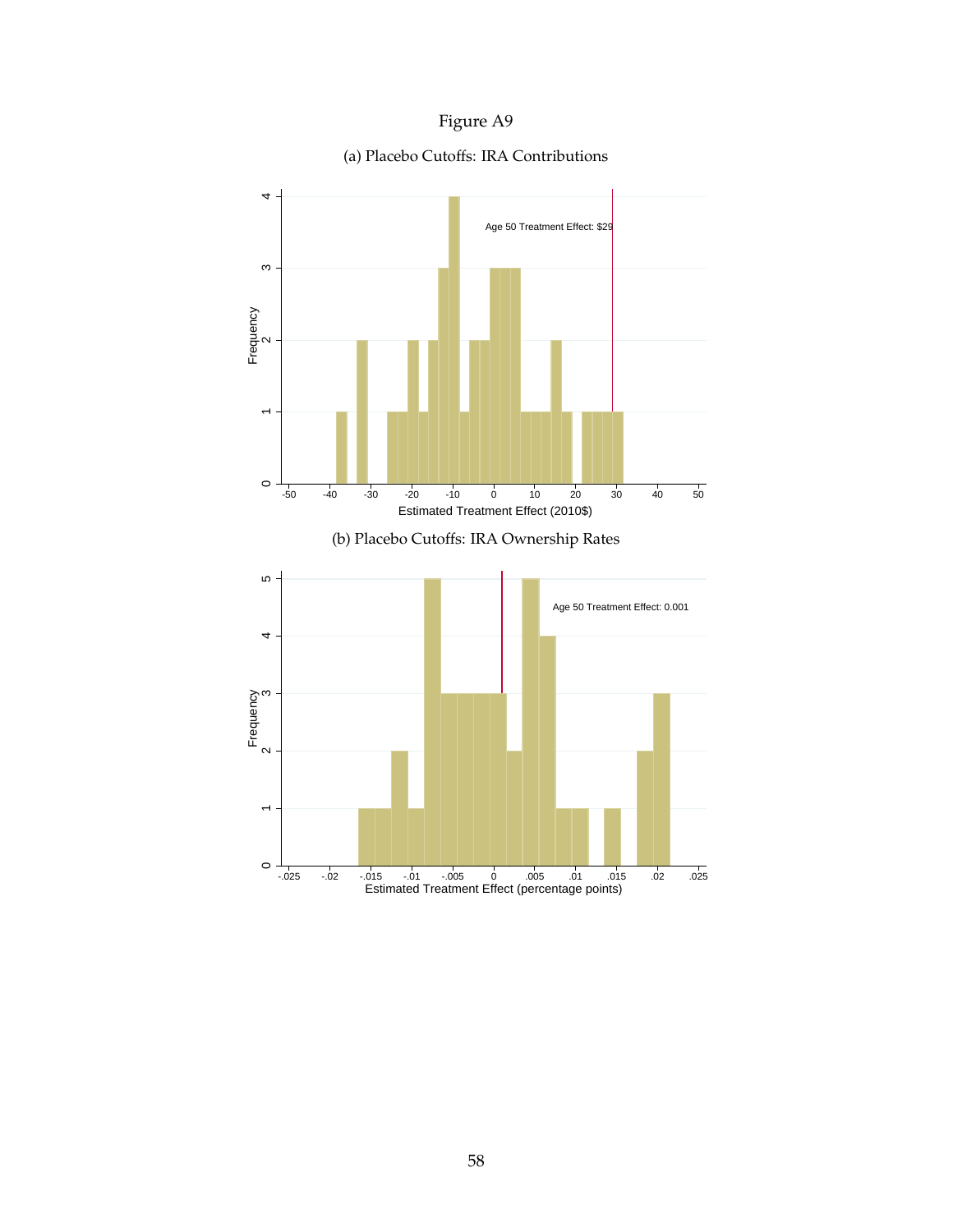Figure A9

(a) Placebo Cutoffs: IRA Contributions

(b) Placebo Cutoffs: IRA Ownership Rates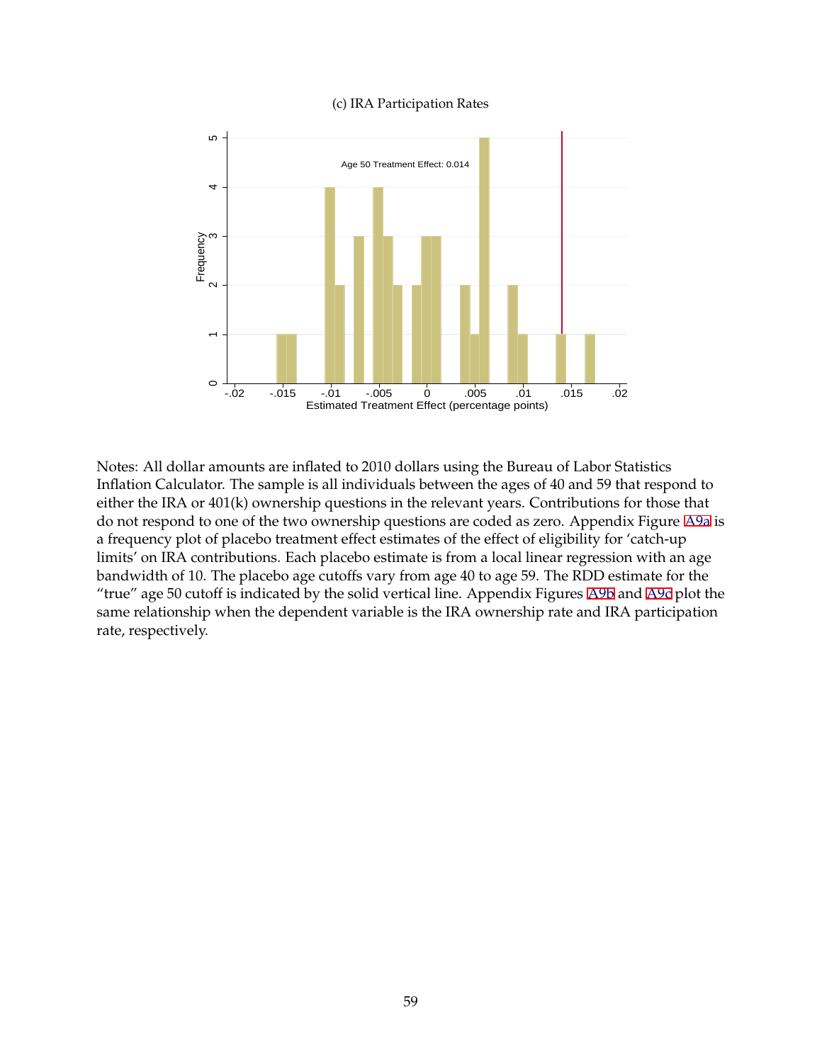(c) IRA Participation Rates

Notes: All dollar amounts are inflated to 2010 dollars using the Bureau of Labor Statistics Inflation Calculator. The sample is all individuals between the ages of 40 and 59 that respond to either the IRA or 401(k) ownership questions in the relevant years. Contributions for those that do not respond to one of the two ownership questions are coded as zero. Appendix Figure A9a is a frequency plot of placebo treatment effect estimates of the effect of eligibility for 'catch-up limits' on IRA contributions. Each placebo estimate is from a local linear regression with an age bandwidth of 10. The placebo age cutoffs vary from age 40 to age 59. The RDD estimate for the "true" age 50 cutoff is indicated by the solid vertical line. Appendix Figures A9b and A9c plot the same relationship when the dependent variable is the IRA ownership rate and IRA participation rate, respectively.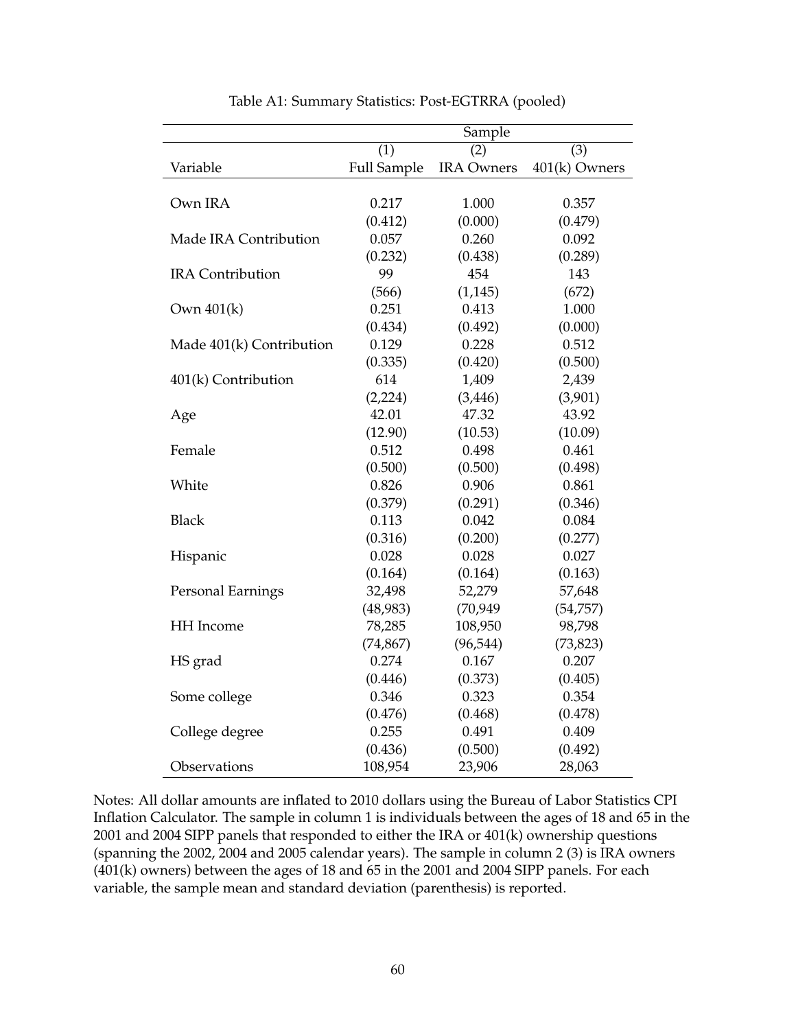Table A1: Summary Statistics: Post-EGTRRA (pooled)

| | Sample | | |
|---|---|---|---|
| | (1) | (2) | (3) |
| Variable | Full Sample | IRA Owners | 401(k) Owners |
| Own IRA | 0.217 | 1.000 | 0.357 |
| | (0.412) | (0.000) | (0.479) |
| Made IRA Contribution | 0.057 | 0.260 | 0.092 |
| | (0.232) | (0.438) | (0.289) |
| IRA Contribution | 99 | 454 | 143 |
| | (566) | (1,145) | (672) |
| Own 401(k) | 0.251 | 0.413 | 1.000 |
| | (0.434) | (0.492) | (0.000) |
| Made 401(k) Contribution | 0.129 | 0.228 | 0.512 |
| | (0.335) | (0.420) | (0.500) |
| 401(k) Contribution | 614 | 1,409 | 2,439 |
| | (2,224) | (3,446) | (3,901) |
| Age | 42.01 | 47.32 | 43.92 |
| | (12.90) | (10.53) | (10.09) |
| Female | 0.512 | 0.498 | 0.461 |
| | (0.500) | (0.500) | (0.498) |
| White | 0.826 | 0.906 | 0.861 |
| | (0.379) | (0.291) | (0.346) |
| Black | 0.113 | 0.042 | 0.084 |
| | (0.316) | (0.200) | (0.277) |
| Hispanic | 0.028 | 0.028 | 0.027 |
| | (0.164) | (0.164) | (0.163) |
| Personal Earnings | 32,498 | 52,279 | 57,648 |
| | (48,983) | (70,949 | (54,757) |
| HH Income | 78,285 | 108,950 | 98,798 |
| | (74,867) | (96,544) | (73,823) |
| HS grad | 0.274 | 0.167 | 0.207 |
| | (0.446) | (0.373) | (0.405) |
| Some college | 0.346 | 0.323 | 0.354 |
| | (0.476) | (0.468) | (0.478) |
| College degree | 0.255 | 0.491 | 0.409 |
| | (0.436) | (0.500) | (0.492) |
| Observations | 108,954 | 23,906 | 28,063 |

Notes: All dollar amounts are inflated to 2010 dollars using the Bureau of Labor Statistics CPI Inflation Calculator. The sample in column 1 is individuals between the ages of 18 and 65 in the 2001 and 2004 SIPP panels that responded to either the IRA or 401(k) ownership questions (spanning the 2002, 2004 and 2005 calendar years). The sample in column 2 (3) is IRA owners (401(k) owners) between the ages of 18 and 65 in the 2001 and 2004 SIPP panels. For each variable, the sample mean and standard deviation (parenthesis) is reported.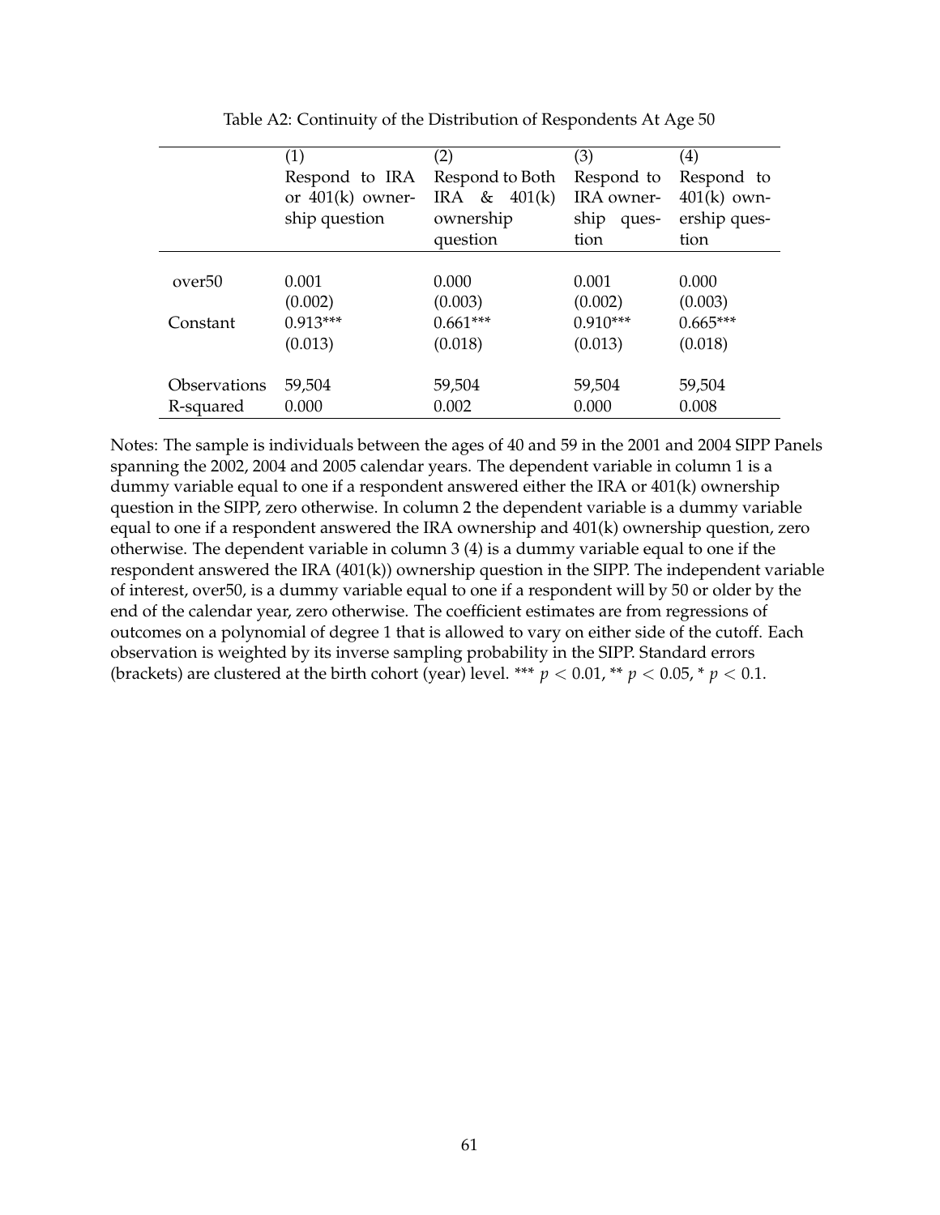Table A2: Continuity of the Distribution of Respondents At Age 50

| | (1) Respond to IRA or 401(k) ownership question | (2) Respond to Both IRA & 401(k) ownership question | (3) Respond to IRA ownership question | (4) Respond to 401(k) ownership question |
|---|---|---|---|---|
| over50 | 0.001 | 0.000 | 0.001 | 0.000 |
| | (0.002) | (0.003) | (0.002) | (0.003) |
| Constant | 0.913*** | 0.661*** | 0.910*** | 0.665*** |
| | (0.013) | (0.018) | (0.013) | (0.018) |
| Observations | 59,504 | 59,504 | 59,504 | 59,504 |
| R-squared | 0.000 | 0.002 | 0.000 | 0.008 |

Notes: The sample is individuals between the ages of 40 and 59 in the 2001 and 2004 SIPP Panels spanning the 2002, 2004 and 2005 calendar years. The dependent variable in column 1 is a dummy variable equal to one if a respondent answered either the IRA or 401(k) ownership question in the SIPP, zero otherwise. In column 2 the dependent variable is a dummy variable equal to one if a respondent answered the IRA ownership and 401(k) ownership question, zero otherwise. The dependent variable in column 3 (4) is a dummy variable equal to one if the respondent answered the IRA (401(k)) ownership question in the SIPP. The independent variable of interest, over50, is a dummy variable equal to one if a respondent will by 50 or older by the end of the calendar year, zero otherwise. The coefficient estimates are from regressions of outcomes on a polynomial of degree 1 that is allowed to vary on either side of the cutoff. Each observation is weighted by its inverse sampling probability in the SIPP. Standard errors (brackets) are clustered at the birth cohort (year) level. *** $p < 0.01$, ** $p < 0.05$, * $p < 0.1$.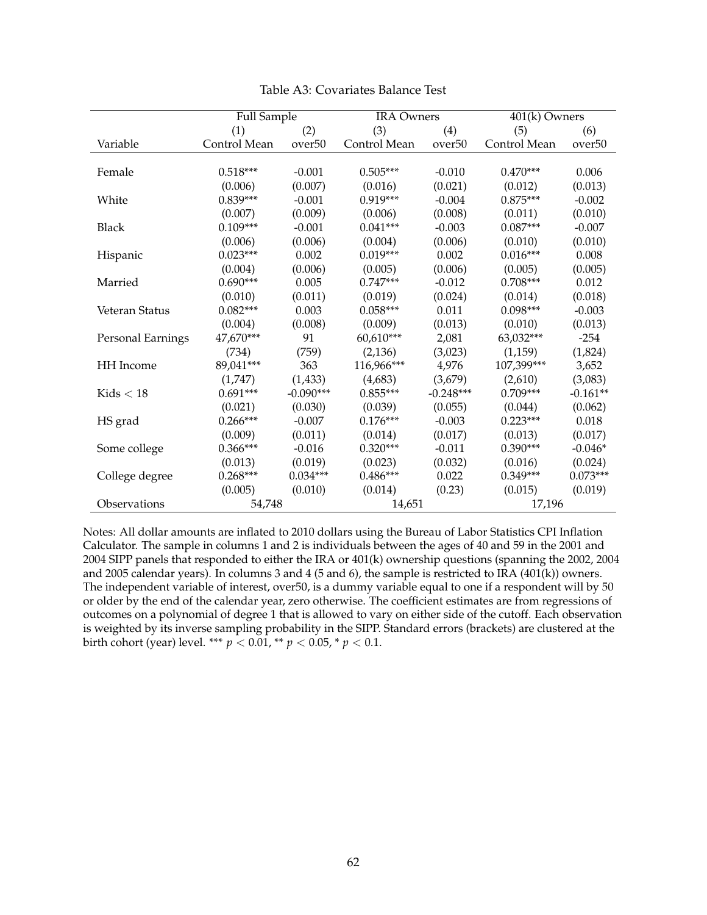Table A3: Covariates Balance Test

| | Full Sample | | IRA Owners | | 401(k) Owners | |
|---|---|---|---|---|---|---|
| | (1) | (2) | (3) | (4) | (5) | (6) |
| Variable | Control Mean | over50 | Control Mean | over50 | Control Mean | over50 |
| Female | 0.518*** | -0.001 | 0.505*** | -0.010 | 0.470*** | 0.006 |
| | (0.006) | (0.007) | (0.016) | (0.021) | (0.012) | (0.013) |
| White | 0.839*** | -0.001 | 0.919*** | -0.004 | 0.875*** | -0.002 |
| | (0.007) | (0.009) | (0.006) | (0.008) | (0.011) | (0.010) |
| Black | 0.109*** | -0.001 | 0.041*** | -0.003 | 0.087*** | -0.007 |
| | (0.006) | (0.006) | (0.004) | (0.006) | (0.010) | (0.010) |
| Hispanic | 0.023*** | 0.002 | 0.019*** | 0.002 | 0.016*** | 0.008 |
| | (0.004) | (0.006) | (0.005) | (0.006) | (0.005) | (0.005) |
| Married | 0.690*** | 0.005 | 0.747*** | -0.012 | 0.708*** | 0.012 |
| | (0.010) | (0.011) | (0.019) | (0.024) | (0.014) | (0.018) |
| Veteran Status | 0.082*** | 0.003 | 0.058*** | 0.011 | 0.098*** | -0.003 |
| | (0.004) | (0.008) | (0.009) | (0.013) | (0.010) | (0.013) |
| Personal Earnings | 47,670*** | 91 | 60,610*** | 2,081 | 63,032*** | -254 |
| | (734) | (759) | (2,136) | (3,023) | (1,159) | (1,824) |
| HH Income | 89,041*** | 363 | 116,966*** | 4,976 | 107,399*** | 3,652 |
| | (1,747) | (1,433) | (4,683) | (3,679) | (2,610) | (3,083) |
| Kids $< 18$ | 0.691*** | -0.090*** | 0.855*** | -0.248*** | 0.709*** | -0.161** |
| | (0.021) | (0.030) | (0.039) | (0.055) | (0.044) | (0.062) |
| HS grad | 0.266*** | -0.007 | 0.176*** | -0.003 | 0.223*** | 0.018 |
| | (0.009) | (0.011) | (0.014) | (0.017) | (0.013) | (0.017) |
| Some college | 0.366*** | -0.016 | 0.320*** | -0.011 | 0.390*** | -0.046* |
| | (0.013) | (0.019) | (0.023) | (0.032) | (0.016) | (0.024) |
| College degree | 0.268*** | 0.034*** | 0.486*** | 0.022 | 0.349*** | 0.073*** |
| | (0.005) | (0.010) | (0.014) | (0.23) | (0.015) | (0.019) |
| Observations | 54,748 | | 14,651 | | 17,196 | |

Notes: All dollar amounts are inflated to 2010 dollars using the Bureau of Labor Statistics CPI Inflation Calculator. The sample in columns 1 and 2 is individuals between the ages of 40 and 59 in the 2001 and 2004 SIPP panels that responded to either the IRA or 401(k) ownership questions (spanning the 2002, 2004 and 2005 calendar years). In columns 3 and 4 (5 and 6), the sample is restricted to IRA (401(k)) owners. The independent variable of interest, over50, is a dummy variable equal to one if a respondent will by 50 or older by the end of the calendar year, zero otherwise. The coefficient estimates are from regressions of outcomes on a polynomial of degree 1 that is allowed to vary on either side of the cutoff. Each observation is weighted by its inverse sampling probability in the SIPP. Standard errors (brackets) are clustered at the birth cohort (year) level. *** $p < 0.01$, ** $p < 0.05$, * $p < 0.1$.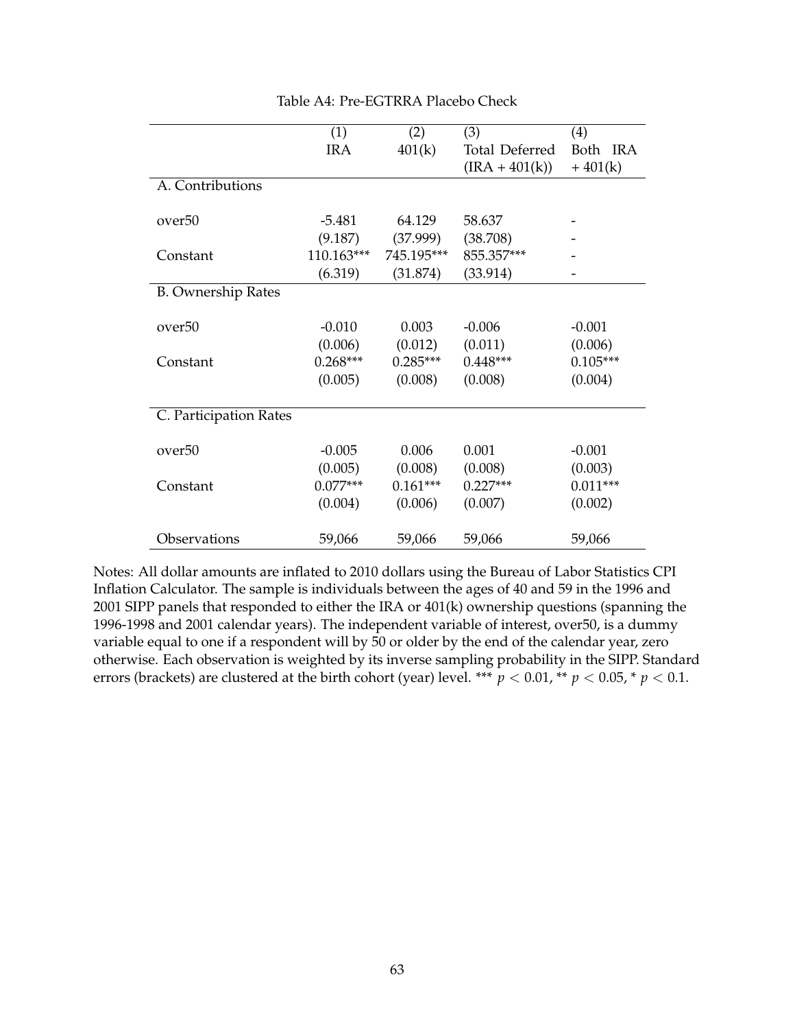Table A4: Pre-EGTRRA Placebo Check

| | (1) IRA | (2) 401(k) | (3) Total Deferred (IRA + 401(k)) | (4) Both IRA + 401(k) |
|---|---|---|---|---|
| A. Contributions | | | | |
| over50 | -5.481 | 64.129 | 58.637 | - |
| | (9.187) | (37.999) | (38.708) | - |
| Constant | 110.163*** | 745.195*** | 855.357*** | - |
| | (6.319) | (31.874) | (33.914) | - |
| B. Ownership Rates | | | | |
| over50 | -0.010 | 0.003 | -0.006 | -0.001 |
| | (0.006) | (0.012) | (0.011) | (0.006) |
| Constant | 0.268*** | 0.285*** | 0.448*** | 0.105*** |
| | (0.005) | (0.008) | (0.008) | (0.004) |
| C. Participation Rates | | | | |
| over50 | -0.005 | 0.006 | 0.001 | -0.001 |
| | (0.005) | (0.008) | (0.008) | (0.003) |
| Constant | 0.077*** | 0.161*** | 0.227*** | 0.011*** |
| | (0.004) | (0.006) | (0.007) | (0.002) |
| Observations | 59,066 | 59,066 | 59,066 | 59,066 |

Notes: All dollar amounts are inflated to 2010 dollars using the Bureau of Labor Statistics CPI Inflation Calculator. The sample is individuals between the ages of 40 and 59 in the 1996 and 2001 SIPP panels that responded to either the IRA or 401(k) ownership questions (spanning the 1996-1998 and 2001 calendar years). The independent variable of interest, over50, is a dummy variable equal to one if a respondent will by 50 or older by the end of the calendar year, zero otherwise. Each observation is weighted by its inverse sampling probability in the SIPP. Standard errors (brackets) are clustered at the birth cohort (year) level. *** $p < 0.01$, ** $p < 0.05$, * $p < 0.1$.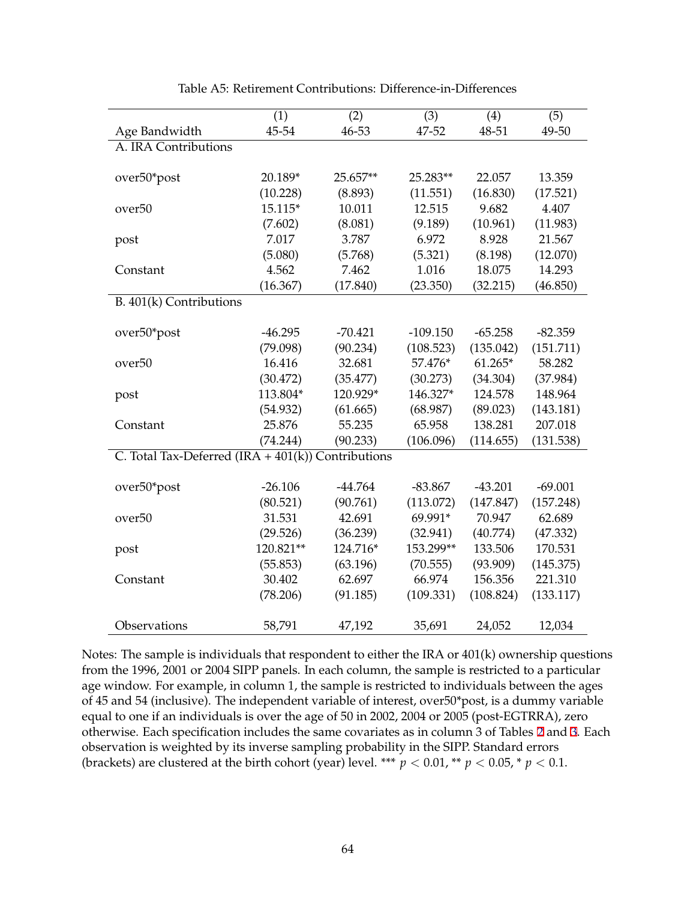Table A5: Retirement Contributions: Difference-in-Differences

| | (1) | (2) | (3) | (4) | (5) |
|---|---|---|---|---|---|
| Age Bandwidth | 45-54 | 46-53 | 47-52 | 48-51 | 49-50 |
| A. IRA Contributions | | | | | |
| over50*post | 20.189* | 25.657** | 25.283** | 22.057 | 13.359 |
| | (10.228) | (8.893) | (11.551) | (16.830) | (17.521) |
| over50 | 15.115* | 10.011 | 12.515 | 9.682 | 4.407 |
| | (7.602) | (8.081) | (9.189) | (10.961) | (11.983) |
| post | 7.017 | 3.787 | 6.972 | 8.928 | 21.567 |
| | (5.080) | (5.768) | (5.321) | (8.198) | (12.070) |
| Constant | 4.562 | 7.462 | 1.016 | 18.075 | 14.293 |
| | (16.367) | (17.840) | (23.350) | (32.215) | (46.850) |
| B. 401(k) Contributions | | | | | |
| over50*post | -46.295 | -70.421 | -109.150 | -65.258 | -82.359 |
| | (79.098) | (90.234) | (108.523) | (135.042) | (151.711) |
| over50 | 16.416 | 32.681 | 57.476* | 61.265* | 58.282 |
| | (30.472) | (35.477) | (30.273) | (34.304) | (37.984) |
| post | 113.804* | 120.929* | 146.327* | 124.578 | 148.964 |
| | (54.932) | (61.665) | (68.987) | (89.023) | (143.181) |
| Constant | 25.876 | 55.235 | 65.958 | 138.281 | 207.018 |
| | (74.244) | (90.233) | (106.096) | (114.655) | (131.538) |
| C. Total Tax-Deferred (IRA + 401(k)) Contributions | | | | | |
| over50*post | -26.106 | -44.764 | -83.867 | -43.201 | -69.001 |
| | (80.521) | (90.761) | (113.072) | (147.847) | (157.248) |
| over50 | 31.531 | 42.691 | 69.991* | 70.947 | 62.689 |
| | (29.526) | (36.239) | (32.941) | (40.774) | (47.332) |
| post | 120.821** | 124.716* | 153.299** | 133.506 | 170.531 |
| | (55.853) | (63.196) | (70.555) | (93.909) | (145.375) |
| Constant | 30.402 | 62.697 | 66.974 | 156.356 | 221.310 |
| | (78.206) | (91.185) | (109.331) | (108.824) | (133.117) |
| Observations | 58,791 | 47,192 | 35,691 | 24,052 | 12,034 |

Notes: The sample is individuals that respondent to either the IRA or 401(k) ownership questions from the 1996, 2001 or 2004 SIPP panels. In each column, the sample is restricted to a particular age window. For example, in column 1, the sample is restricted to individuals between the ages of 45 and 54 (inclusive). The independent variable of interest, over50*post, is a dummy variable equal to one if an individuals is over the age of 50 in 2002, 2004 or 2005 (post-EGTRRA), zero otherwise. Each specification includes the same covariates as in column 3 of Tables 2 and 3. Each observation is weighted by its inverse sampling probability in the SIPP. Standard errors (brackets) are clustered at the birth cohort (year) level. *** $p < 0.01$, ** $p < 0.05$, * $p < 0.1$.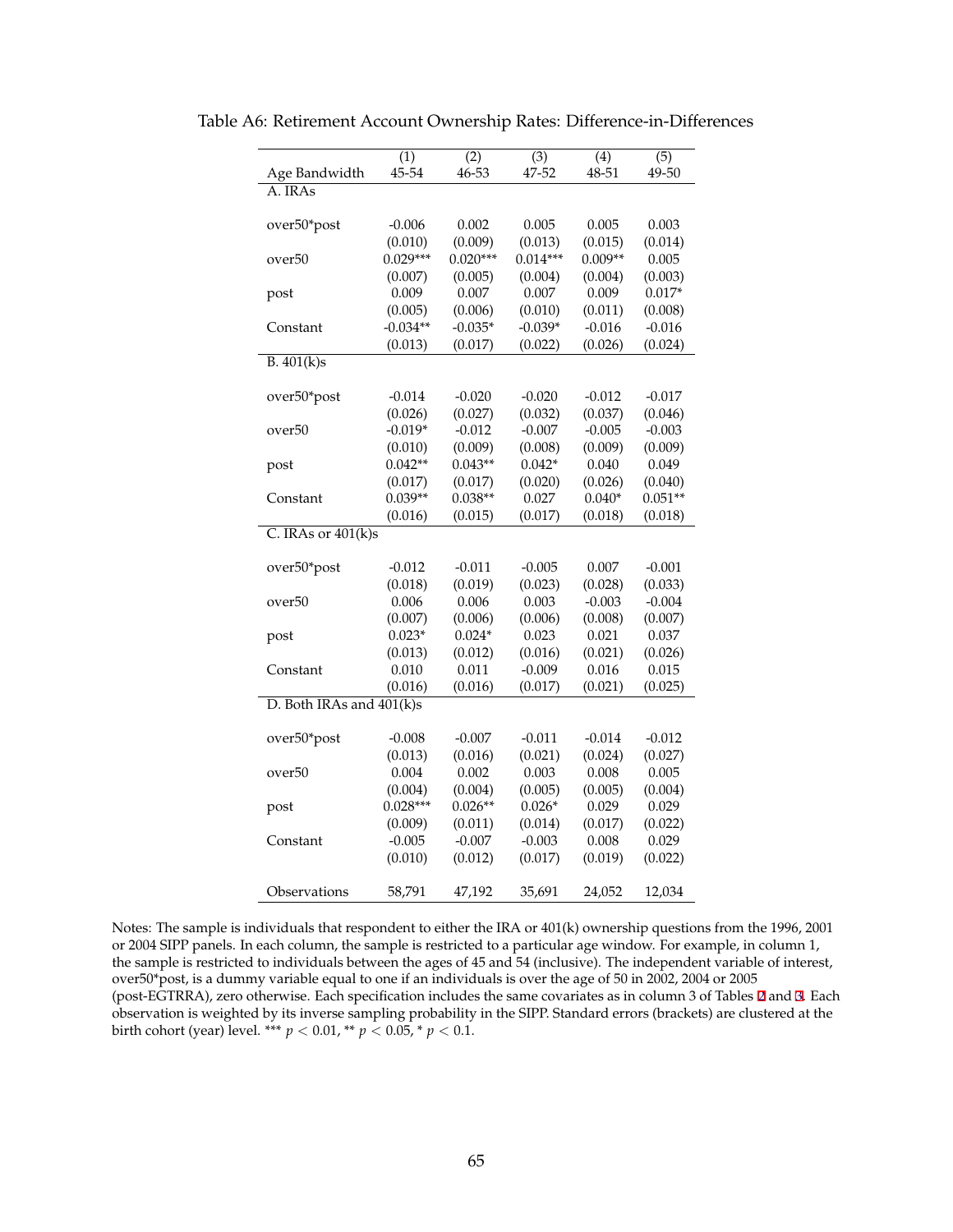Table A6: Retirement Account Ownership Rates: Difference-in-Differences

| | (1) | (2) | (3) | (4) | (5) |
|---|---|---|---|---|---|
| Age Bandwidth | 45-54 | 46-53 | 47-52 | 48-51 | 49-50 |
| A. IRAs | | | | | |
| over50*post | -0.006 | 0.002 | 0.005 | 0.005 | 0.003 |
| | (0.010) | (0.009) | (0.013) | (0.015) | (0.014) |
| over50 | 0.029*** | 0.020*** | 0.014*** | 0.009** | 0.005 |
| | (0.007) | (0.005) | (0.004) | (0.004) | (0.003) |
| post | 0.009 | 0.007 | 0.007 | 0.009 | 0.017* |
| | (0.005) | (0.006) | (0.010) | (0.011) | (0.008) |
| Constant | -0.034** | -0.035* | -0.039* | -0.016 | -0.016 |
| | (0.013) | (0.017) | (0.022) | (0.026) | (0.024) |
| B. 401(k)s | | | | | |
| over50*post | -0.014 | -0.020 | -0.020 | -0.012 | -0.017 |
| | (0.026) | (0.027) | (0.032) | (0.037) | (0.046) |
| over50 | -0.019* | -0.012 | -0.007 | -0.005 | -0.003 |
| | (0.010) | (0.009) | (0.008) | (0.009) | (0.009) |
| post | 0.042** | 0.043** | 0.042* | 0.040 | 0.049 |
| | (0.017) | (0.017) | (0.020) | (0.026) | (0.040) |
| Constant | 0.039** | 0.038** | 0.027 | 0.040* | 0.051** |
| | (0.016) | (0.015) | (0.017) | (0.018) | (0.018) |
| C. IRAs or 401(k)s | | | | | |
| over50*post | -0.012 | -0.011 | -0.005 | 0.007 | -0.001 |
| | (0.018) | (0.019) | (0.023) | (0.028) | (0.033) |
| over50 | 0.006 | 0.006 | 0.003 | -0.003 | -0.004 |
| | (0.007) | (0.006) | (0.006) | (0.008) | (0.007) |
| post | 0.023* | 0.024* | 0.023 | 0.021 | 0.037 |
| | (0.013) | (0.012) | (0.016) | (0.021) | (0.026) |
| Constant | 0.010 | 0.011 | -0.009 | 0.016 | 0.015 |
| | (0.016) | (0.016) | (0.017) | (0.021) | (0.025) |
| D. Both IRAs and 401(k)s | | | | | |
| over50*post | -0.008 | -0.007 | -0.011 | -0.014 | -0.012 |
| | (0.013) | (0.016) | (0.021) | (0.024) | (0.027) |
| over50 | 0.004 | 0.002 | 0.003 | 0.008 | 0.005 |
| | (0.004) | (0.004) | (0.005) | (0.005) | (0.004) |
| post | 0.028*** | 0.026** | 0.026* | 0.029 | 0.029 |
| | (0.009) | (0.011) | (0.014) | (0.017) | (0.022) |
| Constant | -0.005 | -0.007 | -0.003 | 0.008 | 0.029 |
| | (0.010) | (0.012) | (0.017) | (0.019) | (0.022) |
| Observations | 58,791 | 47,192 | 35,691 | 24,052 | 12,034 |

Notes: The sample is individuals that respondent to either the IRA or 401(k) ownership questions from the 1996, 2001 or 2004 SIPP panels. In each column, the sample is restricted to a particular age window. For example, in column 1, the sample is restricted to individuals between the ages of 45 and 54 (inclusive). The independent variable of interest, over50*post, is a dummy variable equal to one if an individuals is over the age of 50 in 2002, 2004 or 2005 (post-EGTRRA), zero otherwise. Each specification includes the same covariates as in column 3 of Tables 2 and 3. Each observation is weighted by its inverse sampling probability in the SIPP. Standard errors (brackets) are clustered at the birth cohort (year) level. *** $p < 0.01$, ** $p < 0.05$, * $p < 0.1$.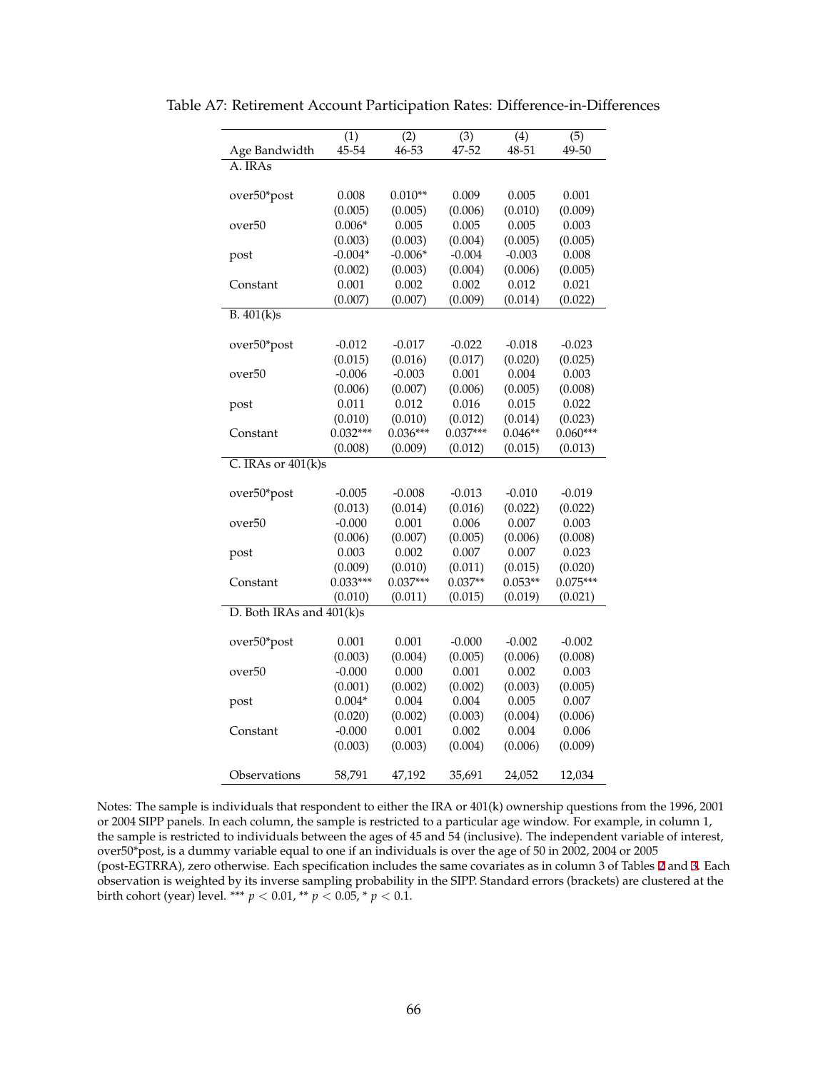Table A7: Retirement Account Participation Rates: Difference-in-Differences

| | (1) | (2) | (3) | (4) | (5) |
|---|---|---|---|---|---|
| Age Bandwidth | 45-54 | 46-53 | 47-52 | 48-51 | 49-50 |
| A. IRAs | | | | | |
| over50*post | 0.008 | 0.010** | 0.009 | 0.005 | 0.001 |
| | (0.005) | (0.005) | (0.006) | (0.010) | (0.009) |
| over50 | 0.006* | 0.005 | 0.005 | 0.005 | 0.003 |
| | (0.003) | (0.003) | (0.004) | (0.005) | (0.005) |
| post | -0.004* | -0.006* | -0.004 | -0.003 | 0.008 |
| | (0.002) | (0.003) | (0.004) | (0.006) | (0.005) |
| Constant | 0.001 | 0.002 | 0.002 | 0.012 | 0.021 |
| | (0.007) | (0.007) | (0.009) | (0.014) | (0.022) |
| B. 401(k)s | | | | | |
| over50*post | -0.012 | -0.017 | -0.022 | -0.018 | -0.023 |
| | (0.015) | (0.016) | (0.017) | (0.020) | (0.025) |
| over50 | -0.006 | -0.003 | 0.001 | 0.004 | 0.003 |
| | (0.006) | (0.007) | (0.006) | (0.005) | (0.008) |
| post | 0.011 | 0.012 | 0.016 | 0.015 | 0.022 |
| | (0.010) | (0.010) | (0.012) | (0.014) | (0.023) |
| Constant | 0.032*** | 0.036*** | 0.037*** | 0.046** | 0.060*** |
| | (0.008) | (0.009) | (0.012) | (0.015) | (0.013) |
| C. IRAs or 401(k)s | | | | | |
| over50*post | -0.005 | -0.008 | -0.013 | -0.010 | -0.019 |
| | (0.013) | (0.014) | (0.016) | (0.022) | (0.022) |
| over50 | -0.000 | 0.001 | 0.006 | 0.007 | 0.003 |
| | (0.006) | (0.007) | (0.005) | (0.006) | (0.008) |
| post | 0.003 | 0.002 | 0.007 | 0.007 | 0.023 |
| | (0.009) | (0.010) | (0.011) | (0.015) | (0.020) |
| Constant | 0.033*** | 0.037*** | 0.037** | 0.053** | 0.075*** |
| | (0.010) | (0.011) | (0.015) | (0.019) | (0.021) |
| D. Both IRAs and 401(k)s | | | | | |
| over50*post | 0.001 | 0.001 | -0.000 | -0.002 | -0.002 |
| | (0.003) | (0.004) | (0.005) | (0.006) | (0.008) |
| over50 | -0.000 | 0.000 | 0.001 | 0.002 | 0.003 |
| | (0.001) | (0.002) | (0.002) | (0.003) | (0.005) |
| post | 0.004* | 0.004 | 0.004 | 0.005 | 0.007 |
| | (0.020) | (0.002) | (0.003) | (0.004) | (0.006) |
| Constant | -0.000 | 0.001 | 0.002 | 0.004 | 0.006 |
| | (0.003) | (0.003) | (0.004) | (0.006) | (0.009) |
| Observations | 58,791 | 47,192 | 35,691 | 24,052 | 12,034 |

Notes: The sample is individuals that respondent to either the IRA or 401(k) ownership questions from the 1996, 2001 or 2004 SIPP panels. In each column, the sample is restricted to a particular age window. For example, in column 1, the sample is restricted to individuals between the ages of 45 and 54 (inclusive). The independent variable of interest, over50*post, is a dummy variable equal to one if an individuals is over the age of 50 in 2002, 2004 or 2005 (post-EGTRRA), zero otherwise. Each specification includes the same covariates as in column 3 of Tables 2 and 3. Each observation is weighted by its inverse sampling probability in the SIPP. Standard errors (brackets) are clustered at the birth cohort (year) level. *** $p < 0.01$, ** $p < 0.05$, * $p < 0.1$.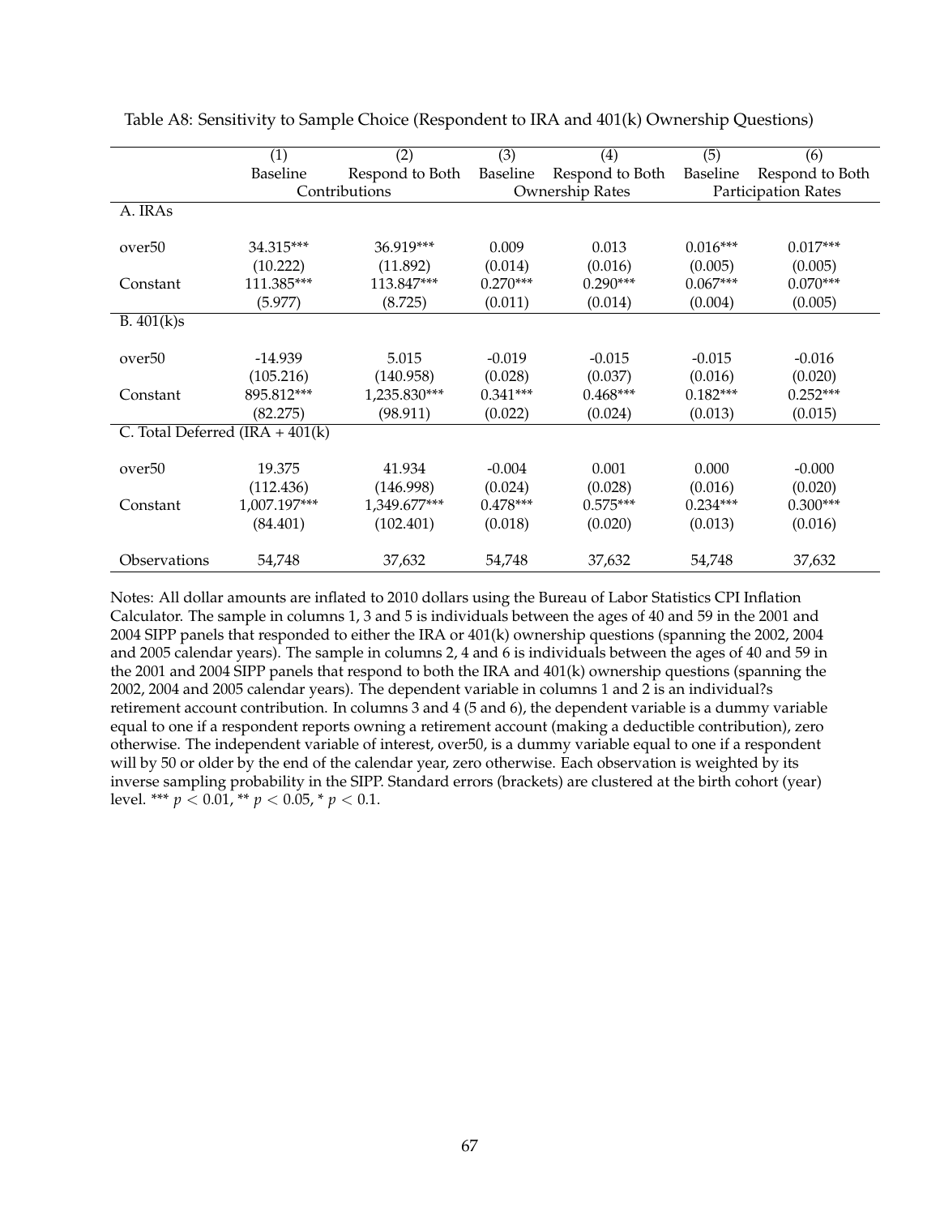Table A8: Sensitivity to Sample Choice (Respondent to IRA and 401(k) Ownership Questions)

| | (1) | (2) | (3) | (4) | (5) | (6) |
|---|---|---|---|---|---|---|
| | Baseline | Respond to Both | Baseline | Respond to Both | Baseline | Respond to Both |
| | Contributions | | Ownership Rates | | Participation Rates | |
| A. IRAs | | | | | | |
| over50 | 34.315*** | 36.919*** | 0.009 | 0.013 | 0.016*** | 0.017*** |
| | (10.222) | (11.892) | (0.014) | (0.016) | (0.005) | (0.005) |
| Constant | 111.385*** | 113.847*** | 0.270*** | 0.290*** | 0.067*** | 0.070*** |
| | (5.977) | (8.725) | (0.011) | (0.014) | (0.004) | (0.005) |
| B. 401(k)s | | | | | | |
| over50 | -14.939 | 5.015 | -0.019 | -0.015 | -0.015 | -0.016 |
| | (105.216) | (140.958) | (0.028) | (0.037) | (0.016) | (0.020) |
| Constant | 895.812*** | 1,235.830*** | 0.341*** | 0.468*** | 0.182*** | 0.252*** |
| | (82.275) | (98.911) | (0.022) | (0.024) | (0.013) | (0.015) |
| C. Total Deferred (IRA + 401(k) | | | | | | |
| over50 | 19.375 | 41.934 | -0.004 | 0.001 | 0.000 | -0.000 |
| | (112.436) | (146.998) | (0.024) | (0.028) | (0.016) | (0.020) |
| Constant | 1,007.197*** | 1,349.677*** | 0.478*** | 0.575*** | 0.234*** | 0.300*** |
| | (84.401) | (102.401) | (0.018) | (0.020) | (0.013) | (0.016) |
| Observations | 54,748 | 37,632 | 54,748 | 37,632 | 54,748 | 37,632 |

Notes: All dollar amounts are inflated to 2010 dollars using the Bureau of Labor Statistics CPI Inflation Calculator. The sample in columns 1, 3 and 5 is individuals between the ages of 40 and 59 in the 2001 and 2004 SIPP panels that responded to either the IRA or 401(k) ownership questions (spanning the 2002, 2004 and 2005 calendar years). The sample in columns 2, 4 and 6 is individuals between the ages of 40 and 59 in the 2001 and 2004 SIPP panels that respond to both the IRA and 401(k) ownership questions (spanning the 2002, 2004 and 2005 calendar years). The dependent variable in columns 1 and 2 is an individual?s retirement account contribution. In columns 3 and 4 (5 and 6), the dependent variable is a dummy variable equal to one if a respondent reports owning a retirement account (making a deductible contribution), zero otherwise. The independent variable of interest, over50, is a dummy variable equal to one if a respondent will by 50 or older by the end of the calendar year, zero otherwise. Each observation is weighted by its inverse sampling probability in the SIPP. Standard errors (brackets) are clustered at the birth cohort (year) level. *** $p < 0.01$, ** $p < 0.05$, * $p < 0.1$.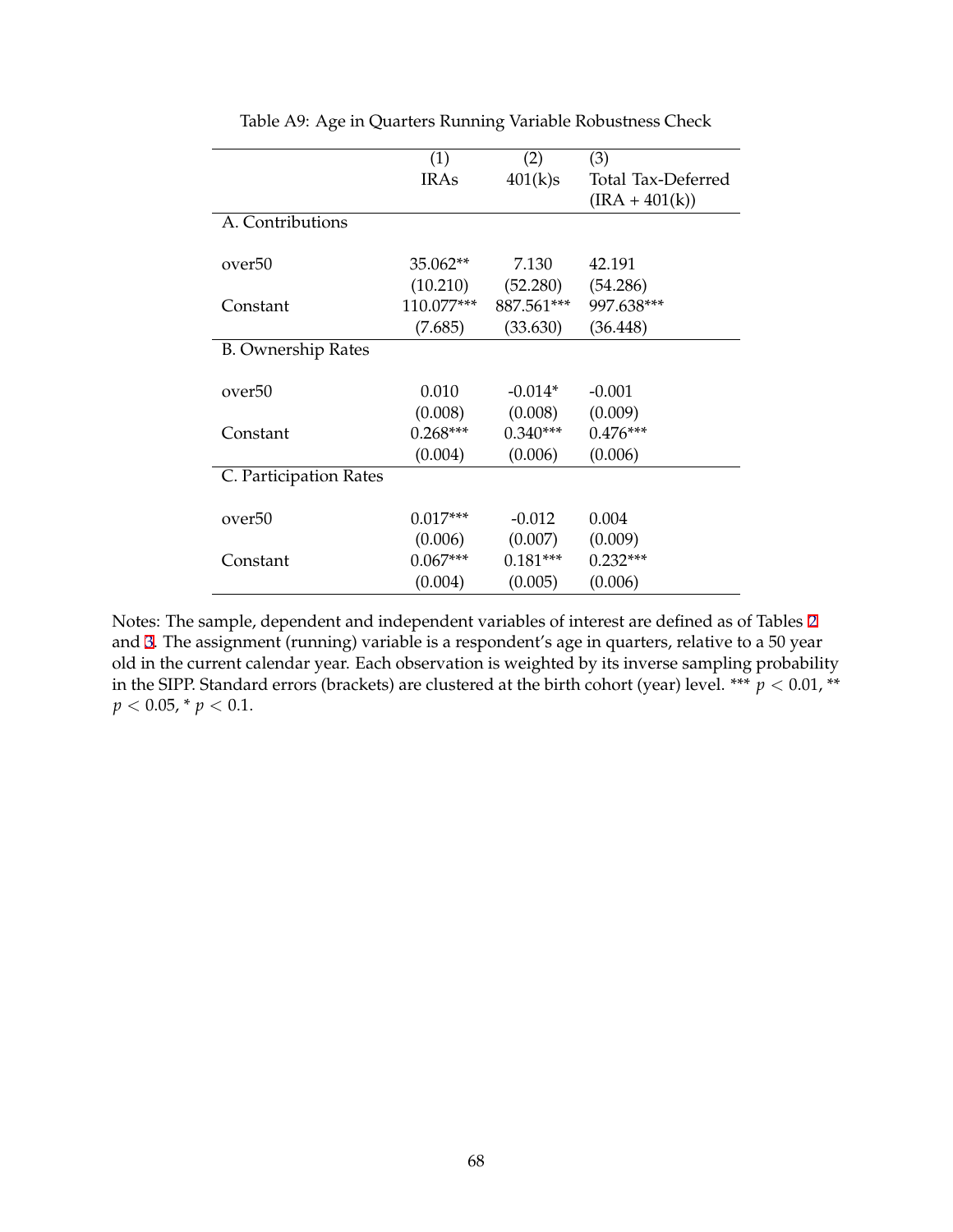Table A9: Age in Quarters Running Variable Robustness Check

| | (1)<br>IRAs | (2)<br>401(k)s | (3)<br>Total Tax-Deferred<br>(IRA + 401(k)) |
|---|---|---|---|
| A. Contributions | | | |
| over50 | 35.062** | 7.130 | 42.191 |
| | (10.210) | (52.280) | (54.286) |
| Constant | 110.077*** | 887.561*** | 997.638*** |
| | (7.685) | (33.630) | (36.448) |
| B. Ownership Rates | | | |
| over50 | 0.010 | -0.014* | -0.001 |
| | (0.008) | (0.008) | (0.009) |
| Constant | 0.268*** | 0.340*** | 0.476*** |
| | (0.004) | (0.006) | (0.006) |
| C. Participation Rates | | | |
| over50 | 0.017*** | -0.012 | 0.004 |
| | (0.006) | (0.007) | (0.009) |
| Constant | 0.067*** | 0.181*** | 0.232*** |
| | (0.004) | (0.005) | (0.006) |

Notes: The sample, dependent and independent variables of interest are defined as of Tables 2 and 3. The assignment (running) variable is a respondent's age in quarters, relative to a 50 year old in the current calendar year. Each observation is weighted by its inverse sampling probability in the SIPP. Standard errors (brackets) are clustered at the birth cohort (year) level. *** $p < 0.01$, ** $p < 0.05$, * $p < 0.1$.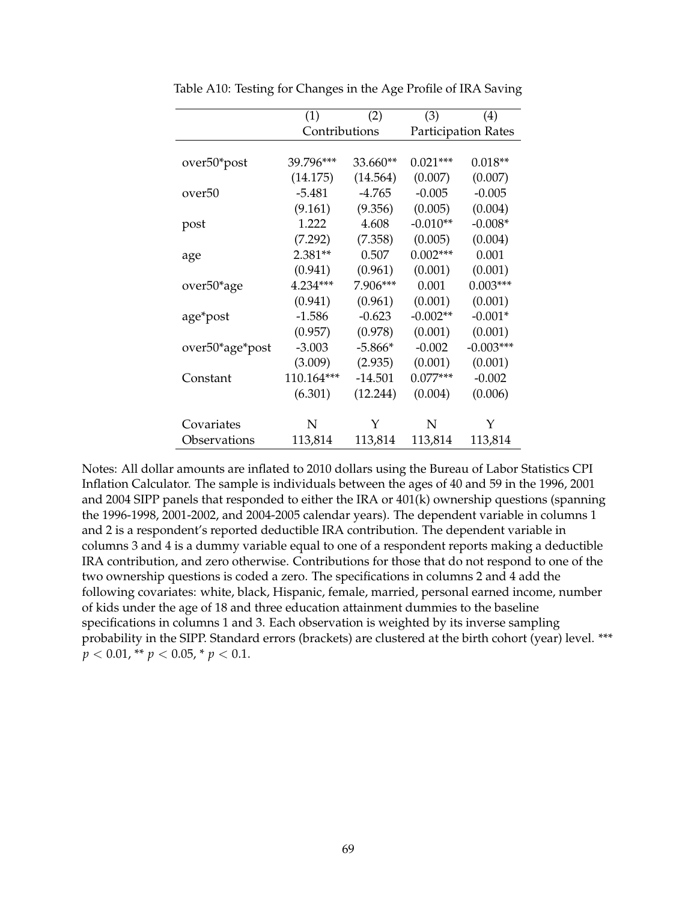Table A10: Testing for Changes in the Age Profile of IRA Saving

| | (1) | (2) | (3) | (4) |
|---|---|---|---|---|
| | Contributions | | Participation Rates | |
| over50*post | 39.796*** | 33.660** | 0.021*** | 0.018** |
| | (14.175) | (14.564) | (0.007) | (0.007) |
| over50 | -5.481 | -4.765 | -0.005 | -0.005 |
| | (9.161) | (9.356) | (0.005) | (0.004) |
| post | 1.222 | 4.608 | -0.010** | -0.008* |
| | (7.292) | (7.358) | (0.005) | (0.004) |
| age | 2.381** | 0.507 | 0.002*** | 0.001 |
| | (0.941) | (0.961) | (0.001) | (0.001) |
| over50*age | 4.234*** | 7.906*** | 0.001 | 0.003*** |
| | (0.941) | (0.961) | (0.001) | (0.001) |
| age*post | -1.586 | -0.623 | -0.002** | -0.001* |
| | (0.957) | (0.978) | (0.001) | (0.001) |
| over50*age*post | -3.003 | -5.866* | -0.002 | -0.003*** |
| | (3.009) | (2.935) | (0.001) | (0.001) |
| Constant | 110.164*** | -14.501 | 0.077*** | -0.002 |
| | (6.301) | (12.244) | (0.004) | (0.006) |
| Covariates | N | Y | N | Y |
| Observations | 113,814 | 113,814 | 113,814 | 113,814 |

Notes: All dollar amounts are inflated to 2010 dollars using the Bureau of Labor Statistics CPI Inflation Calculator. The sample is individuals between the ages of 40 and 59 in the 1996, 2001 and 2004 SIPP panels that responded to either the IRA or 401(k) ownership questions (spanning the 1996-1998, 2001-2002, and 2004-2005 calendar years). The dependent variable in columns 1 and 2 is a respondent's reported deductible IRA contribution. The dependent variable in columns 3 and 4 is a dummy variable equal to one of a respondent reports making a deductible IRA contribution, and zero otherwise. Contributions for those that do not respond to one of the two ownership questions is coded a zero. The specifications in columns 2 and 4 add the following covariates: white, black, Hispanic, female, married, personal earned income, number of kids under the age of 18 and three education attainment dummies to the baseline specifications in columns 1 and 3. Each observation is weighted by its inverse sampling probability in the SIPP. Standard errors (brackets) are clustered at the birth cohort (year) level. *** $p < 0.01$, ** $p < 0.05$, * $p < 0.1$.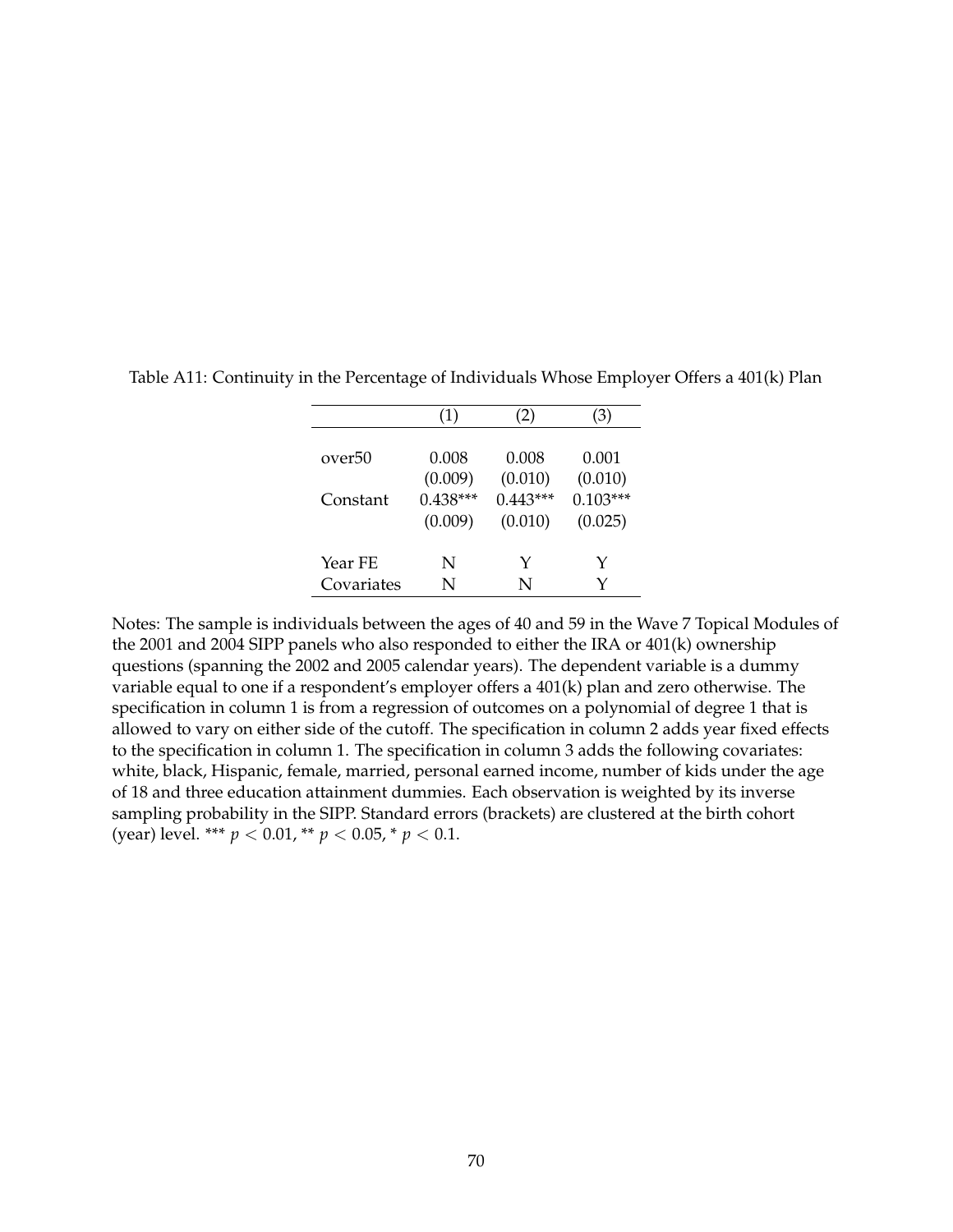Table A11: Continuity in the Percentage of Individuals Whose Employer Offers a 401(k) Plan

| | (1) | (2) | (3) |
|---|---|---|---|
| over50 | 0.008 | 0.008 | 0.001 |
| | (0.009) | (0.010) | (0.010) |
| Constant | 0.438*** | 0.443*** | 0.103*** |
| | (0.009) | (0.010) | (0.025) |
| Year FE | N | Y | Y |
| Covariates | N | N | Y |

Notes: The sample is individuals between the ages of 40 and 59 in the Wave 7 Topical Modules of the 2001 and 2004 SIPP panels who also responded to either the IRA or 401(k) ownership questions (spanning the 2002 and 2005 calendar years). The dependent variable is a dummy variable equal to one if a respondent's employer offers a 401(k) plan and zero otherwise. The specification in column 1 is from a regression of outcomes on a polynomial of degree 1 that is allowed to vary on either side of the cutoff. The specification in column 2 adds year fixed effects to the specification in column 1. The specification in column 3 adds the following covariates: white, black, Hispanic, female, married, personal earned income, number of kids under the age of 18 and three education attainment dummies. Each observation is weighted by its inverse sampling probability in the SIPP. Standard errors (brackets) are clustered at the birth cohort (year) level. *** $p < 0.01$, ** $p < 0.05$, * $p < 0.1$.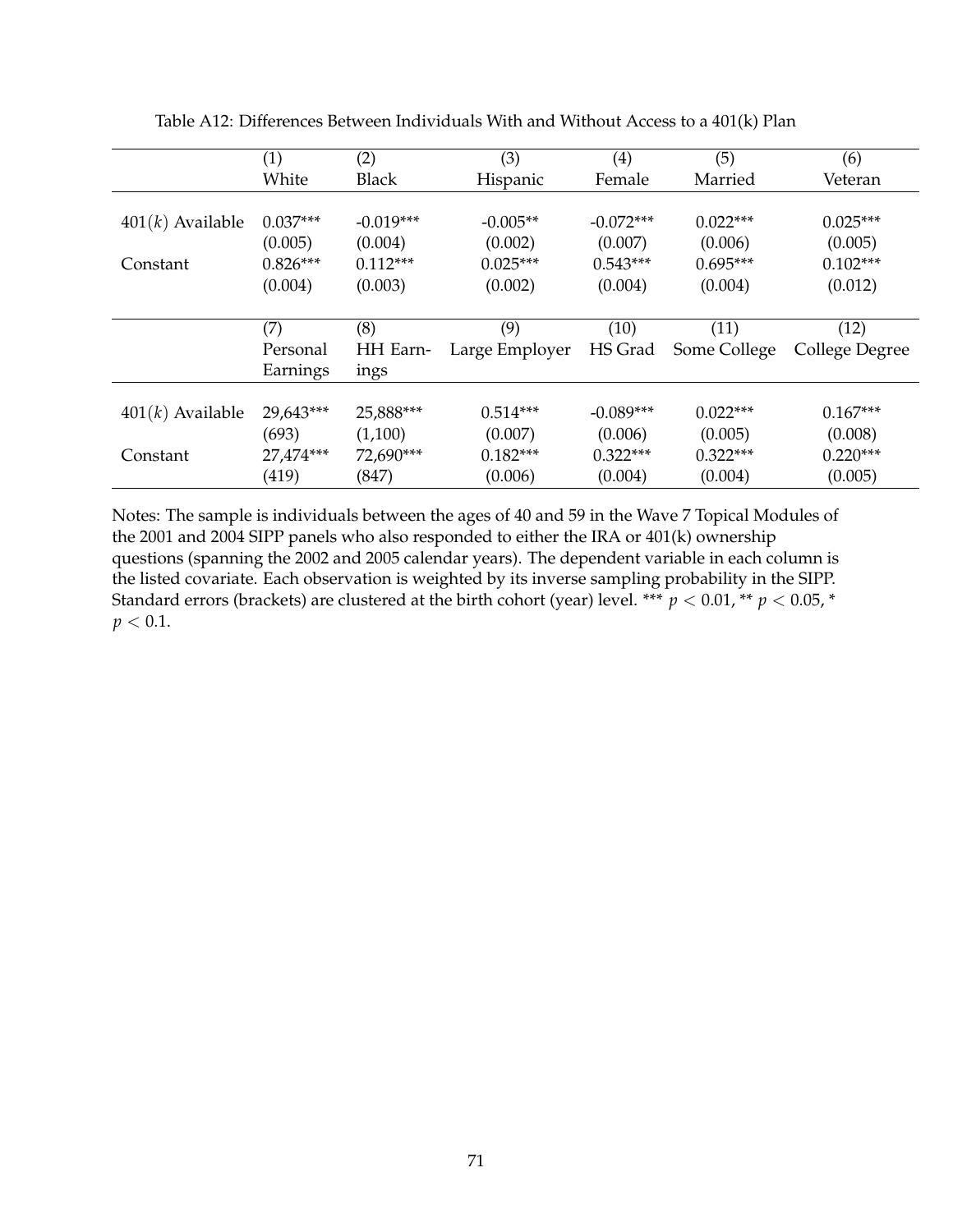Table A12: Differences Between Individuals With and Without Access to a 401(k) Plan

| | (1) White | (2) Black | (3) Hispanic | (4) Female | (5) Married | (6) Veteran |
|---|---|---|---|---|---|---|
| $401(k)$ Available | 0.037*** | -0.019*** | -0.005** | -0.072*** | 0.022*** | 0.025*** |
| | (0.005) | (0.004) | (0.002) | (0.007) | (0.006) | (0.005) |
| Constant | 0.826*** | 0.112*** | 0.025*** | 0.543*** | 0.695*** | 0.102*** |
| | (0.004) | (0.003) | (0.002) | (0.004) | (0.004) | (0.012) |

| | (7) Personal Earnings | (8) HH Earnings | (9) Large Employer | (10) HS Grad | (11) Some College | (12) College Degree |
|---|---|---|---|---|---|---|
| $401(k)$ Available | 29,643*** | 25,888*** | 0.514*** | -0.089*** | 0.022*** | 0.167*** |
| | (693) | (1,100) | (0.007) | (0.006) | (0.005) | (0.008) |
| Constant | 27,474*** | 72,690*** | 0.182*** | 0.322*** | 0.322*** | 0.220*** |
| | (419) | (847) | (0.006) | (0.004) | (0.004) | (0.005) |

Notes: The sample is individuals between the ages of 40 and 59 in the Wave 7 Topical Modules of the 2001 and 2004 SIPP panels who also responded to either the IRA or 401(k) ownership questions (spanning the 2002 and 2005 calendar years). The dependent variable in each column is the listed covariate. Each observation is weighted by its inverse sampling probability in the SIPP. Standard errors (brackets) are clustered at the birth cohort (year) level. *** $p < 0.01$, ** $p < 0.05$, * $p < 0.1$.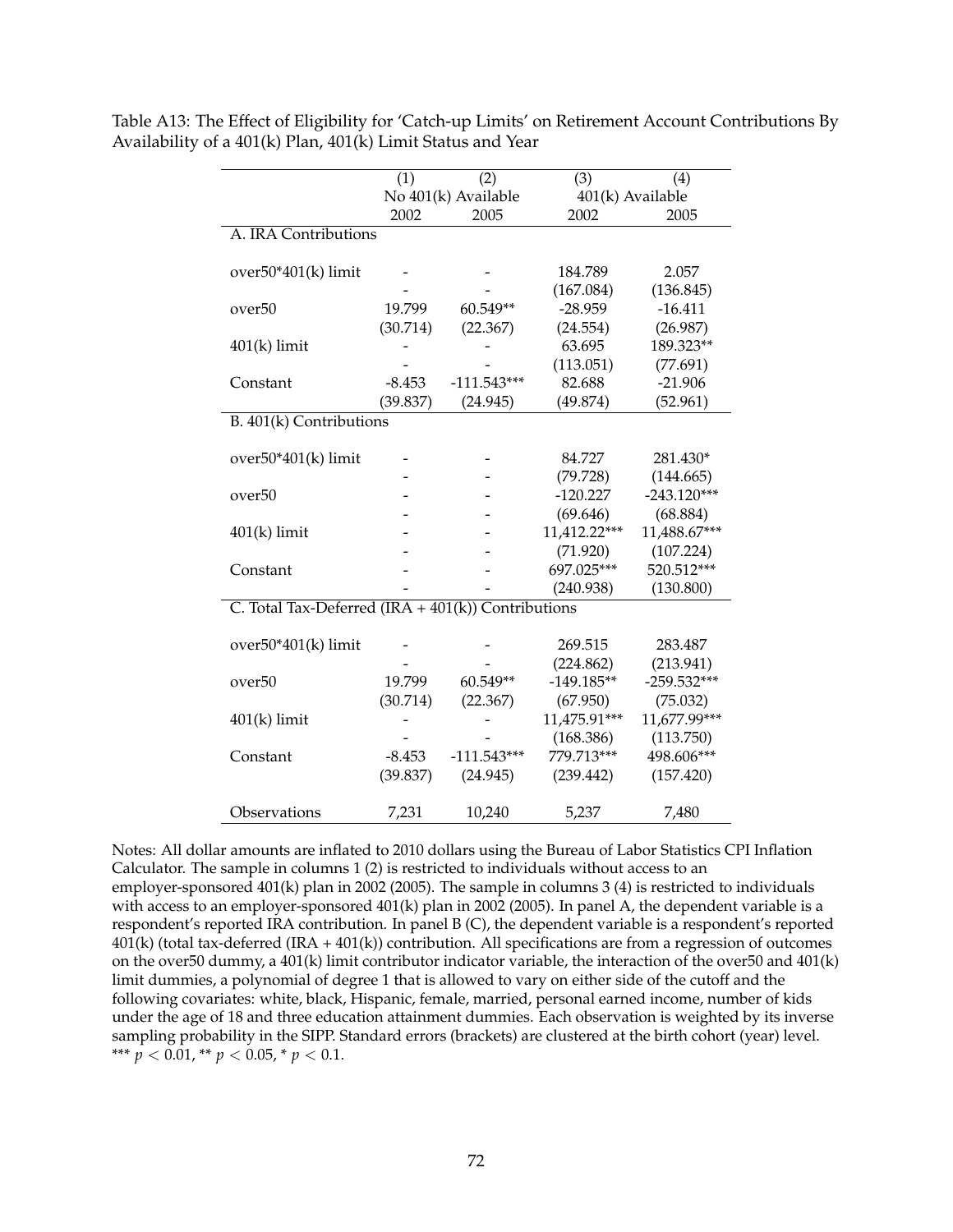Table A13: The Effect of Eligibility for 'Catch-up Limits' on Retirement Account Contributions By Availability of a 401(k) Plan, 401(k) Limit Status and Year

| | (1) | (2) | (3) | (4) |
|---|---|---|---|---|
| | No 401(k) Available | | 401(k) Available | |
| | 2002 | 2005 | 2002 | 2005 |
| A. IRA Contributions | | | | |
| over50*401(k) limit | - | - | 184.789 | 2.057 |
| | - | - | (167.084) | (136.845) |
| over50 | 19.799 | 60.549** | -28.959 | -16.411 |
| | (30.714) | (22.367) | (24.554) | (26.987) |
| 401(k) limit | - | - | 63.695 | 189.323** |
| | - | - | (113.051) | (77.691) |
| Constant | -8.453 | -111.543*** | 82.688 | -21.906 |
| | (39.837) | (24.945) | (49.874) | (52.961) |
| B. 401(k) Contributions | | | | |
| over50*401(k) limit | - | - | 84.727 | 281.430* |
| | - | - | (79.728) | (144.665) |
| over50 | - | - | -120.227 | -243.120*** |
| | - | - | (69.646) | (68.884) |
| 401(k) limit | - | - | 11,412.22*** | 11,488.67*** |
| | - | - | (71.920) | (107.224) |
| Constant | - | - | 697.025*** | 520.512*** |
| | - | - | (240.938) | (130.800) |
| C. Total Tax-Deferred (IRA + 401(k)) Contributions | | | | |
| over50*401(k) limit | - | - | 269.515 | 283.487 |
| | - | - | (224.862) | (213.941) |
| over50 | 19.799 | 60.549** | -149.185** | -259.532*** |
| | (30.714) | (22.367) | (67.950) | (75.032) |
| 401(k) limit | - | - | 11,475.91*** | 11,677.99*** |
| | - | - | (168.386) | (113.750) |
| Constant | -8.453 | -111.543*** | 779.713*** | 498.606*** |
| | (39.837) | (24.945) | (239.442) | (157.420) |
| Observations | 7,231 | 10,240 | 5,237 | 7,480 |

Notes: All dollar amounts are inflated to 2010 dollars using the Bureau of Labor Statistics CPI Inflation Calculator. The sample in columns 1 (2) is restricted to individuals without access to an employer-sponsored 401(k) plan in 2002 (2005). The sample in columns 3 (4) is restricted to individuals with access to an employer-sponsored 401(k) plan in 2002 (2005). In panel A, the dependent variable is a respondent's reported IRA contribution. In panel B (C), the dependent variable is a respondent's reported 401(k) (total tax-deferred (IRA + 401(k)) contribution. All specifications are from a regression of outcomes on the over50 dummy, a 401(k) limit contributor indicator variable, the interaction of the over50 and 401(k) limit dummies, a polynomial of degree 1 that is allowed to vary on either side of the cutoff and the following covariates: white, black, Hispanic, female, married, personal earned income, number of kids under the age of 18 and three education attainment dummies. Each observation is weighted by its inverse sampling probability in the SIPP. Standard errors (brackets) are clustered at the birth cohort (year) level. *** $p < 0.01$, ** $p < 0.05$, * $p < 0.1$.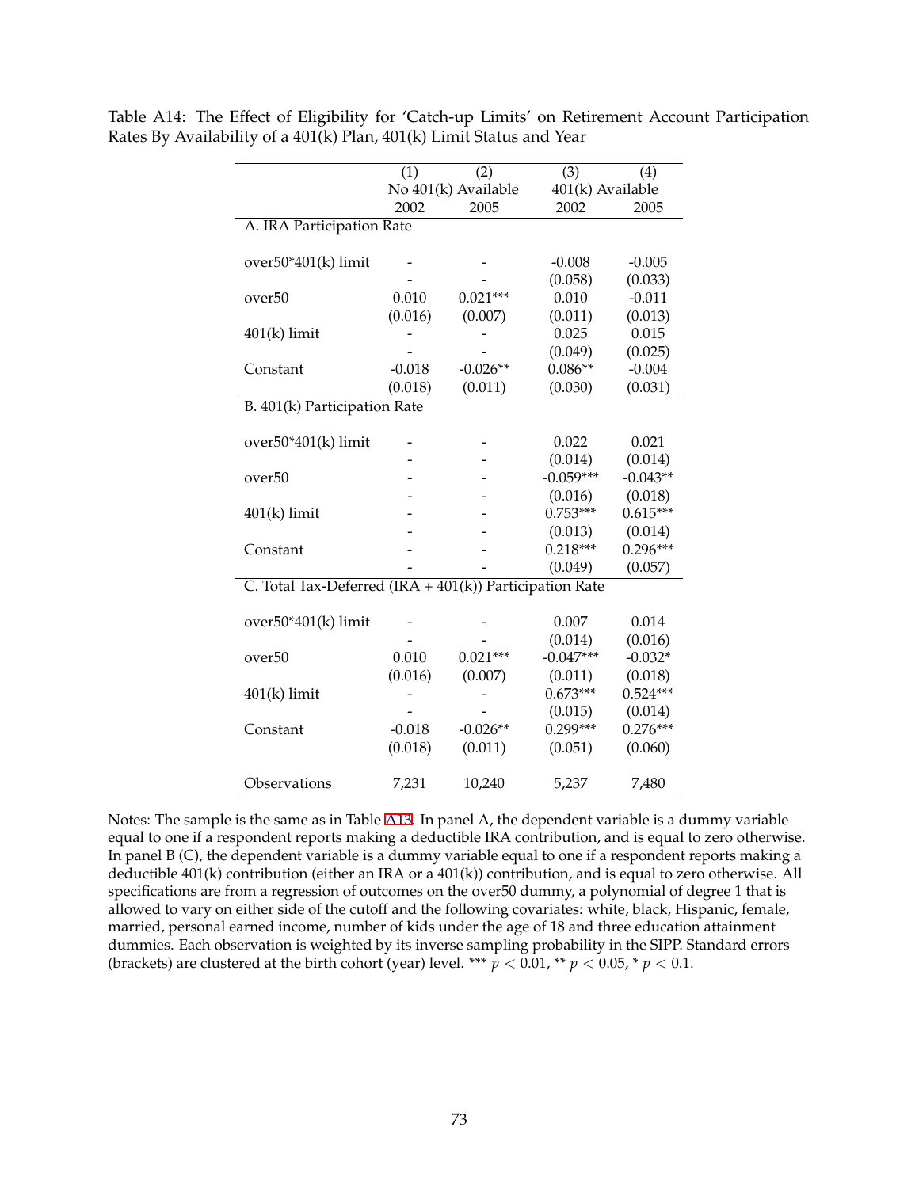Table A14: The Effect of Eligibility for 'Catch-up Limits' on Retirement Account Participation Rates By Availability of a 401(k) Plan, 401(k) Limit Status and Year

| | (1) | (2) | (3) | (4) |
|---|---|---|---|---|
| | No 401(k) Available | | 401(k) Available | |
| | 2002 | 2005 | 2002 | 2005 |
| A. IRA Participation Rate | | | | |
| over50*401(k) limit | - | - | -0.008 | -0.005 |
| | - | - | (0.058) | (0.033) |
| over50 | 0.010 | 0.021*** | 0.010 | -0.011 |
| | (0.016) | (0.007) | (0.011) | (0.013) |
| 401(k) limit | - | - | 0.025 | 0.015 |
| | - | - | (0.049) | (0.025) |
| Constant | -0.018 | -0.026** | 0.086** | -0.004 |
| | (0.018) | (0.011) | (0.030) | (0.031) |
| B. 401(k) Participation Rate | | | | |
| over50*401(k) limit | - | - | 0.022 | 0.021 |
| | - | - | (0.014) | (0.014) |
| over50 | - | - | -0.059*** | -0.043** |
| | - | - | (0.016) | (0.018) |
| 401(k) limit | - | - | 0.753*** | 0.615*** |
| | - | - | (0.013) | (0.014) |
| Constant | - | - | 0.218*** | 0.296*** |
| | - | - | (0.049) | (0.057) |
| C. Total Tax-Deferred (IRA + 401(k)) Participation Rate | | | | |
| over50*401(k) limit | - | - | 0.007 | 0.014 |
| | - | - | (0.014) | (0.016) |
| over50 | 0.010 | 0.021*** | -0.047*** | -0.032* |
| | (0.016) | (0.007) | (0.011) | (0.018) |
| 401(k) limit | - | - | 0.673*** | 0.524*** |
| | - | - | (0.015) | (0.014) |
| Constant | -0.018 | -0.026** | 0.299*** | 0.276*** |
| | (0.018) | (0.011) | (0.051) | (0.060) |
| Observations | 7,231 | 10,240 | 5,237 | 7,480 |

Notes: The sample is the same as in Table A13. In panel A, the dependent variable is a dummy variable equal to one if a respondent reports making a deductible IRA contribution, and is equal to zero otherwise. In panel B (C), the dependent variable is a dummy variable equal to one if a respondent reports making a deductible 401(k) contribution (either an IRA or a 401(k)) contribution, and is equal to zero otherwise. All specifications are from a regression of outcomes on the over50 dummy, a polynomial of degree 1 that is allowed to vary on either side of the cutoff and the following covariates: white, black, Hispanic, female, married, personal earned income, number of kids under the age of 18 and three education attainment dummies. Each observation is weighted by its inverse sampling probability in the SIPP. Standard errors (brackets) are clustered at the birth cohort (year) level. *** $p < 0.01$, ** $p < 0.05$, * $p < 0.1$.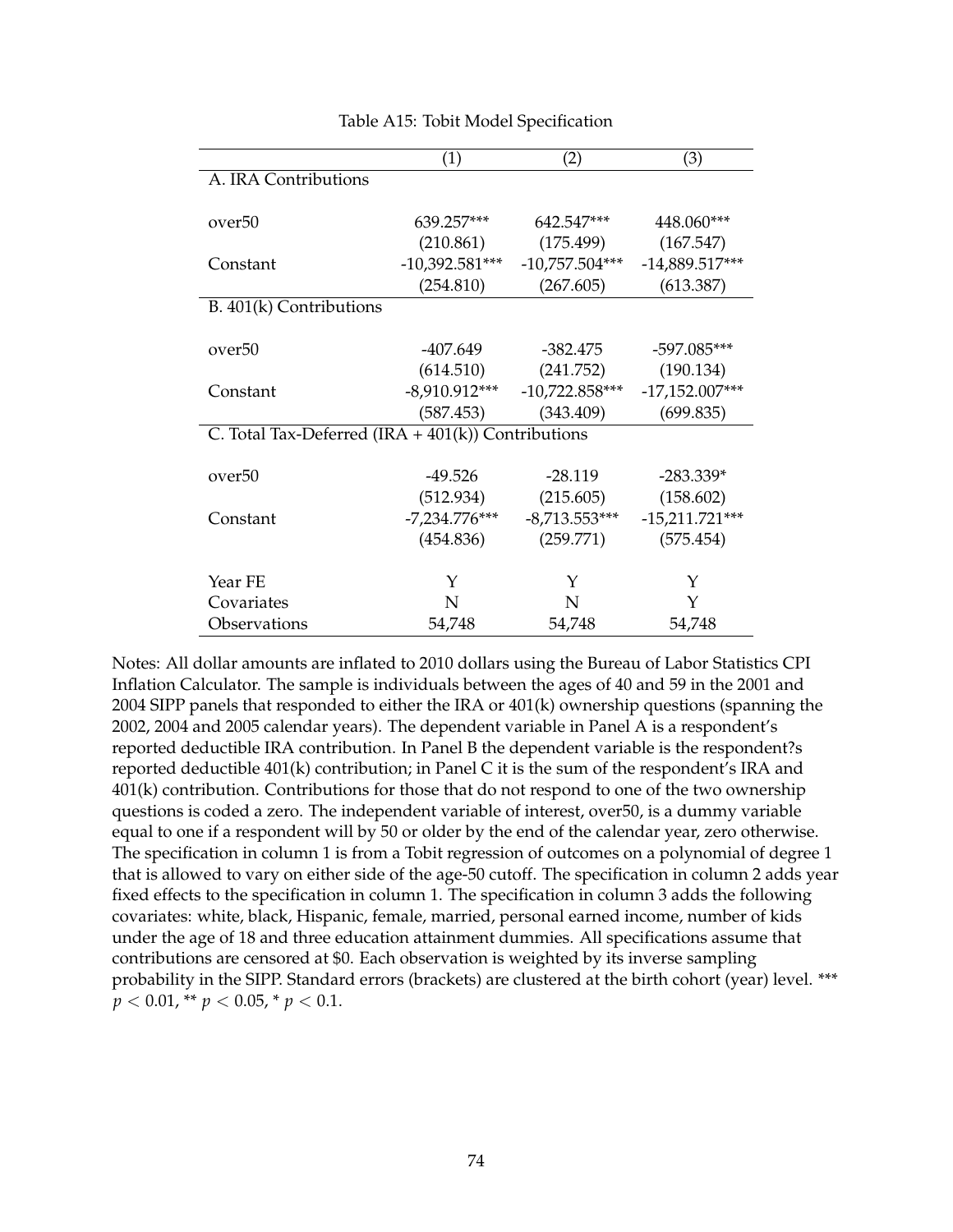Table A15: Tobit Model Specification

| | (1) | (2) | (3) |
|---|---|---|---|
| A. IRA Contributions | | | |
| over50 | 639.257*** | 642.547*** | 448.060*** |
| | (210.861) | (175.499) | (167.547) |
| Constant | -10,392.581*** | -10,757.504*** | -14,889.517*** |
| | (254.810) | (267.605) | (613.387) |
| B. 401(k) Contributions | | | |
| over50 | -407.649 | -382.475 | -597.085*** |
| | (614.510) | (241.752) | (190.134) |
| Constant | -8,910.912*** | -10,722.858*** | -17,152.007*** |
| | (587.453) | (343.409) | (699.835) |
| C. Total Tax-Deferred (IRA + 401(k)) Contributions | | | |
| over50 | -49.526 | -28.119 | -283.339* |
| | (512.934) | (215.605) | (158.602) |
| Constant | -7,234.776*** | -8,713.553*** | -15,211.721*** |
| | (454.836) | (259.771) | (575.454) |
| Year FE | Y | Y | Y |
| Covariates | N | N | Y |
| Observations | 54,748 | 54,748 | 54,748 |

Notes: All dollar amounts are inflated to 2010 dollars using the Bureau of Labor Statistics CPI Inflation Calculator. The sample is individuals between the ages of 40 and 59 in the 2001 and 2004 SIPP panels that responded to either the IRA or 401(k) ownership questions (spanning the 2002, 2004 and 2005 calendar years). The dependent variable in Panel A is a respondent's reported deductible IRA contribution. In Panel B the dependent variable is the respondent?s reported deductible 401(k) contribution; in Panel C it is the sum of the respondent's IRA and 401(k) contribution. Contributions for those that do not respond to one of the two ownership questions is coded a zero. The independent variable of interest, over50, is a dummy variable equal to one if a respondent will by 50 or older by the end of the calendar year, zero otherwise. The specification in column 1 is from a Tobit regression of outcomes on a polynomial of degree 1 that is allowed to vary on either side of the age-50 cutoff. The specification in column 2 adds year fixed effects to the specification in column 1. The specification in column 3 adds the following covariates: white, black, Hispanic, female, married, personal earned income, number of kids under the age of 18 and three education attainment dummies. All specifications assume that contributions are censored at $0. Each observation is weighted by its inverse sampling probability in the SIPP. Standard errors (brackets) are clustered at the birth cohort (year) level. *** $p < 0.01$, ** $p < 0.05$, * $p < 0.1$.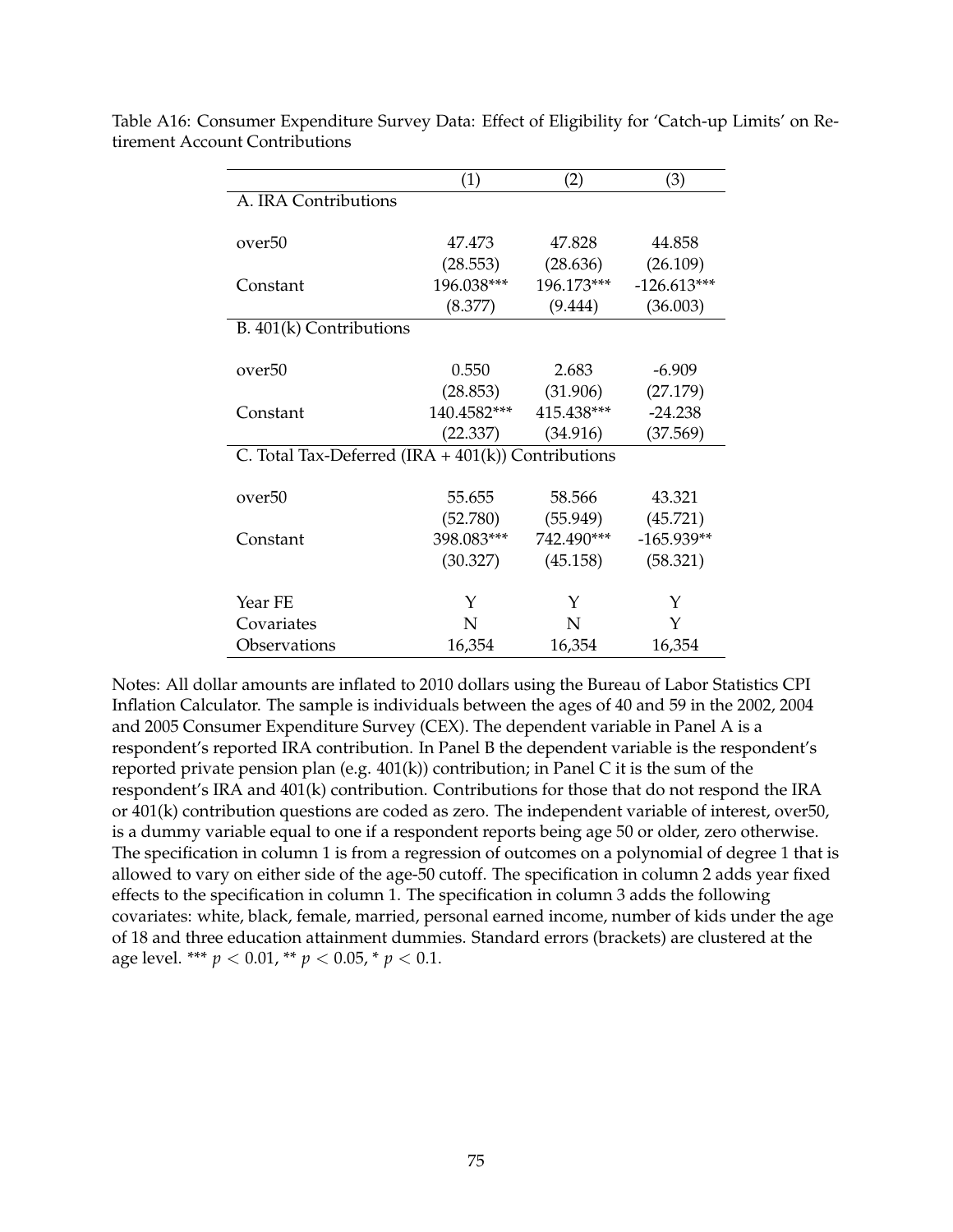Table A16: Consumer Expenditure Survey Data: Effect of Eligibility for 'Catch-up Limits' on Retirement Account Contributions

| | (1) | (2) | (3) |
|---|---|---|---|
| A. IRA Contributions | | | |
| over50 | 47.473 | 47.828 | 44.858 |
| | (28.553) | (28.636) | (26.109) |
| Constant | 196.038*** | 196.173*** | -126.613*** |
| | (8.377) | (9.444) | (36.003) |
| B. 401(k) Contributions | | | |
| over50 | 0.550 | 2.683 | -6.909 |
| | (28.853) | (31.906) | (27.179) |
| Constant | 140.4582*** | 415.438*** | -24.238 |
| | (22.337) | (34.916) | (37.569) |
| C. Total Tax-Deferred (IRA + 401(k)) Contributions | | | |
| over50 | 55.655 | 58.566 | 43.321 |
| | (52.780) | (55.949) | (45.721) |
| Constant | 398.083*** | 742.490*** | -165.939** |
| | (30.327) | (45.158) | (58.321) |
| Year FE | Y | Y | Y |
| Covariates | N | N | Y |
| Observations | 16,354 | 16,354 | 16,354 |

Notes: All dollar amounts are inflated to 2010 dollars using the Bureau of Labor Statistics CPI Inflation Calculator. The sample is individuals between the ages of 40 and 59 in the 2002, 2004 and 2005 Consumer Expenditure Survey (CEX). The dependent variable in Panel A is a respondent's reported IRA contribution. In Panel B the dependent variable is the respondent's reported private pension plan (e.g. 401(k)) contribution; in Panel C it is the sum of the respondent's IRA and 401(k) contribution. Contributions for those that do not respond the IRA or 401(k) contribution questions are coded as zero. The independent variable of interest, over50, is a dummy variable equal to one if a respondent reports being age 50 or older, zero otherwise. The specification in column 1 is from a regression of outcomes on a polynomial of degree 1 that is allowed to vary on either side of the age-50 cutoff. The specification in column 2 adds year fixed effects to the specification in column 1. The specification in column 3 adds the following covariates: white, black, female, married, personal earned income, number of kids under the age of 18 and three education attainment dummies. Standard errors (brackets) are clustered at the age level. *** $p < 0.01$, ** $p < 0.05$, * $p < 0.1$.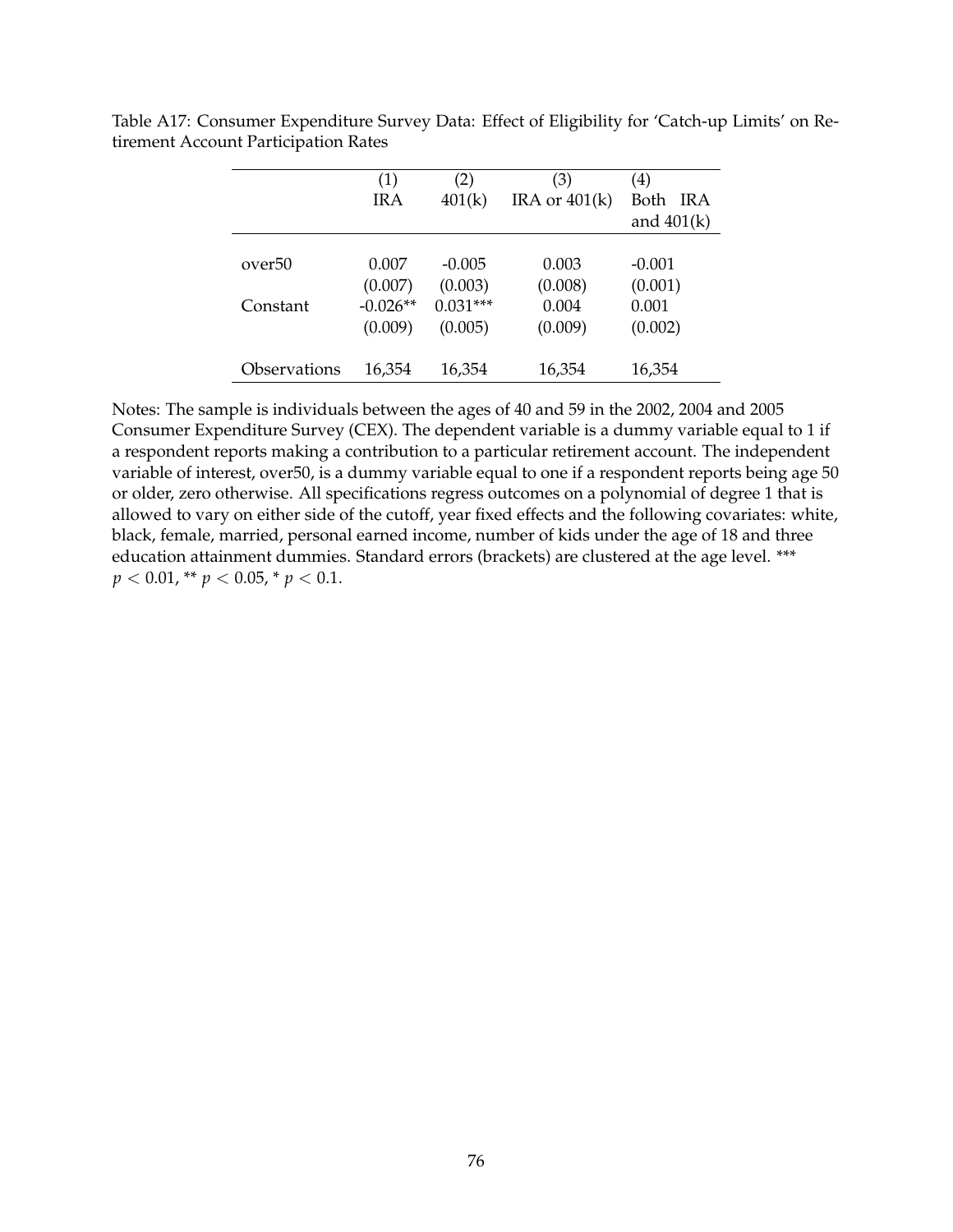Table A17: Consumer Expenditure Survey Data: Effect of Eligibility for 'Catch-up Limits' on Retirement Account Participation Rates

| | (1) | (2) | (3) | (4) |
|---|---|---|---|---|
| | IRA | 401(k) | IRA or 401(k) | Both IRA and 401(k) |
| over50 | 0.007 | -0.005 | 0.003 | -0.001 |
| | (0.007) | (0.003) | (0.008) | (0.001) |
| Constant | -0.026** | 0.031*** | 0.004 | 0.001 |
| | (0.009) | (0.005) | (0.009) | (0.002) |
| Observations | 16,354 | 16,354 | 16,354 | 16,354 |

Notes: The sample is individuals between the ages of 40 and 59 in the 2002, 2004 and 2005 Consumer Expenditure Survey (CEX). The dependent variable is a dummy variable equal to 1 if a respondent reports making a contribution to a particular retirement account. The independent variable of interest, over50, is a dummy variable equal to one if a respondent reports being age 50 or older, zero otherwise. All specifications regress outcomes on a polynomial of degree 1 that is allowed to vary on either side of the cutoff, year fixed effects and the following covariates: white, black, female, married, personal earned income, number of kids under the age of 18 and three education attainment dummies. Standard errors (brackets) are clustered at the age level. *** $p < 0.01$, ** $p < 0.05$, * $p < 0.1$.